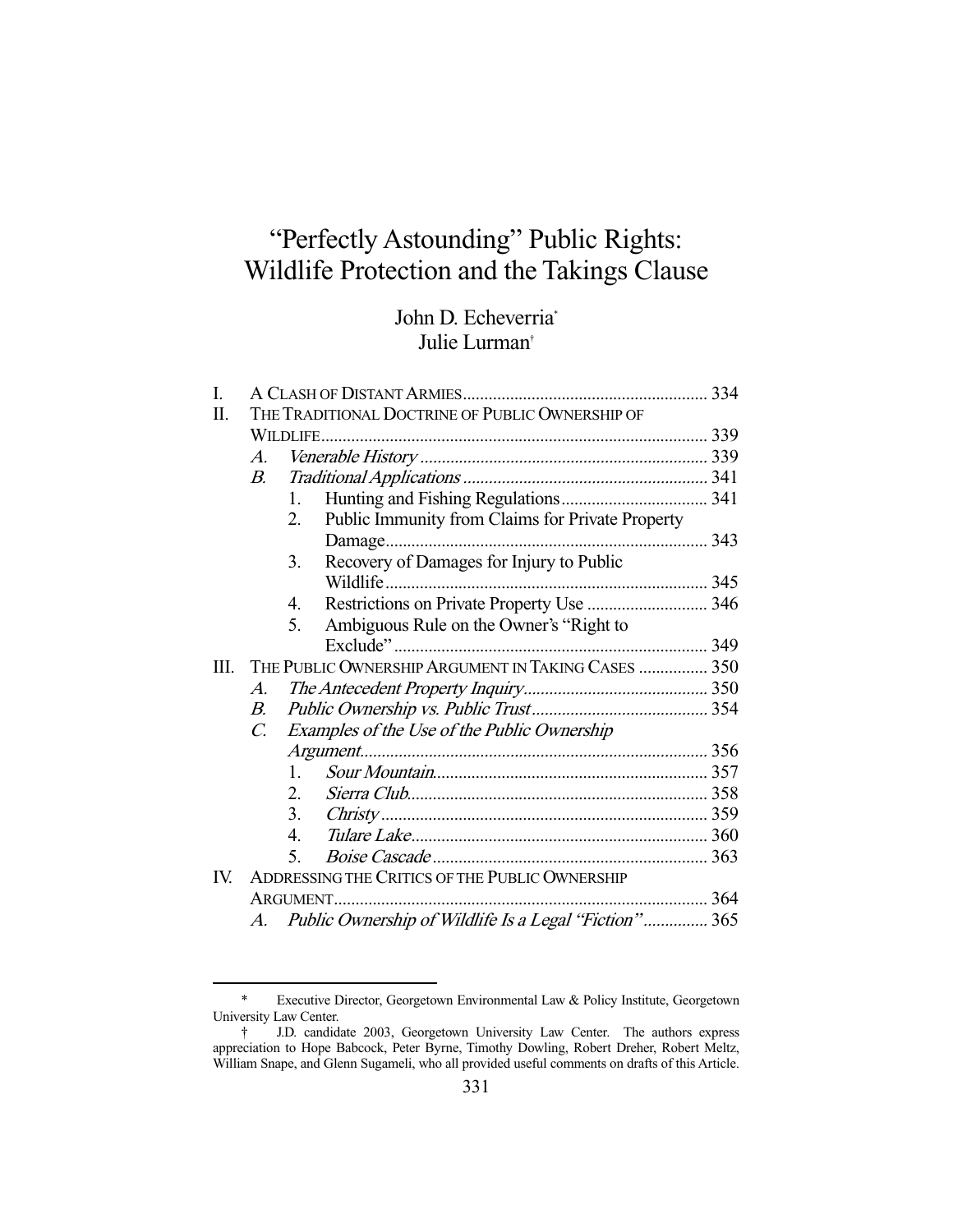# "Perfectly Astounding" Public Rights: Wildlife Protection and the Takings Clause

John D. Echeverria[*]
Julie Lurman[†]

- I. A Clash of Distant Armies ........................................................ 334
- II. The Traditional Doctrine of Public Ownership of Wildlife ........................................................................................ 339
  - *A. Venerable History* .................................................................. 339
  - *B. Traditional Applications* ......................................................... 341
    1. Hunting and Fishing Regulations .................................. 341
    2. Public Immunity from Claims for Private Property Damage .......................................................................... 343
    3. Recovery of Damages for Injury to Public Wildlife .......................................................................... 345
    4. Restrictions on Private Property Use ............................ 346
    5. Ambiguous Rule on the Owner's "Right to Exclude" ........................................................................ 349
- III. The Public Ownership Argument in Taking Cases ................ 350
  - *A. The Antecedent Property Inquiry* .......................................... 350
  - *B. Public Ownership vs. Public Trust* ......................................... 354
  - *C. Examples of the Use of the Public Ownership Argument* ................................................................................ 356
    1. *Sour Mountain* ............................................................... 357
    2. *Sierra Club* ..................................................................... 358
    3. *Christy* ........................................................................... 359
    4. *Tulare Lake* .................................................................... 360
    5. *Boise Cascade* ................................................................ 363
- IV. Addressing the Critics of the Public Ownership Argument ...................................................................................... 364
  - *A. Public Ownership of Wildlife Is a Legal "Fiction"* ............... 365

---

[*] Executive Director, Georgetown Environmental Law & Policy Institute, Georgetown University Law Center.

[†] J.D. candidate 2003, Georgetown University Law Center. The authors express appreciation to Hope Babcock, Peter Byrne, Timothy Dowling, Robert Dreher, Robert Meltz, William Snape, and Glenn Sugameli, who all provided useful comments on drafts of this Article.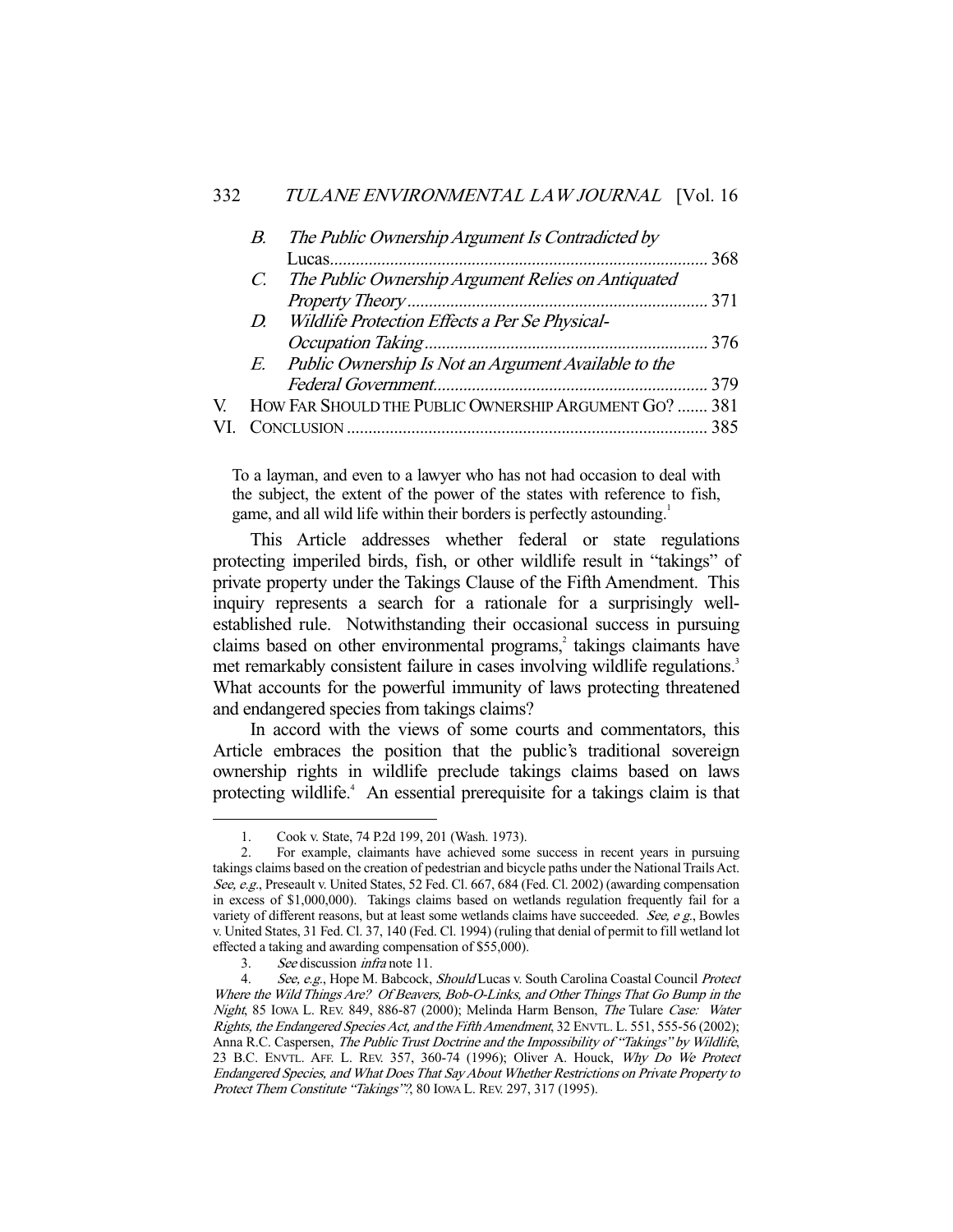| | | |
|---|---|---|
| *B.* | *The Public Ownership Argument Is Contradicted by* Lucas | 368 |
| *C.* | *The Public Ownership Argument Relies on Antiquated Property Theory* | 371 |
| *D.* | *Wildlife Protection Effects a Per Se Physical-Occupation Taking* | 376 |
| *E.* | *Public Ownership Is Not an Argument Available to the Federal Government* | 379 |
| V. | HOW FAR SHOULD THE PUBLIC OWNERSHIP ARGUMENT GO? | 381 |
| VI. | CONCLUSION | 385 |

> To a layman, and even to a lawyer who has not had occasion to deal with the subject, the extent of the power of the states with reference to fish, game, and all wild life within their borders is perfectly astounding.[1]

This Article addresses whether federal or state regulations protecting imperiled birds, fish, or other wildlife result in "takings" of private property under the Takings Clause of the Fifth Amendment. This inquiry represents a search for a rationale for a surprisingly well-established rule. Notwithstanding their occasional success in pursuing claims based on other environmental programs,[2] takings claimants have met remarkably consistent failure in cases involving wildlife regulations.[3] What accounts for the powerful immunity of laws protecting threatened and endangered species from takings claims?

In accord with the views of some courts and commentators, this Article embraces the position that the public's traditional sovereign ownership rights in wildlife preclude takings claims based on laws protecting wildlife.[4] An essential prerequisite for a takings claim is that

---

1. Cook v. State, 74 P.2d 199, 201 (Wash. 1973).

2. For example, claimants have achieved some success in recent years in pursuing takings claims based on the creation of pedestrian and bicycle paths under the National Trails Act. *See, e.g.*, Preseault v. United States, 52 Fed. Cl. 667, 684 (Fed. Cl. 2002) (awarding compensation in excess of $1,000,000). Takings claims based on wetlands regulation frequently fail for a variety of different reasons, but at least some wetlands claims have succeeded. *See, e g.*, Bowles v. United States, 31 Fed. Cl. 37, 140 (Fed. Cl. 1994) (ruling that denial of permit to fill wetland lot effected a taking and awarding compensation of $55,000).

3. *See* discussion *infra* note 11.

4. *See, e.g.*, Hope M. Babcock, *Should* Lucas v. South Carolina Coastal Council *Protect Where the Wild Things Are? Of Beavers, Bob-O-Links, and Other Things That Go Bump in the Night*, 85 IOWA L. REV. 849, 886-87 (2000); Melinda Harm Benson, *The* Tulare *Case: Water Rights, the Endangered Species Act, and the Fifth Amendment*, 32 ENVTL. L. 551, 555-56 (2002); Anna R.C. Caspersen, *The Public Trust Doctrine and the Impossibility of "Takings" by Wildlife*, 23 B.C. ENVTL. AFF. L. REV. 357, 360-74 (1996); Oliver A. Houck, *Why Do We Protect Endangered Species, and What Does That Say About Whether Restrictions on Private Property to Protect Them Constitute "Takings"?*, 80 IOWA L. REV. 297, 317 (1995).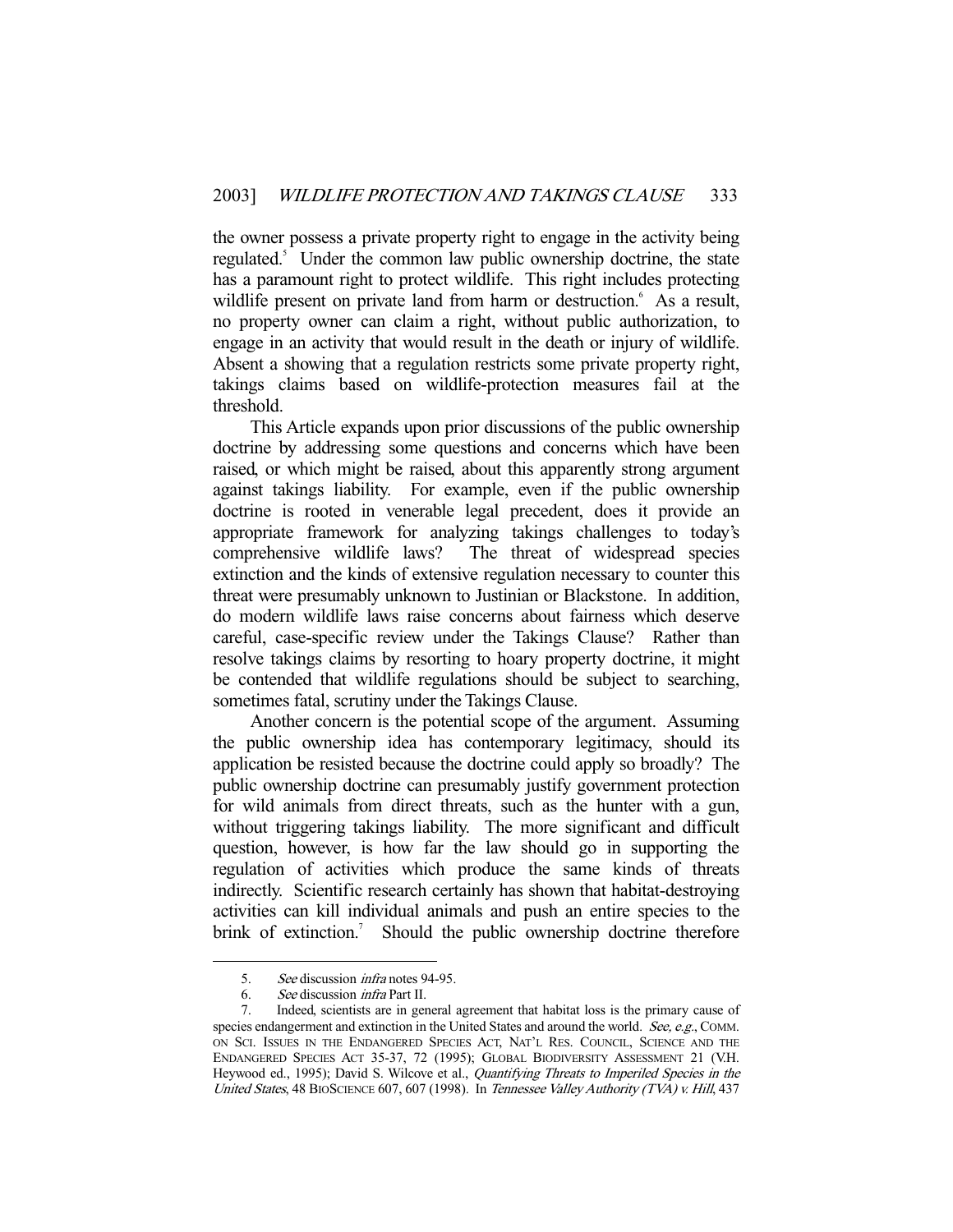the owner possess a private property right to engage in the activity being regulated.[5] Under the common law public ownership doctrine, the state has a paramount right to protect wildlife. This right includes protecting wildlife present on private land from harm or destruction.[6] As a result, no property owner can claim a right, without public authorization, to engage in an activity that would result in the death or injury of wildlife. Absent a showing that a regulation restricts some private property right, takings claims based on wildlife-protection measures fail at the threshold.

This Article expands upon prior discussions of the public ownership doctrine by addressing some questions and concerns which have been raised, or which might be raised, about this apparently strong argument against takings liability. For example, even if the public ownership doctrine is rooted in venerable legal precedent, does it provide an appropriate framework for analyzing takings challenges to today's comprehensive wildlife laws? The threat of widespread species extinction and the kinds of extensive regulation necessary to counter this threat were presumably unknown to Justinian or Blackstone. In addition, do modern wildlife laws raise concerns about fairness which deserve careful, case-specific review under the Takings Clause? Rather than resolve takings claims by resorting to hoary property doctrine, it might be contended that wildlife regulations should be subject to searching, sometimes fatal, scrutiny under the Takings Clause.

Another concern is the potential scope of the argument. Assuming the public ownership idea has contemporary legitimacy, should its application be resisted because the doctrine could apply so broadly? The public ownership doctrine can presumably justify government protection for wild animals from direct threats, such as the hunter with a gun, without triggering takings liability. The more significant and difficult question, however, is how far the law should go in supporting the regulation of activities which produce the same kinds of threats indirectly. Scientific research certainly has shown that habitat-destroying activities can kill individual animals and push an entire species to the brink of extinction.[7] Should the public ownership doctrine therefore

---

5. *See* discussion *infra* notes 94-95.

6. *See* discussion *infra* Part II.

7. Indeed, scientists are in general agreement that habitat loss is the primary cause of species endangerment and extinction in the United States and around the world. *See, e.g.*, COMM. ON SCI. ISSUES IN THE ENDANGERED SPECIES ACT, NAT'L RES. COUNCIL, SCIENCE AND THE ENDANGERED SPECIES ACT 35-37, 72 (1995); GLOBAL BIODIVERSITY ASSESSMENT 21 (V.H. Heywood ed., 1995); David S. Wilcove et al., *Quantifying Threats to Imperiled Species in the United States*, 48 BIOSCIENCE 607, 607 (1998). In *Tennessee Valley Authority (TVA) v. Hill*, 437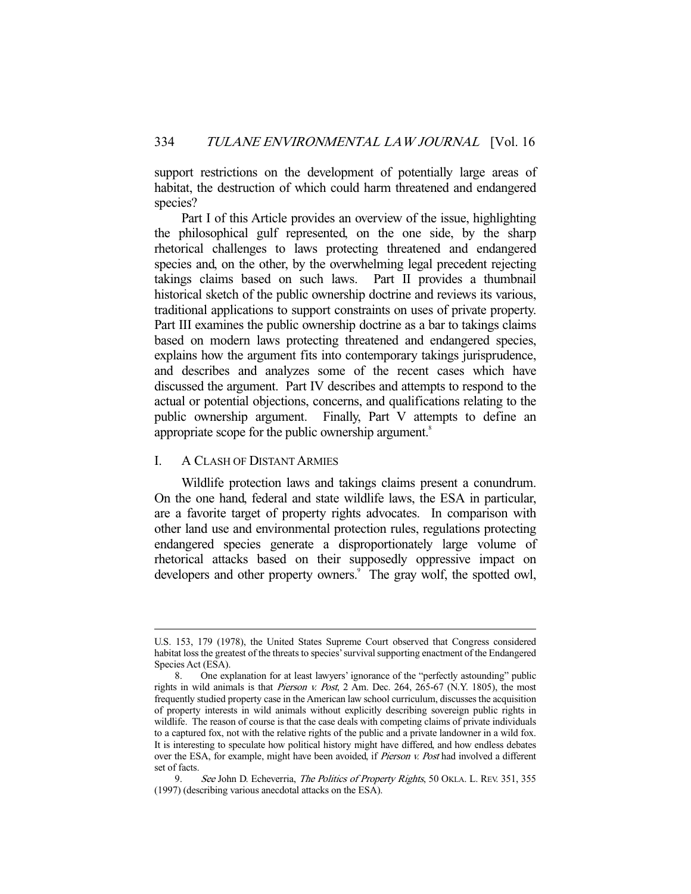support restrictions on the development of potentially large areas of habitat, the destruction of which could harm threatened and endangered species?

Part I of this Article provides an overview of the issue, highlighting the philosophical gulf represented, on the one side, by the sharp rhetorical challenges to laws protecting threatened and endangered species and, on the other, by the overwhelming legal precedent rejecting takings claims based on such laws. Part II provides a thumbnail historical sketch of the public ownership doctrine and reviews its various, traditional applications to support constraints on uses of private property. Part III examines the public ownership doctrine as a bar to takings claims based on modern laws protecting threatened and endangered species, explains how the argument fits into contemporary takings jurisprudence, and describes and analyzes some of the recent cases which have discussed the argument. Part IV describes and attempts to respond to the actual or potential objections, concerns, and qualifications relating to the public ownership argument. Finally, Part V attempts to define an appropriate scope for the public ownership argument.[8]

## I. A Clash of Distant Armies

Wildlife protection laws and takings claims present a conundrum. On the one hand, federal and state wildlife laws, the ESA in particular, are a favorite target of property rights advocates. In comparison with other land use and environmental protection rules, regulations protecting endangered species generate a disproportionately large volume of rhetorical attacks based on their supposedly oppressive impact on developers and other property owners.[9] The gray wolf, the spotted owl,

---

U.S. 153, 179 (1978), the United States Supreme Court observed that Congress considered habitat loss the greatest of the threats to species' survival supporting enactment of the Endangered Species Act (ESA).

8. One explanation for at least lawyers' ignorance of the "perfectly astounding" public rights in wild animals is that *Pierson v. Post*, 2 Am. Dec. 264, 265-67 (N.Y. 1805), the most frequently studied property case in the American law school curriculum, discusses the acquisition of property interests in wild animals without explicitly describing sovereign public rights in wildlife. The reason of course is that the case deals with competing claims of private individuals to a captured fox, not with the relative rights of the public and a private landowner in a wild fox. It is interesting to speculate how political history might have differed, and how endless debates over the ESA, for example, might have been avoided, if *Pierson v. Post* had involved a different set of facts.

9. *See* John D. Echeverria, *The Politics of Property Rights*, 50 OKLA. L. REV. 351, 355 (1997) (describing various anecdotal attacks on the ESA).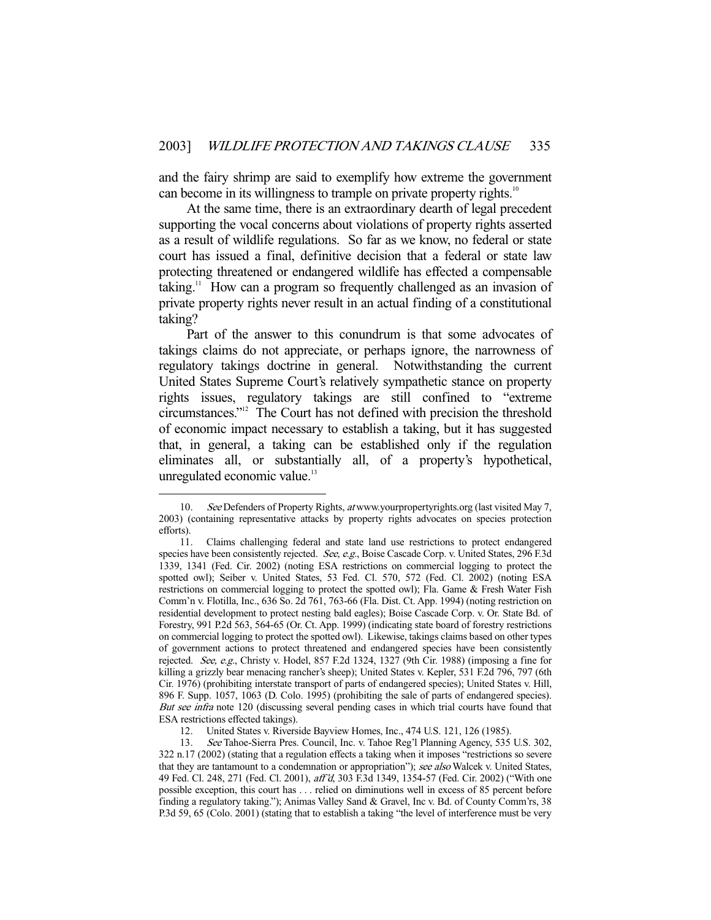and the fairy shrimp are said to exemplify how extreme the government can become in its willingness to trample on private property rights.[10]

At the same time, there is an extraordinary dearth of legal precedent supporting the vocal concerns about violations of property rights asserted as a result of wildlife regulations. So far as we know, no federal or state court has issued a final, definitive decision that a federal or state law protecting threatened or endangered wildlife has effected a compensable taking.[11] How can a program so frequently challenged as an invasion of private property rights never result in an actual finding of a constitutional taking?

Part of the answer to this conundrum is that some advocates of takings claims do not appreciate, or perhaps ignore, the narrowness of regulatory takings doctrine in general. Notwithstanding the current United States Supreme Court's relatively sympathetic stance on property rights issues, regulatory takings are still confined to "extreme circumstances."[12] The Court has not defined with precision the threshold of economic impact necessary to establish a taking, but it has suggested that, in general, a taking can be established only if the regulation eliminates all, or substantially all, of a property's hypothetical, unregulated economic value.[13]

---

10. *See* Defenders of Property Rights, *at* www.yourpropertyrights.org (last visited May 7, 2003) (containing representative attacks by property rights advocates on species protection efforts).

11. Claims challenging federal and state land use restrictions to protect endangered species have been consistently rejected. *See, e.g.*, Boise Cascade Corp. v. United States, 296 F.3d 1339, 1341 (Fed. Cir. 2002) (noting ESA restrictions on commercial logging to protect the spotted owl); Seiber v. United States, 53 Fed. Cl. 570, 572 (Fed. Cl. 2002) (noting ESA restrictions on commercial logging to protect the spotted owl); Fla. Game & Fresh Water Fish Comm'n v. Flotilla, Inc., 636 So. 2d 761, 763-66 (Fla. Dist. Ct. App. 1994) (noting restriction on residential development to protect nesting bald eagles); Boise Cascade Corp. v. Or. State Bd. of Forestry, 991 P.2d 563, 564-65 (Or. Ct. App. 1999) (indicating state board of forestry restrictions on commercial logging to protect the spotted owl). Likewise, takings claims based on other types of government actions to protect threatened and endangered species have been consistently rejected. *See, e.g.*, Christy v. Hodel, 857 F.2d 1324, 1327 (9th Cir. 1988) (imposing a fine for killing a grizzly bear menacing rancher's sheep); United States v. Kepler, 531 F.2d 796, 797 (6th Cir. 1976) (prohibiting interstate transport of parts of endangered species); United States v. Hill, 896 F. Supp. 1057, 1063 (D. Colo. 1995) (prohibiting the sale of parts of endangered species). *But see infra* note 120 (discussing several pending cases in which trial courts have found that ESA restrictions effected takings).

12. United States v. Riverside Bayview Homes, Inc., 474 U.S. 121, 126 (1985).

13. *See* Tahoe-Sierra Pres. Council, Inc. v. Tahoe Reg'l Planning Agency, 535 U.S. 302, 322 n.17 (2002) (stating that a regulation effects a taking when it imposes "restrictions so severe that they are tantamount to a condemnation or appropriation"); *see also* Walcek v. United States, 49 Fed. Cl. 248, 271 (Fed. Cl. 2001), *aff'd*, 303 F.3d 1349, 1354-57 (Fed. Cir. 2002) ("With one possible exception, this court has . . . relied on diminutions well in excess of 85 percent before finding a regulatory taking."); Animas Valley Sand & Gravel, Inc v. Bd. of County Comm'rs, 38 P.3d 59, 65 (Colo. 2001) (stating that to establish a taking "the level of interference must be very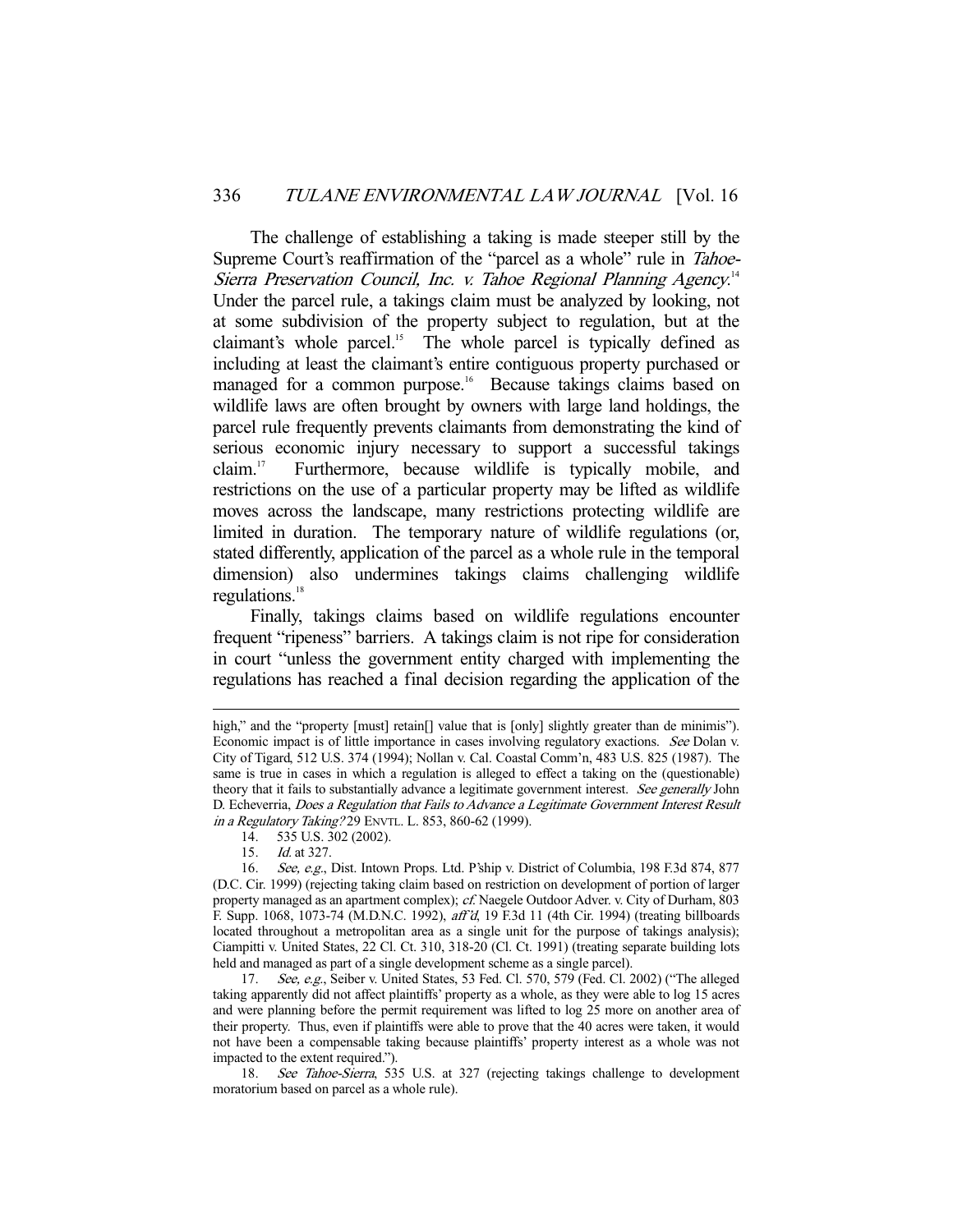The challenge of establishing a taking is made steeper still by the Supreme Court's reaffirmation of the "parcel as a whole" rule in *Tahoe-Sierra Preservation Council, Inc. v. Tahoe Regional Planning Agency*.[14] Under the parcel rule, a takings claim must be analyzed by looking, not at some subdivision of the property subject to regulation, but at the claimant's whole parcel.[15] The whole parcel is typically defined as including at least the claimant's entire contiguous property purchased or managed for a common purpose.[16] Because takings claims based on wildlife laws are often brought by owners with large land holdings, the parcel rule frequently prevents claimants from demonstrating the kind of serious economic injury necessary to support a successful takings claim.[17] Furthermore, because wildlife is typically mobile, and restrictions on the use of a particular property may be lifted as wildlife moves across the landscape, many restrictions protecting wildlife are limited in duration. The temporary nature of wildlife regulations (or, stated differently, application of the parcel as a whole rule in the temporal dimension) also undermines takings claims challenging wildlife regulations.[18]

Finally, takings claims based on wildlife regulations encounter frequent "ripeness" barriers. A takings claim is not ripe for consideration in court "unless the government entity charged with implementing the regulations has reached a final decision regarding the application of the

---

high," and the "property [must] retain[] value that is [only] slightly greater than de minimis"). Economic impact is of little importance in cases involving regulatory exactions. *See* Dolan v. City of Tigard, 512 U.S. 374 (1994); Nollan v. Cal. Coastal Comm'n, 483 U.S. 825 (1987). The same is true in cases in which a regulation is alleged to effect a taking on the (questionable) theory that it fails to substantially advance a legitimate government interest. *See generally* John D. Echeverria, *Does a Regulation that Fails to Advance a Legitimate Government Interest Result in a Regulatory Taking?* 29 ENVTL. L. 853, 860-62 (1999).

14. 535 U.S. 302 (2002).

15. *Id.* at 327.

16. *See, e.g.*, Dist. Intown Props. Ltd. P'ship v. District of Columbia, 198 F.3d 874, 877 (D.C. Cir. 1999) (rejecting taking claim based on restriction on development of portion of larger property managed as an apartment complex); *cf.* Naegele Outdoor Adver. v. City of Durham, 803 F. Supp. 1068, 1073-74 (M.D.N.C. 1992), *aff'd*, 19 F.3d 11 (4th Cir. 1994) (treating billboards located throughout a metropolitan area as a single unit for the purpose of takings analysis); Ciampitti v. United States, 22 Cl. Ct. 310, 318-20 (Cl. Ct. 1991) (treating separate building lots held and managed as part of a single development scheme as a single parcel).

17. *See, e.g.*, Seiber v. United States, 53 Fed. Cl. 570, 579 (Fed. Cl. 2002) ("The alleged taking apparently did not affect plaintiffs' property as a whole, as they were able to log 15 acres and were planning before the permit requirement was lifted to log 25 more on another area of their property. Thus, even if plaintiffs were able to prove that the 40 acres were taken, it would not have been a compensable taking because plaintiffs' property interest as a whole was not impacted to the extent required.").

18. *See Tahoe-Sierra*, 535 U.S. at 327 (rejecting takings challenge to development moratorium based on parcel as a whole rule).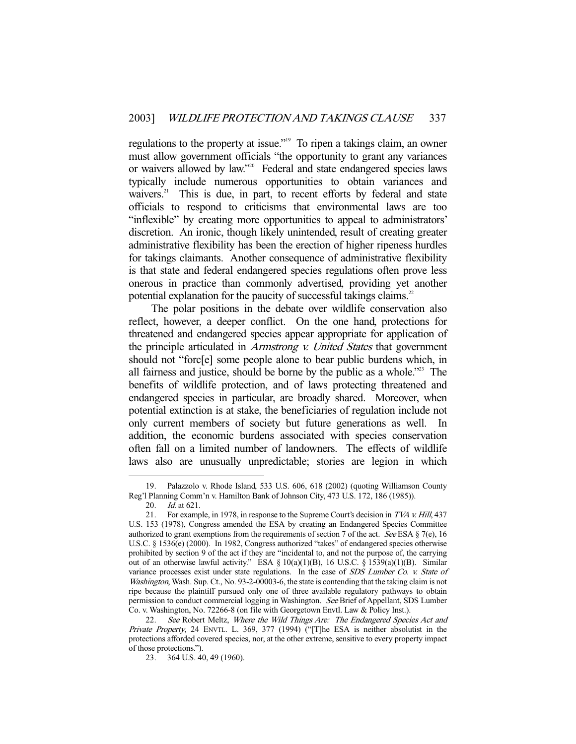regulations to the property at issue."[19] To ripen a takings claim, an owner must allow government officials "the opportunity to grant any variances or waivers allowed by law."[20] Federal and state endangered species laws typically include numerous opportunities to obtain variances and waivers.[21] This is due, in part, to recent efforts by federal and state officials to respond to criticisms that environmental laws are too "inflexible" by creating more opportunities to appeal to administrators' discretion. An ironic, though likely unintended, result of creating greater administrative flexibility has been the erection of higher ripeness hurdles for takings claimants. Another consequence of administrative flexibility is that state and federal endangered species regulations often prove less onerous in practice than commonly advertised, providing yet another potential explanation for the paucity of successful takings claims.[22]

The polar positions in the debate over wildlife conservation also reflect, however, a deeper conflict. On the one hand, protections for threatened and endangered species appear appropriate for application of the principle articulated in *Armstrong v. United States* that government should not "forc[e] some people alone to bear public burdens which, in all fairness and justice, should be borne by the public as a whole."[23] The benefits of wildlife protection, and of laws protecting threatened and endangered species in particular, are broadly shared. Moreover, when potential extinction is at stake, the beneficiaries of regulation include not only current members of society but future generations as well. In addition, the economic burdens associated with species conservation often fall on a limited number of landowners. The effects of wildlife laws also are unusually unpredictable; stories are legion in which

---

19. Palazzolo v. Rhode Island, 533 U.S. 606, 618 (2002) (quoting Williamson County Reg'l Planning Comm'n v. Hamilton Bank of Johnson City, 473 U.S. 172, 186 (1985)).

20. *Id.* at 621.

21. For example, in 1978, in response to the Supreme Court's decision in *TVA v. Hill*, 437 U.S. 153 (1978), Congress amended the ESA by creating an Endangered Species Committee authorized to grant exemptions from the requirements of section 7 of the act. *See* ESA § 7(e), 16 U.S.C. § 1536(e) (2000). In 1982, Congress authorized "takes" of endangered species otherwise prohibited by section 9 of the act if they are "incidental to, and not the purpose of, the carrying out of an otherwise lawful activity." ESA § 10(a)(1)(B), 16 U.S.C. § 1539(a)(1)(B). Similar variance processes exist under state regulations. In the case of *SDS Lumber Co. v. State of Washington*, Wash. Sup. Ct., No. 93-2-00003-6, the state is contending that the taking claim is not ripe because the plaintiff pursued only one of three available regulatory pathways to obtain permission to conduct commercial logging in Washington. *See* Brief of Appellant, SDS Lumber Co. v. Washington, No. 72266-8 (on file with Georgetown Envtl. Law & Policy Inst.).

22. *See* Robert Meltz, *Where the Wild Things Are: The Endangered Species Act and Private Property*, 24 ENVTL. L. 369, 377 (1994) ("[T]he ESA is neither absolutist in the protections afforded covered species, nor, at the other extreme, sensitive to every property impact of those protections.").

23. 364 U.S. 40, 49 (1960).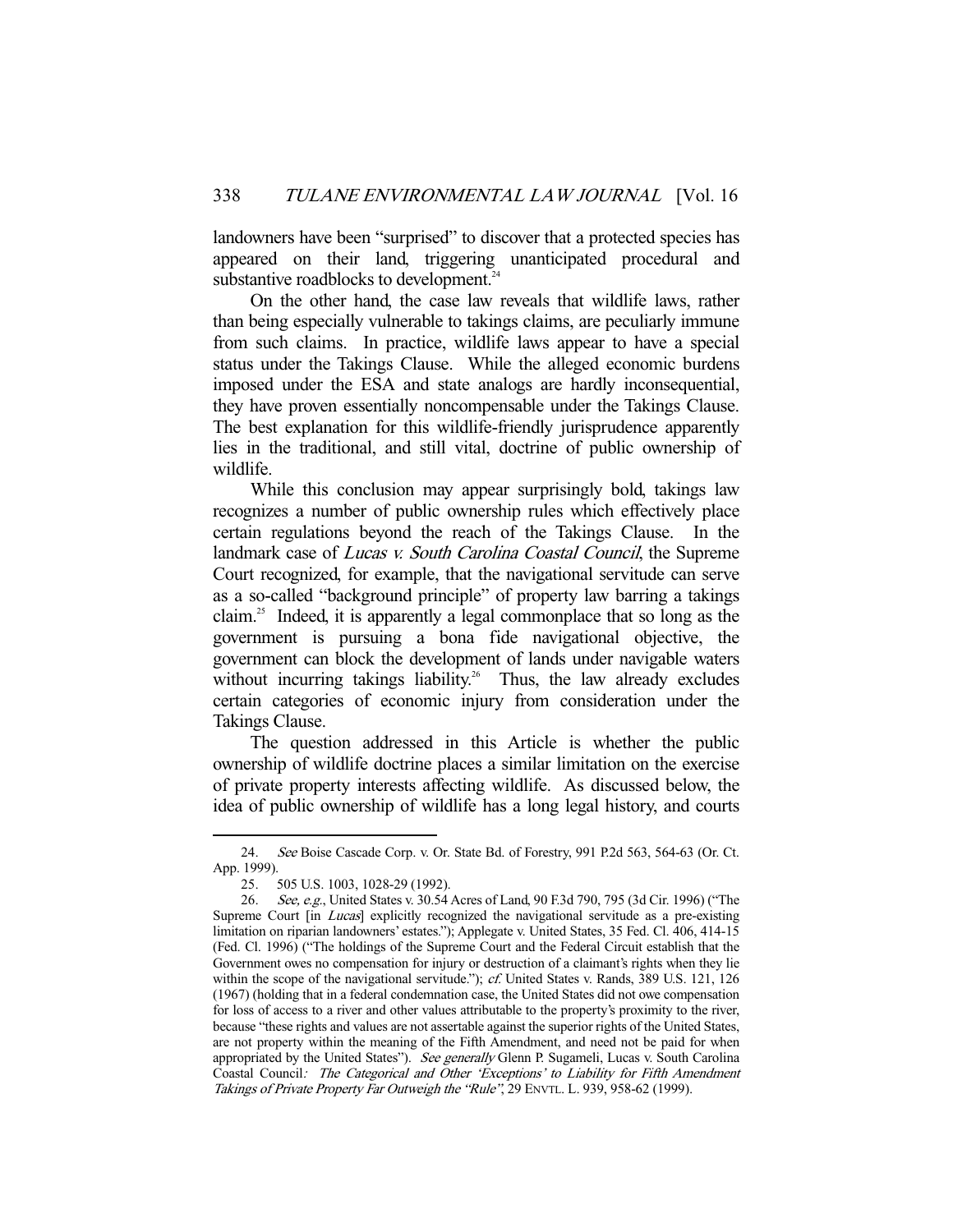landowners have been "surprised" to discover that a protected species has appeared on their land, triggering unanticipated procedural and substantive roadblocks to development.[24]

On the other hand, the case law reveals that wildlife laws, rather than being especially vulnerable to takings claims, are peculiarly immune from such claims. In practice, wildlife laws appear to have a special status under the Takings Clause. While the alleged economic burdens imposed under the ESA and state analogs are hardly inconsequential, they have proven essentially noncompensable under the Takings Clause. The best explanation for this wildlife-friendly jurisprudence apparently lies in the traditional, and still vital, doctrine of public ownership of wildlife.

While this conclusion may appear surprisingly bold, takings law recognizes a number of public ownership rules which effectively place certain regulations beyond the reach of the Takings Clause. In the landmark case of *Lucas v. South Carolina Coastal Council*, the Supreme Court recognized, for example, that the navigational servitude can serve as a so-called "background principle" of property law barring a takings claim.[25] Indeed, it is apparently a legal commonplace that so long as the government is pursuing a bona fide navigational objective, the government can block the development of lands under navigable waters without incurring takings liability.[26] Thus, the law already excludes certain categories of economic injury from consideration under the Takings Clause.

The question addressed in this Article is whether the public ownership of wildlife doctrine places a similar limitation on the exercise of private property interests affecting wildlife. As discussed below, the idea of public ownership of wildlife has a long legal history, and courts

---

24. *See* Boise Cascade Corp. v. Or. State Bd. of Forestry, 991 P.2d 563, 564-63 (Or. Ct. App. 1999).

25. 505 U.S. 1003, 1028-29 (1992).

26. *See, e.g.*, United States v. 30.54 Acres of Land, 90 F.3d 790, 795 (3d Cir. 1996) ("The Supreme Court [in *Lucas*] explicitly recognized the navigational servitude as a pre-existing limitation on riparian landowners' estates."); Applegate v. United States, 35 Fed. Cl. 406, 414-15 (Fed. Cl. 1996) ("The holdings of the Supreme Court and the Federal Circuit establish that the Government owes no compensation for injury or destruction of a claimant's rights when they lie within the scope of the navigational servitude."); *cf.* United States v. Rands, 389 U.S. 121, 126 (1967) (holding that in a federal condemnation case, the United States did not owe compensation for loss of access to a river and other values attributable to the property's proximity to the river, because "these rights and values are not assertable against the superior rights of the United States, are not property within the meaning of the Fifth Amendment, and need not be paid for when appropriated by the United States"). *See generally* Glenn P. Sugameli, Lucas v. South Carolina Coastal Council*: The Categorical and Other 'Exceptions' to Liability for Fifth Amendment Takings of Private Property Far Outweigh the "Rule"*, 29 ENVTL. L. 939, 958-62 (1999).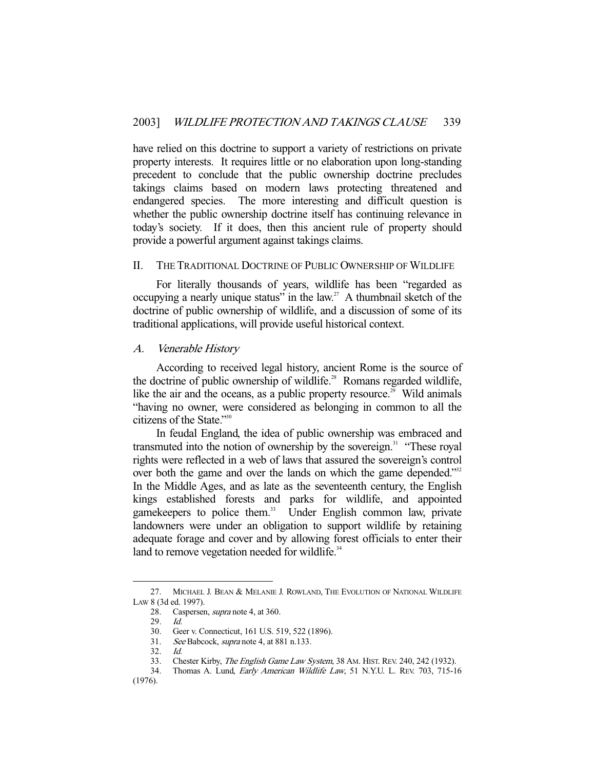have relied on this doctrine to support a variety of restrictions on private property interests. It requires little or no elaboration upon long-standing precedent to conclude that the public ownership doctrine precludes takings claims based on modern laws protecting threatened and endangered species. The more interesting and difficult question is whether the public ownership doctrine itself has continuing relevance in today's society. If it does, then this ancient rule of property should provide a powerful argument against takings claims.

## II. The Traditional Doctrine of Public Ownership of Wildlife

For literally thousands of years, wildlife has been "regarded as occupying a nearly unique status" in the law.[27] A thumbnail sketch of the doctrine of public ownership of wildlife, and a discussion of some of its traditional applications, will provide useful historical context.

### A. *Venerable History*

According to received legal history, ancient Rome is the source of the doctrine of public ownership of wildlife.[28] Romans regarded wildlife, like the air and the oceans, as a public property resource.[29] Wild animals "having no owner, were considered as belonging in common to all the citizens of the State."[30]

In feudal England, the idea of public ownership was embraced and transmuted into the notion of ownership by the sovereign.[31] "These royal rights were reflected in a web of laws that assured the sovereign's control over both the game and over the lands on which the game depended."[32] In the Middle Ages, and as late as the seventeenth century, the English kings established forests and parks for wildlife, and appointed gamekeepers to police them.[33] Under English common law, private landowners were under an obligation to support wildlife by retaining adequate forage and cover and by allowing forest officials to enter their land to remove vegetation needed for wildlife.[34]

---

27. Michael J. Bean & Melanie J. Rowland, The Evolution of National Wildlife Law 8 (3d ed. 1997).

28. Caspersen, *supra* note 4, at 360.

29. *Id.*

30. Geer v. Connecticut, 161 U.S. 519, 522 (1896).

31. *See* Babcock, *supra* note 4, at 881 n.133.

32. *Id.*

33. Chester Kirby, *The English Game Law System*, 38 Am. Hist. Rev. 240, 242 (1932).

34. Thomas A. Lund, *Early American Wildlife Law*, 51 N.Y.U. L. Rev. 703, 715-16 (1976).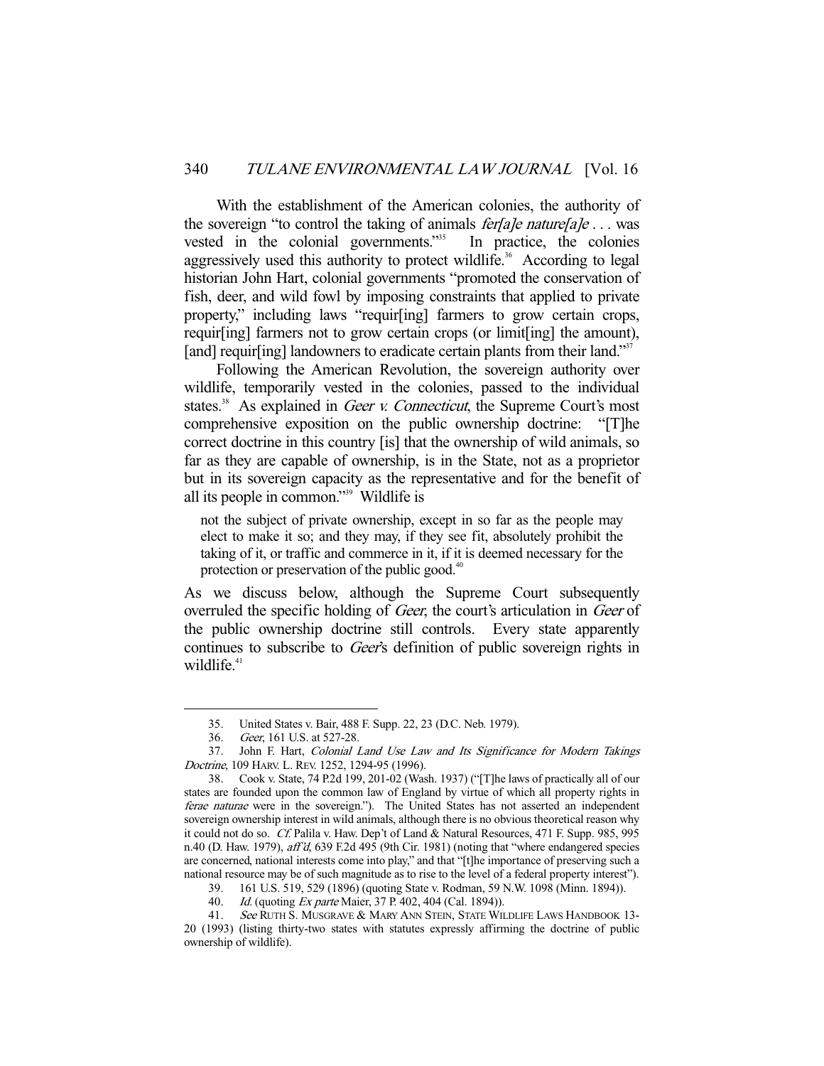With the establishment of the American colonies, the authority of the sovereign "to control the taking of animals *fer[a]e nature[a]e* . . . was vested in the colonial governments."[35] In practice, the colonies aggressively used this authority to protect wildlife.[36] According to legal historian John Hart, colonial governments "promoted the conservation of fish, deer, and wild fowl by imposing constraints that applied to private property," including laws "requir[ing] farmers to grow certain crops, requir[ing] farmers not to grow certain crops (or limit[ing] the amount), [and] requir[ing] landowners to eradicate certain plants from their land."[37]

Following the American Revolution, the sovereign authority over wildlife, temporarily vested in the colonies, passed to the individual states.[38] As explained in *Geer v. Connecticut*, the Supreme Court's most comprehensive exposition on the public ownership doctrine: "[T]he correct doctrine in this country [is] that the ownership of wild animals, so far as they are capable of ownership, is in the State, not as a proprietor but in its sovereign capacity as the representative and for the benefit of all its people in common."[39] Wildlife is

> not the subject of private ownership, except in so far as the people may elect to make it so; and they may, if they see fit, absolutely prohibit the taking of it, or traffic and commerce in it, if it is deemed necessary for the protection or preservation of the public good.[40]

As we discuss below, although the Supreme Court subsequently overruled the specific holding of *Geer*, the court's articulation in *Geer* of the public ownership doctrine still controls. Every state apparently continues to subscribe to *Geer*'s definition of public sovereign rights in wildlife.[41]

---

35. United States v. Bair, 488 F. Supp. 22, 23 (D.C. Neb. 1979).

36. *Geer*, 161 U.S. at 527-28.

37. John F. Hart, *Colonial Land Use Law and Its Significance for Modern Takings Doctrine*, 109 HARV. L. REV. 1252, 1294-95 (1996).

38. Cook v. State, 74 P.2d 199, 201-02 (Wash. 1937) ("[T]he laws of practically all of our states are founded upon the common law of England by virtue of which all property rights in *ferae naturae* were in the sovereign."). The United States has not asserted an independent sovereign ownership interest in wild animals, although there is no obvious theoretical reason why it could not do so. *Cf.* Palila v. Haw. Dep't of Land & Natural Resources, 471 F. Supp. 985, 995 n.40 (D. Haw. 1979), *aff'd*, 639 F.2d 495 (9th Cir. 1981) (noting that "where endangered species are concerned, national interests come into play," and that "[t]he importance of preserving such a national resource may be of such magnitude as to rise to the level of a federal property interest").

39. 161 U.S. 519, 529 (1896) (quoting State v. Rodman, 59 N.W. 1098 (Minn. 1894)).

40. *Id.* (quoting *Ex parte* Maier, 37 P. 402, 404 (Cal. 1894)).

41. *See* RUTH S. MUSGRAVE & MARY ANN STEIN, STATE WILDLIFE LAWS HANDBOOK 13-20 (1993) (listing thirty-two states with statutes expressly affirming the doctrine of public ownership of wildlife).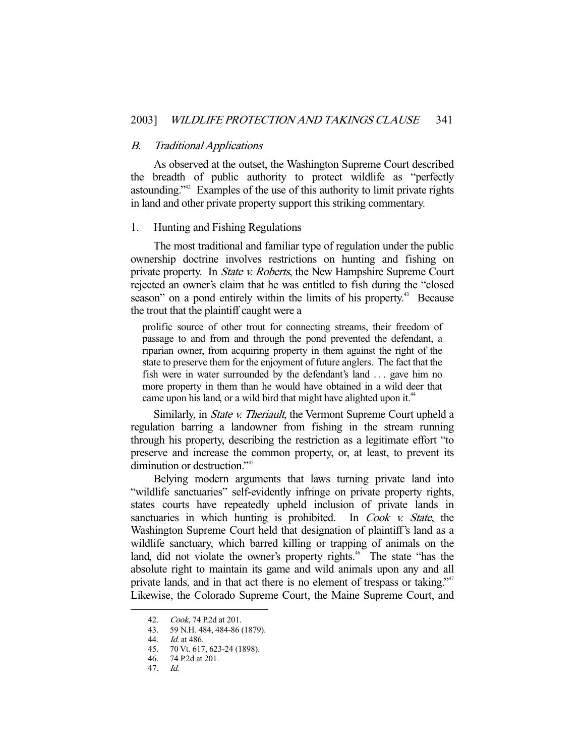### *B. Traditional Applications*

As observed at the outset, the Washington Supreme Court described the breadth of public authority to protect wildlife as "perfectly astounding."[42] Examples of the use of this authority to limit private rights in land and other private property support this striking commentary.

#### 1. Hunting and Fishing Regulations

The most traditional and familiar type of regulation under the public ownership doctrine involves restrictions on hunting and fishing on private property. In *State v. Roberts*, the New Hampshire Supreme Court rejected an owner's claim that he was entitled to fish during the "closed season" on a pond entirely within the limits of his property.[43] Because the trout that the plaintiff caught were a

> prolific source of other trout for connecting streams, their freedom of passage to and from and through the pond prevented the defendant, a riparian owner, from acquiring property in them against the right of the state to preserve them for the enjoyment of future anglers. The fact that the fish were in water surrounded by the defendant's land . . . gave him no more property in them than he would have obtained in a wild deer that came upon his land, or a wild bird that might have alighted upon it.[44]

Similarly, in *State v. Theriault*, the Vermont Supreme Court upheld a regulation barring a landowner from fishing in the stream running through his property, describing the restriction as a legitimate effort "to preserve and increase the common property, or, at least, to prevent its diminution or destruction."[45]

Belying modern arguments that laws turning private land into "wildlife sanctuaries" self-evidently infringe on private property rights, states courts have repeatedly upheld inclusion of private lands in sanctuaries in which hunting is prohibited. In *Cook v. State*, the Washington Supreme Court held that designation of plaintiff's land as a wildlife sanctuary, which barred killing or trapping of animals on the land, did not violate the owner's property rights.[46] The state "has the absolute right to maintain its game and wild animals upon any and all private lands, and in that act there is no element of trespass or taking."[47] Likewise, the Colorado Supreme Court, the Maine Supreme Court, and

---

42. *Cook*, 74 P.2d at 201.
43. 59 N.H. 484, 484-86 (1879).
44. *Id.* at 486.
45. 70 Vt. 617, 623-24 (1898).
46. 74 P.2d at 201.
47. *Id.*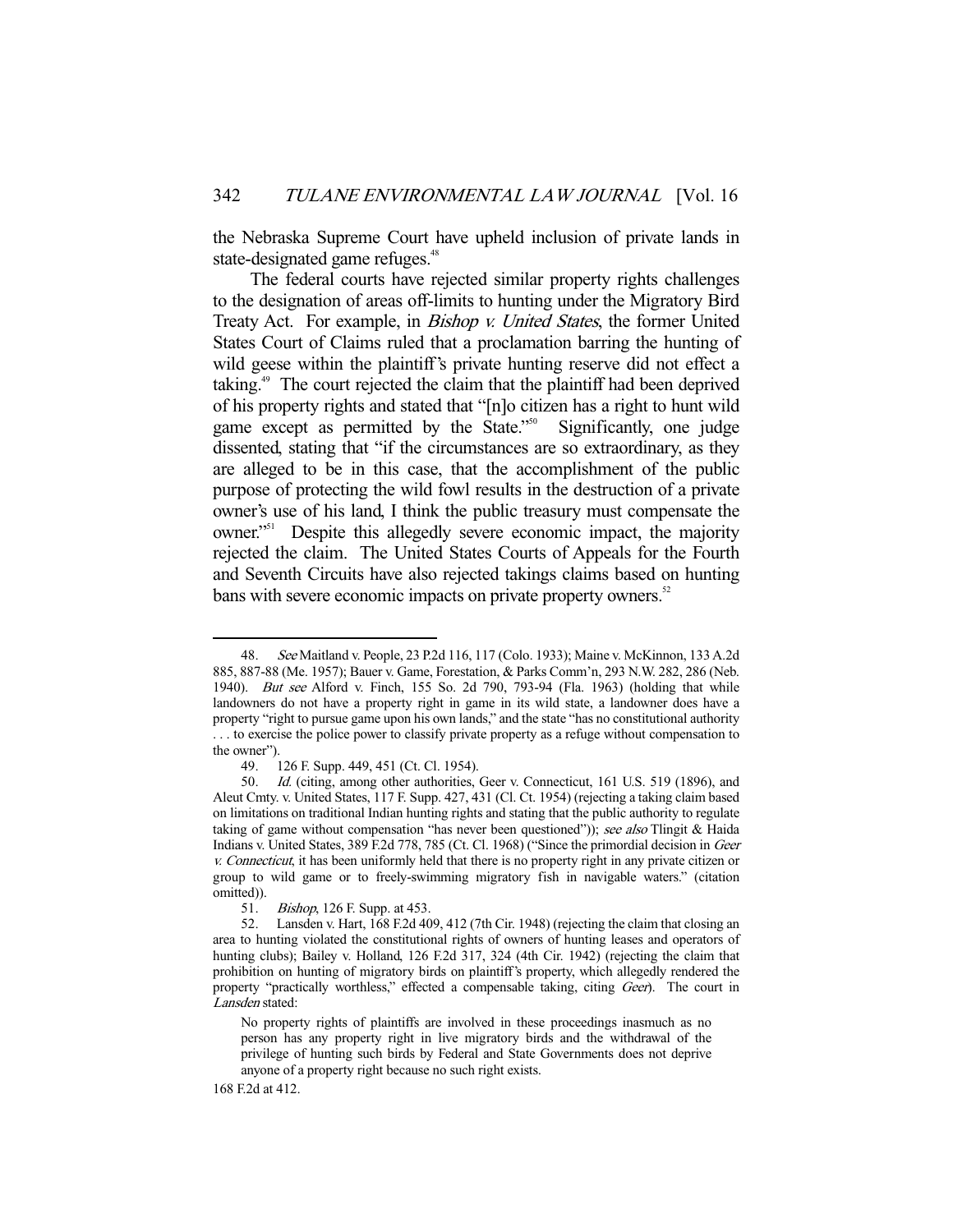the Nebraska Supreme Court have upheld inclusion of private lands in state-designated game refuges.[48]

The federal courts have rejected similar property rights challenges to the designation of areas off-limits to hunting under the Migratory Bird Treaty Act. For example, in *Bishop v. United States*, the former United States Court of Claims ruled that a proclamation barring the hunting of wild geese within the plaintiff's private hunting reserve did not effect a taking.[49] The court rejected the claim that the plaintiff had been deprived of his property rights and stated that "[n]o citizen has a right to hunt wild game except as permitted by the State."[50] Significantly, one judge dissented, stating that "if the circumstances are so extraordinary, as they are alleged to be in this case, that the accomplishment of the public purpose of protecting the wild fowl results in the destruction of a private owner's use of his land, I think the public treasury must compensate the owner."[51] Despite this allegedly severe economic impact, the majority rejected the claim. The United States Courts of Appeals for the Fourth and Seventh Circuits have also rejected takings claims based on hunting bans with severe economic impacts on private property owners.[52]

---

48. *See* Maitland v. People, 23 P.2d 116, 117 (Colo. 1933); Maine v. McKinnon, 133 A.2d 885, 887-88 (Me. 1957); Bauer v. Game, Forestation, & Parks Comm'n, 293 N.W. 282, 286 (Neb. 1940). *But see* Alford v. Finch, 155 So. 2d 790, 793-94 (Fla. 1963) (holding that while landowners do not have a property right in game in its wild state, a landowner does have a property "right to pursue game upon his own lands," and the state "has no constitutional authority . . . to exercise the police power to classify private property as a refuge without compensation to the owner").

49. 126 F. Supp. 449, 451 (Ct. Cl. 1954).

50. *Id.* (citing, among other authorities, Geer v. Connecticut, 161 U.S. 519 (1896), and Aleut Cmty. v. United States, 117 F. Supp. 427, 431 (Cl. Ct. 1954) (rejecting a taking claim based on limitations on traditional Indian hunting rights and stating that the public authority to regulate taking of game without compensation "has never been questioned")); *see also* Tlingit & Haida Indians v. United States, 389 F.2d 778, 785 (Ct. Cl. 1968) ("Since the primordial decision in *Geer v. Connecticut*, it has been uniformly held that there is no property right in any private citizen or group to wild game or to freely-swimming migratory fish in navigable waters." (citation omitted)).

51. *Bishop*, 126 F. Supp. at 453.

52. Lansden v. Hart, 168 F.2d 409, 412 (7th Cir. 1948) (rejecting the claim that closing an area to hunting violated the constitutional rights of owners of hunting leases and operators of hunting clubs); Bailey v. Holland, 126 F.2d 317, 324 (4th Cir. 1942) (rejecting the claim that prohibition on hunting of migratory birds on plaintiff's property, which allegedly rendered the property "practically worthless," effected a compensable taking, citing *Geer*). The court in *Lansden* stated:

> No property rights of plaintiffs are involved in these proceedings inasmuch as no person has any property right in live migratory birds and the withdrawal of the privilege of hunting such birds by Federal and State Governments does not deprive anyone of a property right because no such right exists.

168 F.2d at 412.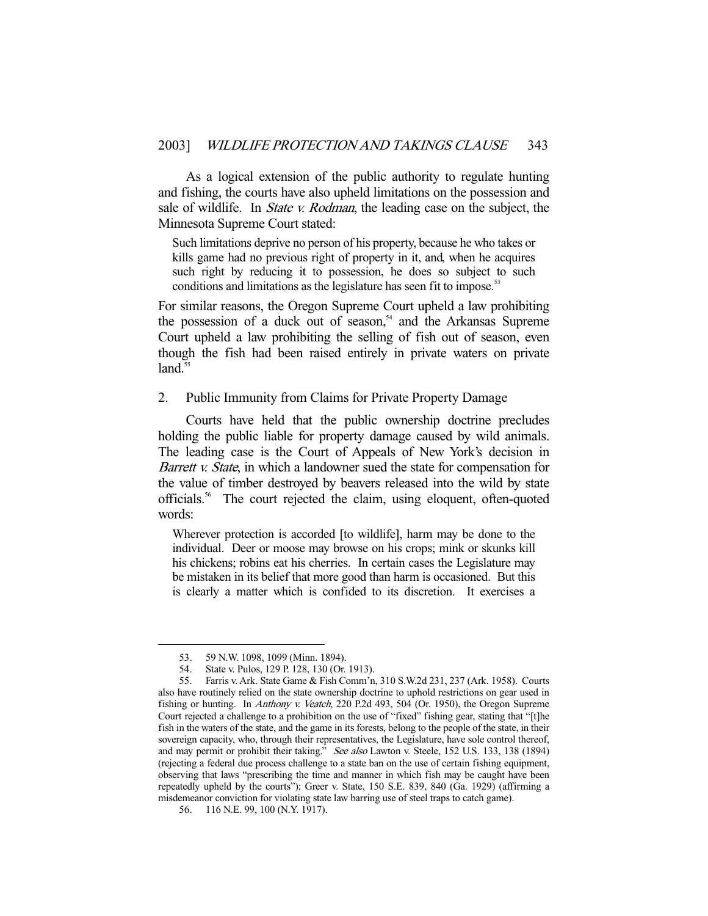As a logical extension of the public authority to regulate hunting and fishing, the courts have also upheld limitations on the possession and sale of wildlife. In *State v. Rodman*, the leading case on the subject, the Minnesota Supreme Court stated:

> Such limitations deprive no person of his property, because he who takes or kills game had no previous right of property in it, and, when he acquires such right by reducing it to possession, he does so subject to such conditions and limitations as the legislature has seen fit to impose.[53]

For similar reasons, the Oregon Supreme Court upheld a law prohibiting the possession of a duck out of season,[54] and the Arkansas Supreme Court upheld a law prohibiting the selling of fish out of season, even though the fish had been raised entirely in private waters on private land.[55]

### 2. Public Immunity from Claims for Private Property Damage

Courts have held that the public ownership doctrine precludes holding the public liable for property damage caused by wild animals. The leading case is the Court of Appeals of New York's decision in *Barrett v. State*, in which a landowner sued the state for compensation for the value of timber destroyed by beavers released into the wild by state officials.[56] The court rejected the claim, using eloquent, often-quoted words:

> Wherever protection is accorded [to wildlife], harm may be done to the individual. Deer or moose may browse on his crops; mink or skunks kill his chickens; robins eat his cherries. In certain cases the Legislature may be mistaken in its belief that more good than harm is occasioned. But this is clearly a matter which is confided to its discretion. It exercises a

---

53. 59 N.W. 1098, 1099 (Minn. 1894).

54. State v. Pulos, 129 P. 128, 130 (Or. 1913).

55. Farris v. Ark. State Game & Fish Comm'n, 310 S.W.2d 231, 237 (Ark. 1958). Courts also have routinely relied on the state ownership doctrine to uphold restrictions on gear used in fishing or hunting. In *Anthony v. Veatch*, 220 P.2d 493, 504 (Or. 1950), the Oregon Supreme Court rejected a challenge to a prohibition on the use of "fixed" fishing gear, stating that "[t]he fish in the waters of the state, and the game in its forests, belong to the people of the state, in their sovereign capacity, who, through their representatives, the Legislature, have sole control thereof, and may permit or prohibit their taking." *See also* Lawton v. Steele, 152 U.S. 133, 138 (1894) (rejecting a federal due process challenge to a state ban on the use of certain fishing equipment, observing that laws "prescribing the time and manner in which fish may be caught have been repeatedly upheld by the courts"); Greer v. State, 150 S.E. 839, 840 (Ga. 1929) (affirming a misdemeanor conviction for violating state law barring use of steel traps to catch game).

56. 116 N.E. 99, 100 (N.Y. 1917).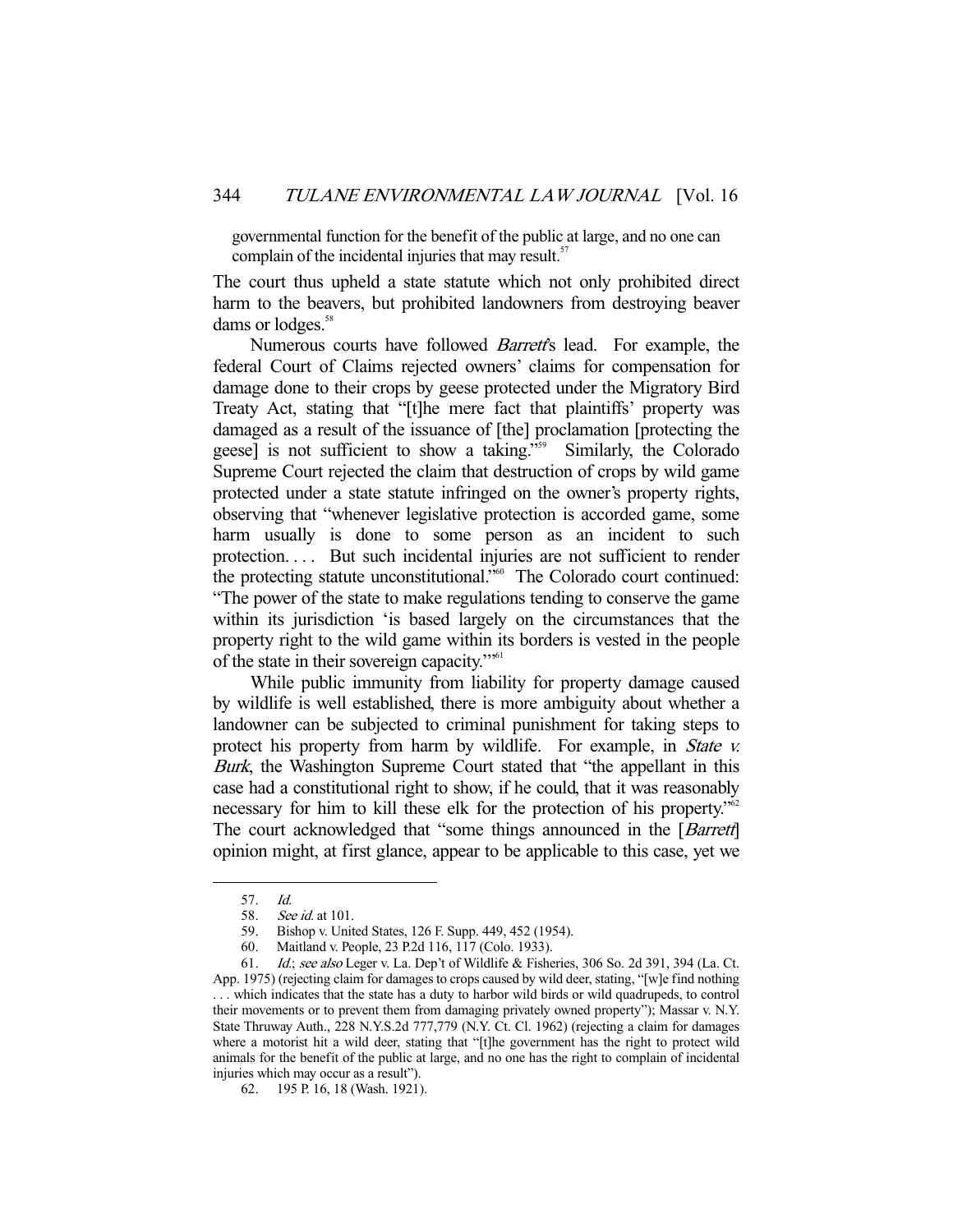governmental function for the benefit of the public at large, and no one can complain of the incidental injuries that may result.[57]

The court thus upheld a state statute which not only prohibited direct harm to the beavers, but prohibited landowners from destroying beaver dams or lodges.[58]

Numerous courts have followed *Barrett*'s lead. For example, the federal Court of Claims rejected owners' claims for compensation for damage done to their crops by geese protected under the Migratory Bird Treaty Act, stating that "[t]he mere fact that plaintiffs' property was damaged as a result of the issuance of [the] proclamation [protecting the geese] is not sufficient to show a taking."[59] Similarly, the Colorado Supreme Court rejected the claim that destruction of crops by wild game protected under a state statute infringed on the owner's property rights, observing that "whenever legislative protection is accorded game, some harm usually is done to some person as an incident to such protection. . . . But such incidental injuries are not sufficient to render the protecting statute unconstitutional."[60] The Colorado court continued: "The power of the state to make regulations tending to conserve the game within its jurisdiction 'is based largely on the circumstances that the property right to the wild game within its borders is vested in the people of the state in their sovereign capacity.'"[61]

While public immunity from liability for property damage caused by wildlife is well established, there is more ambiguity about whether a landowner can be subjected to criminal punishment for taking steps to protect his property from harm by wildlife. For example, in *State v. Burk*, the Washington Supreme Court stated that "the appellant in this case had a constitutional right to show, if he could, that it was reasonably necessary for him to kill these elk for the protection of his property."[62] The court acknowledged that "some things announced in the [*Barrett*] opinion might, at first glance, appear to be applicable to this case, yet we

---

57. *Id.*

58. *See id.* at 101.

59. Bishop v. United States, 126 F. Supp. 449, 452 (1954).

60. Maitland v. People, 23 P.2d 116, 117 (Colo. 1933).

61. *Id.*; *see also* Leger v. La. Dep't of Wildlife & Fisheries, 306 So. 2d 391, 394 (La. Ct. App. 1975) (rejecting claim for damages to crops caused by wild deer, stating, "[w]e find nothing . . . which indicates that the state has a duty to harbor wild birds or wild quadrupeds, to control their movements or to prevent them from damaging privately owned property"); Massar v. N.Y. State Thruway Auth., 228 N.Y.S.2d 777,779 (N.Y. Ct. Cl. 1962) (rejecting a claim for damages where a motorist hit a wild deer, stating that "[t]he government has the right to protect wild animals for the benefit of the public at large, and no one has the right to complain of incidental injuries which may occur as a result").

62. 195 P. 16, 18 (Wash. 1921).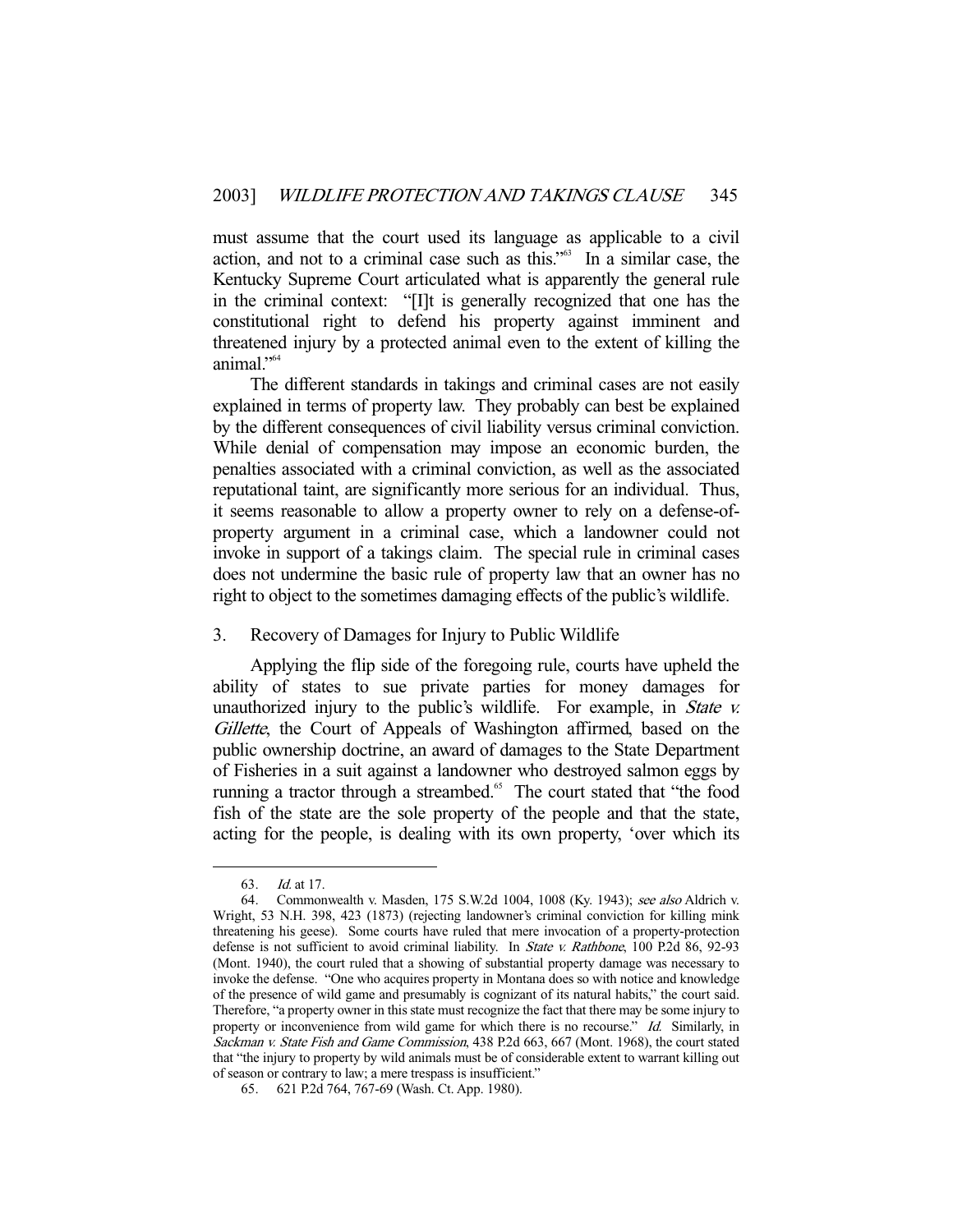must assume that the court used its language as applicable to a civil action, and not to a criminal case such as this."[63] In a similar case, the Kentucky Supreme Court articulated what is apparently the general rule in the criminal context: "[I]t is generally recognized that one has the constitutional right to defend his property against imminent and threatened injury by a protected animal even to the extent of killing the animal."[64]

The different standards in takings and criminal cases are not easily explained in terms of property law. They probably can best be explained by the different consequences of civil liability versus criminal conviction. While denial of compensation may impose an economic burden, the penalties associated with a criminal conviction, as well as the associated reputational taint, are significantly more serious for an individual. Thus, it seems reasonable to allow a property owner to rely on a defense-of-property argument in a criminal case, which a landowner could not invoke in support of a takings claim. The special rule in criminal cases does not undermine the basic rule of property law that an owner has no right to object to the sometimes damaging effects of the public's wildlife.

### 3. Recovery of Damages for Injury to Public Wildlife

Applying the flip side of the foregoing rule, courts have upheld the ability of states to sue private parties for money damages for unauthorized injury to the public's wildlife. For example, in *State v. Gillette*, the Court of Appeals of Washington affirmed, based on the public ownership doctrine, an award of damages to the State Department of Fisheries in a suit against a landowner who destroyed salmon eggs by running a tractor through a streambed.[65] The court stated that "the food fish of the state are the sole property of the people and that the state, acting for the people, is dealing with its own property, 'over which its

---

63. *Id.* at 17.

64. Commonwealth v. Masden, 175 S.W.2d 1004, 1008 (Ky. 1943); *see also* Aldrich v. Wright, 53 N.H. 398, 423 (1873) (rejecting landowner's criminal conviction for killing mink threatening his geese). Some courts have ruled that mere invocation of a property-protection defense is not sufficient to avoid criminal liability. In *State v. Rathbone*, 100 P.2d 86, 92-93 (Mont. 1940), the court ruled that a showing of substantial property damage was necessary to invoke the defense. "One who acquires property in Montana does so with notice and knowledge of the presence of wild game and presumably is cognizant of its natural habits," the court said. Therefore, "a property owner in this state must recognize the fact that there may be some injury to property or inconvenience from wild game for which there is no recourse." *Id.* Similarly, in *Sackman v. State Fish and Game Commission*, 438 P.2d 663, 667 (Mont. 1968), the court stated that "the injury to property by wild animals must be of considerable extent to warrant killing out of season or contrary to law; a mere trespass is insufficient."

65. 621 P.2d 764, 767-69 (Wash. Ct. App. 1980).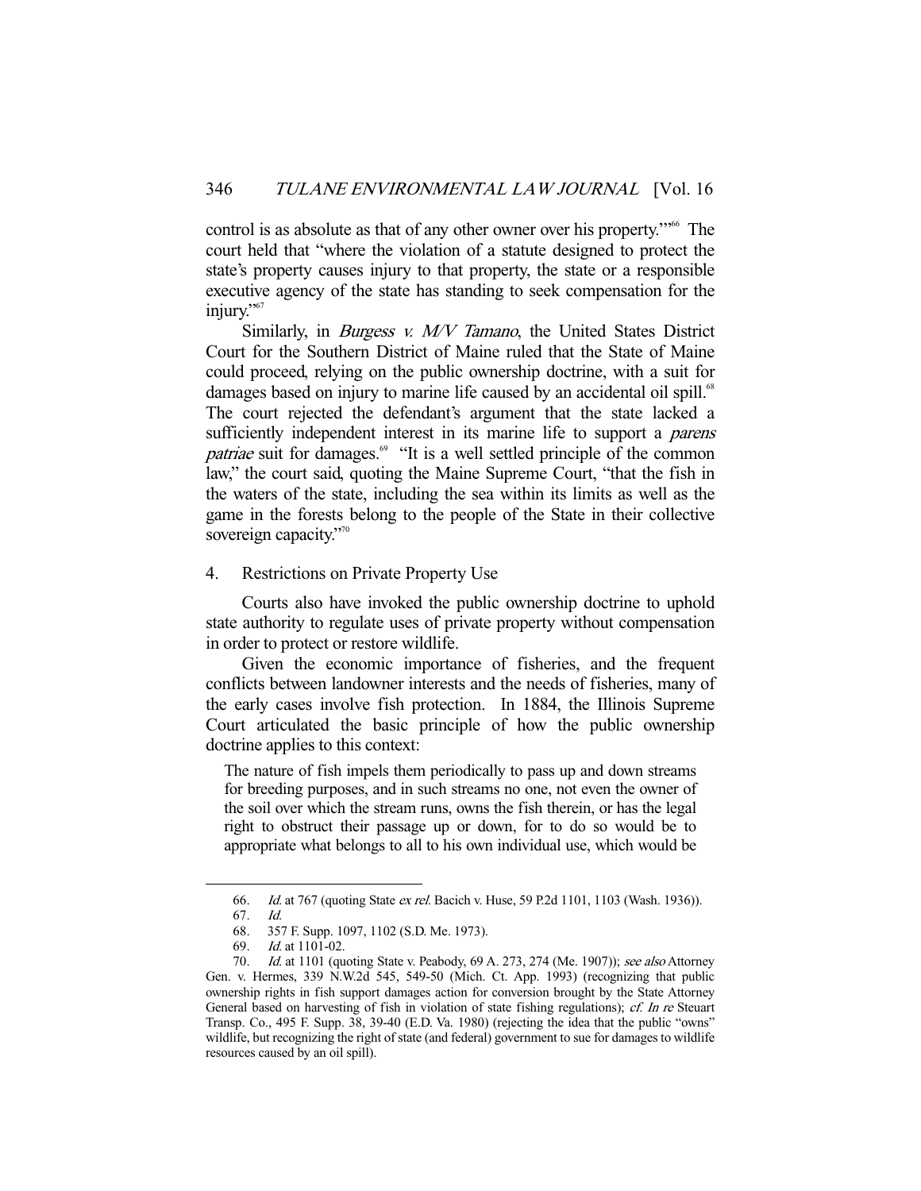control is as absolute as that of any other owner over his property.'"[66] The court held that "where the violation of a statute designed to protect the state's property causes injury to that property, the state or a responsible executive agency of the state has standing to seek compensation for the injury."[67]

Similarly, in *Burgess v. M/V Tamano*, the United States District Court for the Southern District of Maine ruled that the State of Maine could proceed, relying on the public ownership doctrine, with a suit for damages based on injury to marine life caused by an accidental oil spill.[68] The court rejected the defendant's argument that the state lacked a sufficiently independent interest in its marine life to support a *parens patriae* suit for damages.[69] "It is a well settled principle of the common law," the court said, quoting the Maine Supreme Court, "that the fish in the waters of the state, including the sea within its limits as well as the game in the forests belong to the people of the State in their collective sovereign capacity."[70]

### 4. Restrictions on Private Property Use

Courts also have invoked the public ownership doctrine to uphold state authority to regulate uses of private property without compensation in order to protect or restore wildlife.

Given the economic importance of fisheries, and the frequent conflicts between landowner interests and the needs of fisheries, many of the early cases involve fish protection. In 1884, the Illinois Supreme Court articulated the basic principle of how the public ownership doctrine applies to this context:

> The nature of fish impels them periodically to pass up and down streams for breeding purposes, and in such streams no one, not even the owner of the soil over which the stream runs, owns the fish therein, or has the legal right to obstruct their passage up or down, for to do so would be to appropriate what belongs to all to his own individual use, which would be

---

66. *Id.* at 767 (quoting State *ex rel.* Bacich v. Huse, 59 P.2d 1101, 1103 (Wash. 1936)).

67. *Id.*

68. 357 F. Supp. 1097, 1102 (S.D. Me. 1973).

69. *Id.* at 1101-02.

70. *Id.* at 1101 (quoting State v. Peabody, 69 A. 273, 274 (Me. 1907)); *see also* Attorney Gen. v. Hermes, 339 N.W.2d 545, 549-50 (Mich. Ct. App. 1993) (recognizing that public ownership rights in fish support damages action for conversion brought by the State Attorney General based on harvesting of fish in violation of state fishing regulations); *cf. In re* Steuart Transp. Co., 495 F. Supp. 38, 39-40 (E.D. Va. 1980) (rejecting the idea that the public "owns" wildlife, but recognizing the right of state (and federal) government to sue for damages to wildlife resources caused by an oil spill).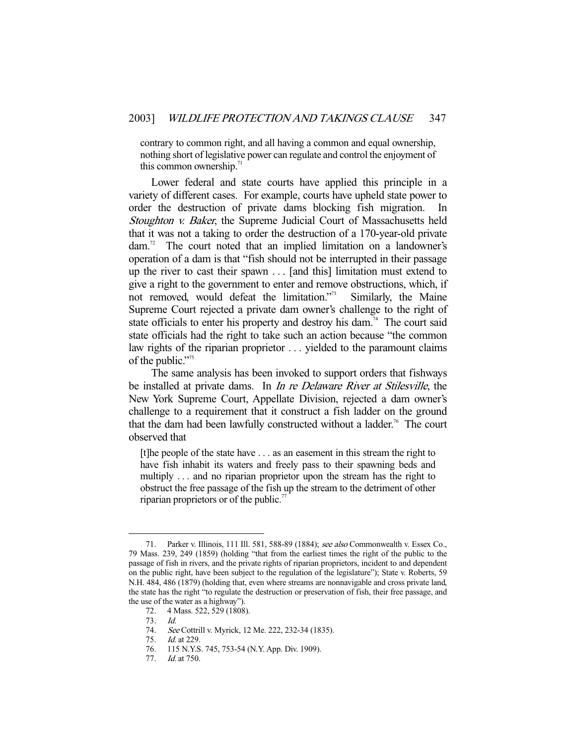> contrary to common right, and all having a common and equal ownership, nothing short of legislative power can regulate and control the enjoyment of this common ownership.[71]

Lower federal and state courts have applied this principle in a variety of different cases. For example, courts have upheld state power to order the destruction of private dams blocking fish migration. In *Stoughton v. Baker*, the Supreme Judicial Court of Massachusetts held that it was not a taking to order the destruction of a 170-year-old private dam.[72] The court noted that an implied limitation on a landowner's operation of a dam is that "fish should not be interrupted in their passage up the river to cast their spawn . . . [and this] limitation must extend to give a right to the government to enter and remove obstructions, which, if not removed, would defeat the limitation."[73] Similarly, the Maine Supreme Court rejected a private dam owner's challenge to the right of state officials to enter his property and destroy his dam.[74] The court said state officials had the right to take such an action because "the common law rights of the riparian proprietor . . . yielded to the paramount claims of the public."[75]

The same analysis has been invoked to support orders that fishways be installed at private dams. In *In re Delaware River at Stilesville*, the New York Supreme Court, Appellate Division, rejected a dam owner's challenge to a requirement that it construct a fish ladder on the ground that the dam had been lawfully constructed without a ladder.[76] The court observed that

> [t]he people of the state have . . . as an easement in this stream the right to have fish inhabit its waters and freely pass to their spawning beds and multiply . . . and no riparian proprietor upon the stream has the right to obstruct the free passage of the fish up the stream to the detriment of other riparian proprietors or of the public.[77]

---

71. Parker v. Illinois, 111 Ill. 581, 588-89 (1884); *see also* Commonwealth v. Essex Co., 79 Mass. 239, 249 (1859) (holding "that from the earliest times the right of the public to the passage of fish in rivers, and the private rights of riparian proprietors, incident to and dependent on the public right, have been subject to the regulation of the legislature"); State v. Roberts, 59 N.H. 484, 486 (1879) (holding that, even where streams are nonnavigable and cross private land, the state has the right "to regulate the destruction or preservation of fish, their free passage, and the use of the water as a highway").

72. 4 Mass. 522, 529 (1808).

73. *Id.*

74. *See* Cottrill v. Myrick, 12 Me. 222, 232-34 (1835).

75. *Id.* at 229.

76. 115 N.Y.S. 745, 753-54 (N.Y. App. Div. 1909).

77. *Id.* at 750.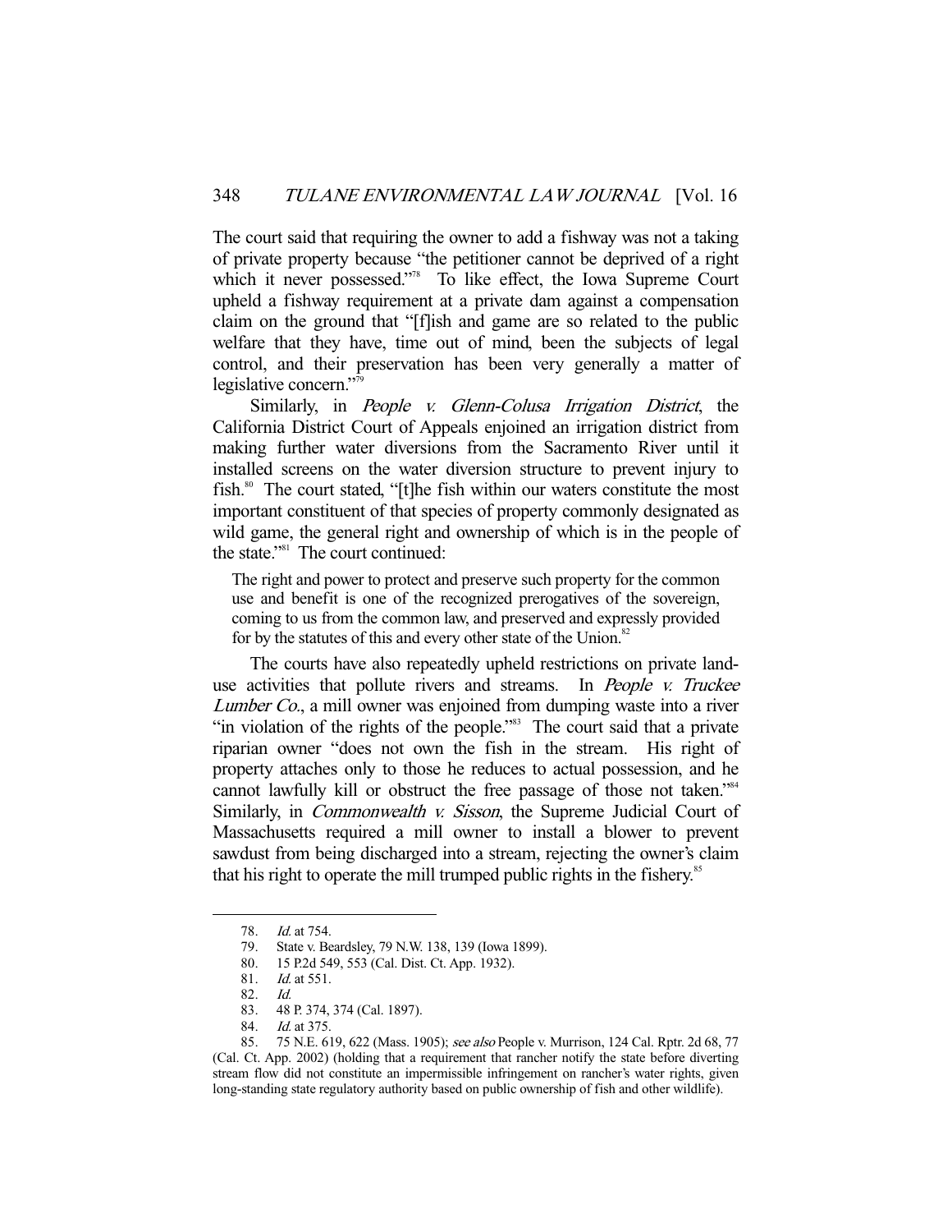The court said that requiring the owner to add a fishway was not a taking of private property because "the petitioner cannot be deprived of a right which it never possessed."[78] To like effect, the Iowa Supreme Court upheld a fishway requirement at a private dam against a compensation claim on the ground that "[f]ish and game are so related to the public welfare that they have, time out of mind, been the subjects of legal control, and their preservation has been very generally a matter of legislative concern."[79]

Similarly, in *People v. Glenn-Colusa Irrigation District*, the California District Court of Appeals enjoined an irrigation district from making further water diversions from the Sacramento River until it installed screens on the water diversion structure to prevent injury to fish.[80] The court stated, "[t]he fish within our waters constitute the most important constituent of that species of property commonly designated as wild game, the general right and ownership of which is in the people of the state."[81] The court continued:

> The right and power to protect and preserve such property for the common use and benefit is one of the recognized prerogatives of the sovereign, coming to us from the common law, and preserved and expressly provided for by the statutes of this and every other state of the Union.[82]

The courts have also repeatedly upheld restrictions on private land-use activities that pollute rivers and streams. In *People v. Truckee Lumber Co.*, a mill owner was enjoined from dumping waste into a river "in violation of the rights of the people."[83] The court said that a private riparian owner "does not own the fish in the stream. His right of property attaches only to those he reduces to actual possession, and he cannot lawfully kill or obstruct the free passage of those not taken."[84] Similarly, in *Commonwealth v. Sisson*, the Supreme Judicial Court of Massachusetts required a mill owner to install a blower to prevent sawdust from being discharged into a stream, rejecting the owner's claim that his right to operate the mill trumped public rights in the fishery.[85]

---

78. *Id.* at 754.
79. State v. Beardsley, 79 N.W. 138, 139 (Iowa 1899).
80. 15 P.2d 549, 553 (Cal. Dist. Ct. App. 1932).
81. *Id.* at 551.
82. *Id.*
83. 48 P. 374, 374 (Cal. 1897).
84. *Id.* at 375.
85. 75 N.E. 619, 622 (Mass. 1905); *see also* People v. Murrison, 124 Cal. Rptr. 2d 68, 77 (Cal. Ct. App. 2002) (holding that a requirement that rancher notify the state before diverting stream flow did not constitute an impermissible infringement on rancher's water rights, given long-standing state regulatory authority based on public ownership of fish and other wildlife).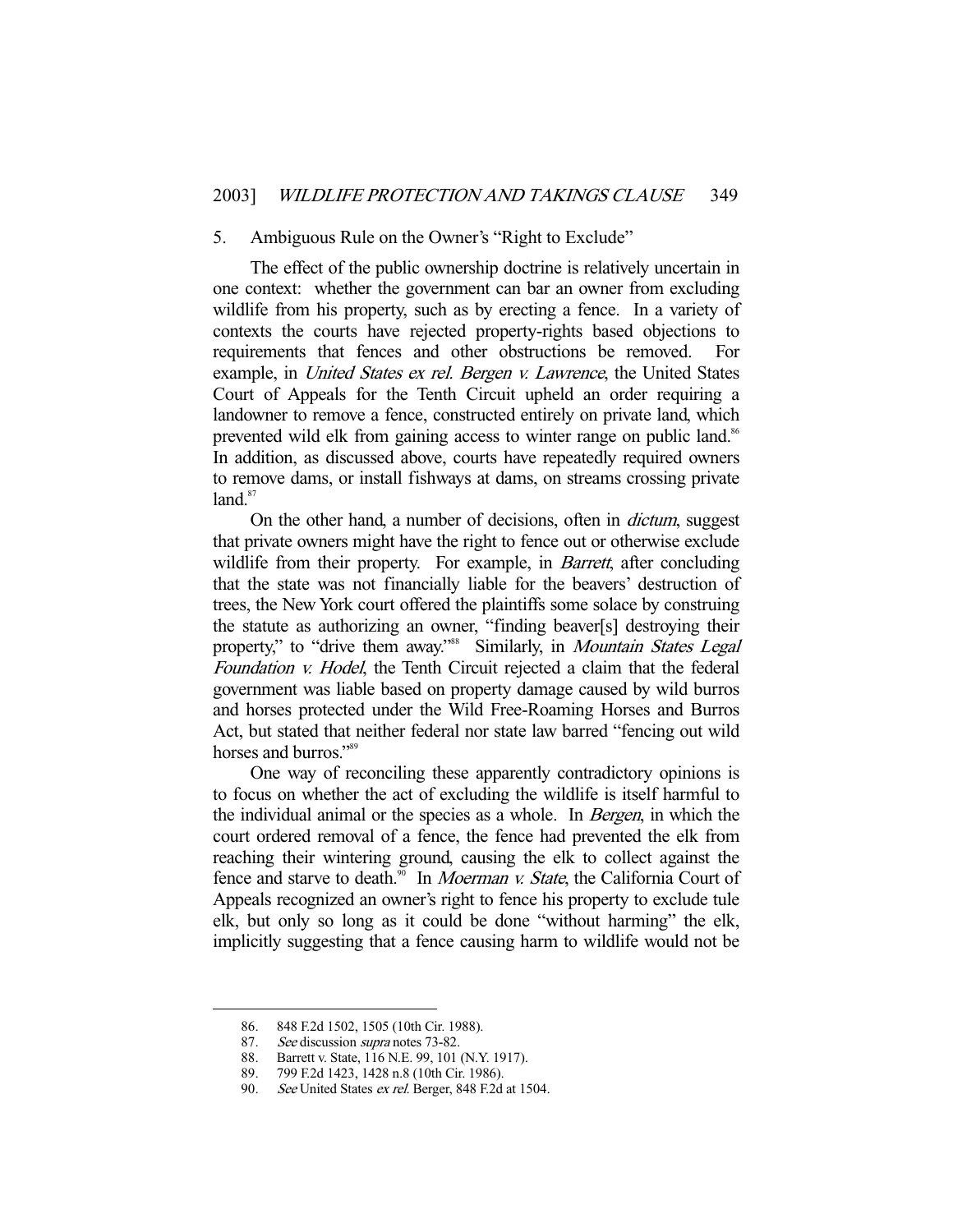### 5. Ambiguous Rule on the Owner's "Right to Exclude"

The effect of the public ownership doctrine is relatively uncertain in one context: whether the government can bar an owner from excluding wildlife from his property, such as by erecting a fence. In a variety of contexts the courts have rejected property-rights based objections to requirements that fences and other obstructions be removed. For example, in *United States ex rel. Bergen v. Lawrence*, the United States Court of Appeals for the Tenth Circuit upheld an order requiring a landowner to remove a fence, constructed entirely on private land, which prevented wild elk from gaining access to winter range on public land.[86] In addition, as discussed above, courts have repeatedly required owners to remove dams, or install fishways at dams, on streams crossing private land.[87]

On the other hand, a number of decisions, often in *dictum*, suggest that private owners might have the right to fence out or otherwise exclude wildlife from their property. For example, in *Barrett*, after concluding that the state was not financially liable for the beavers' destruction of trees, the New York court offered the plaintiffs some solace by construing the statute as authorizing an owner, "finding beaver[s] destroying their property," to "drive them away."[88] Similarly, in *Mountain States Legal Foundation v. Hodel*, the Tenth Circuit rejected a claim that the federal government was liable based on property damage caused by wild burros and horses protected under the Wild Free-Roaming Horses and Burros Act, but stated that neither federal nor state law barred "fencing out wild horses and burros."[89]

One way of reconciling these apparently contradictory opinions is to focus on whether the act of excluding the wildlife is itself harmful to the individual animal or the species as a whole. In *Bergen*, in which the court ordered removal of a fence, the fence had prevented the elk from reaching their wintering ground, causing the elk to collect against the fence and starve to death.[90] In *Moerman v. State*, the California Court of Appeals recognized an owner's right to fence his property to exclude tule elk, but only so long as it could be done "without harming" the elk, implicitly suggesting that a fence causing harm to wildlife would not be

---

86. 848 F.2d 1502, 1505 (10th Cir. 1988).

87. *See* discussion *supra* notes 73-82.

88. Barrett v. State, 116 N.E. 99, 101 (N.Y. 1917).

89. 799 F.2d 1423, 1428 n.8 (10th Cir. 1986).

90. *See* United States *ex rel.* Berger, 848 F.2d at 1504.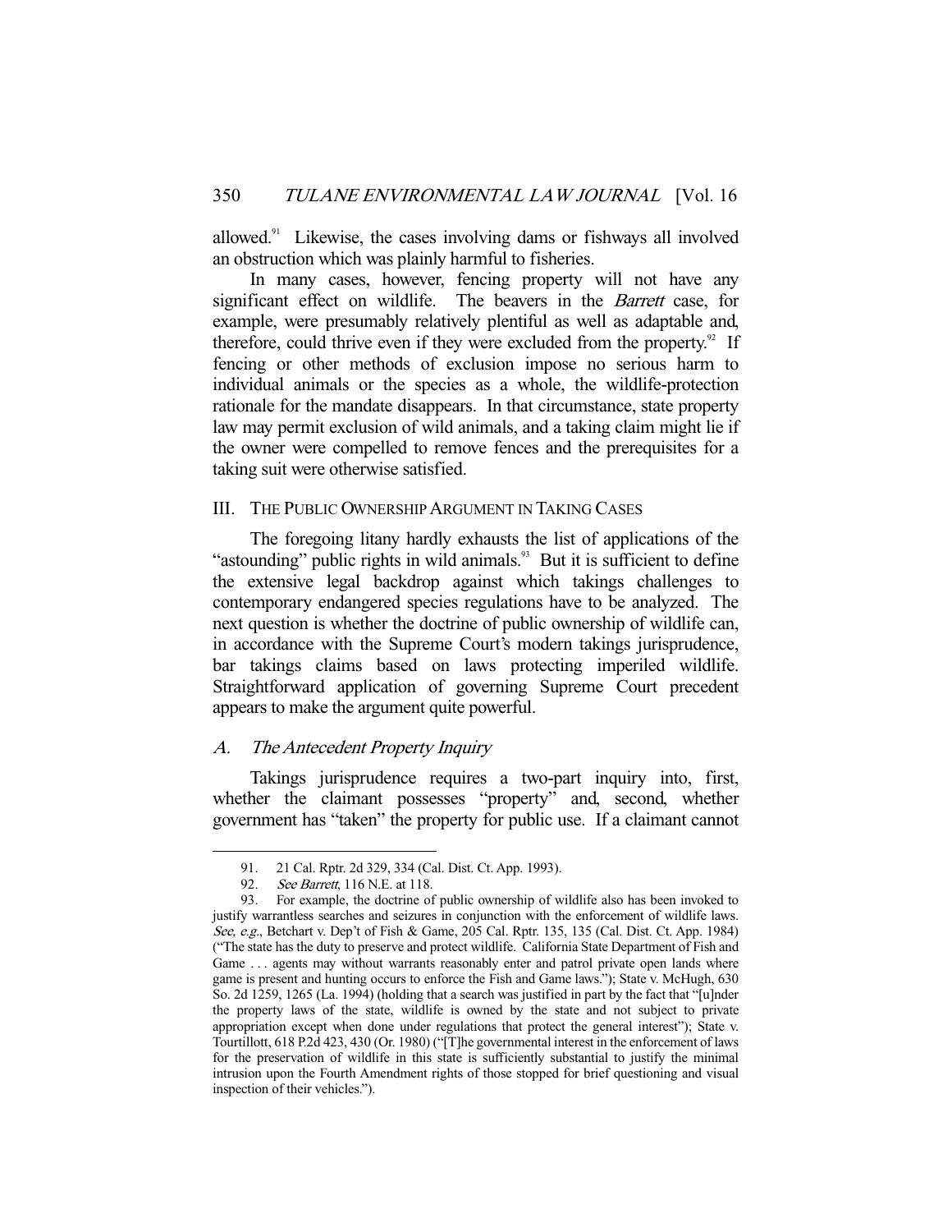allowed.[91] Likewise, the cases involving dams or fishways all involved an obstruction which was plainly harmful to fisheries.

In many cases, however, fencing property will not have any significant effect on wildlife. The beavers in the *Barrett* case, for example, were presumably relatively plentiful as well as adaptable and, therefore, could thrive even if they were excluded from the property.[92] If fencing or other methods of exclusion impose no serious harm to individual animals or the species as a whole, the wildlife-protection rationale for the mandate disappears. In that circumstance, state property law may permit exclusion of wild animals, and a taking claim might lie if the owner were compelled to remove fences and the prerequisites for a taking suit were otherwise satisfied.

## III. The Public Ownership Argument in Taking Cases

The foregoing litany hardly exhausts the list of applications of the "astounding" public rights in wild animals.[93] But it is sufficient to define the extensive legal backdrop against which takings challenges to contemporary endangered species regulations have to be analyzed. The next question is whether the doctrine of public ownership of wildlife can, in accordance with the Supreme Court's modern takings jurisprudence, bar takings claims based on laws protecting imperiled wildlife. Straightforward application of governing Supreme Court precedent appears to make the argument quite powerful.

### *A. The Antecedent Property Inquiry*

Takings jurisprudence requires a two-part inquiry into, first, whether the claimant possesses "property" and, second, whether government has "taken" the property for public use. If a claimant cannot

---

91. 21 Cal. Rptr. 2d 329, 334 (Cal. Dist. Ct. App. 1993).

92. *See Barrett*, 116 N.E. at 118.

93. For example, the doctrine of public ownership of wildlife also has been invoked to justify warrantless searches and seizures in conjunction with the enforcement of wildlife laws. *See, e.g.*, Betchart v. Dep't of Fish & Game, 205 Cal. Rptr. 135, 135 (Cal. Dist. Ct. App. 1984) ("The state has the duty to preserve and protect wildlife. California State Department of Fish and Game . . . agents may without warrants reasonably enter and patrol private open lands where game is present and hunting occurs to enforce the Fish and Game laws."); State v. McHugh, 630 So. 2d 1259, 1265 (La. 1994) (holding that a search was justified in part by the fact that "[u]nder the property laws of the state, wildlife is owned by the state and not subject to private appropriation except when done under regulations that protect the general interest"); State v. Tourtillott, 618 P.2d 423, 430 (Or. 1980) ("[T]he governmental interest in the enforcement of laws for the preservation of wildlife in this state is sufficiently substantial to justify the minimal intrusion upon the Fourth Amendment rights of those stopped for brief questioning and visual inspection of their vehicles.").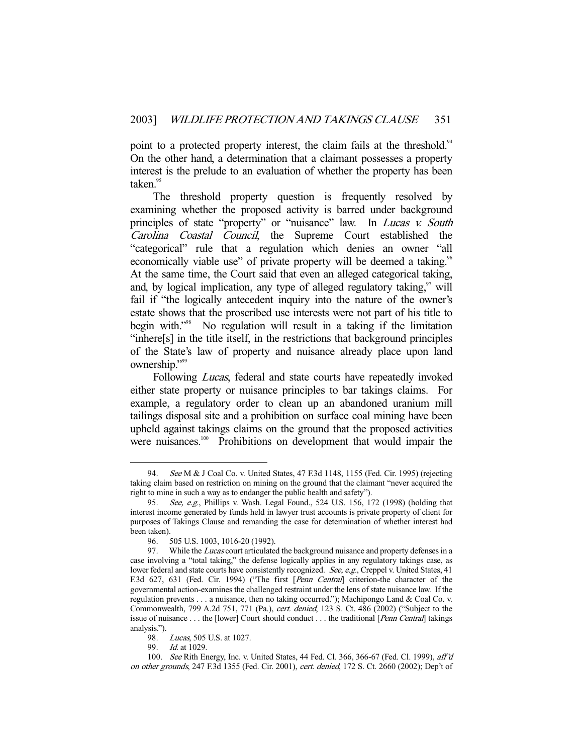point to a protected property interest, the claim fails at the threshold.[94] On the other hand, a determination that a claimant possesses a property interest is the prelude to an evaluation of whether the property has been taken.[95]

The threshold property question is frequently resolved by examining whether the proposed activity is barred under background principles of state "property" or "nuisance" law. In *Lucas v. South Carolina Coastal Council*, the Supreme Court established the "categorical" rule that a regulation which denies an owner "all economically viable use" of private property will be deemed a taking.[96] At the same time, the Court said that even an alleged categorical taking, and, by logical implication, any type of alleged regulatory taking,[97] will fail if "the logically antecedent inquiry into the nature of the owner's estate shows that the proscribed use interests were not part of his title to begin with."[98] No regulation will result in a taking if the limitation "inhere[s] in the title itself, in the restrictions that background principles of the State's law of property and nuisance already place upon land ownership."[99]

Following *Lucas*, federal and state courts have repeatedly invoked either state property or nuisance principles to bar takings claims. For example, a regulatory order to clean up an abandoned uranium mill tailings disposal site and a prohibition on surface coal mining have been upheld against takings claims on the ground that the proposed activities were nuisances.[100] Prohibitions on development that would impair the

---

94. *See* M & J Coal Co. v. United States, 47 F.3d 1148, 1155 (Fed. Cir. 1995) (rejecting taking claim based on restriction on mining on the ground that the claimant "never acquired the right to mine in such a way as to endanger the public health and safety").

95. *See, e.g.*, Phillips v. Wash. Legal Found., 524 U.S. 156, 172 (1998) (holding that interest income generated by funds held in lawyer trust accounts is private property of client for purposes of Takings Clause and remanding the case for determination of whether interest had been taken).

96. 505 U.S. 1003, 1016-20 (1992).

97. While the *Lucas* court articulated the background nuisance and property defenses in a case involving a "total taking," the defense logically applies in any regulatory takings case, as lower federal and state courts have consistently recognized. *See, e.g.*, Creppel v. United States, 41 F.3d 627, 631 (Fed. Cir. 1994) ("The first [*Penn Central*] criterion-the character of the governmental action-examines the challenged restraint under the lens of state nuisance law. If the regulation prevents . . . a nuisance, then no taking occurred."); Machipongo Land & Coal Co. v. Commonwealth, 799 A.2d 751, 771 (Pa.), *cert. denied*, 123 S. Ct. 486 (2002) ("Subject to the issue of nuisance . . . the [lower] Court should conduct . . . the traditional [*Penn Central*] takings analysis.").

98. *Lucas*, 505 U.S. at 1027.

99. *Id.* at 1029.

100. *See* Rith Energy, Inc. v. United States, 44 Fed. Cl. 366, 366-67 (Fed. Cl. 1999), *aff'd on other grounds*, 247 F.3d 1355 (Fed. Cir. 2001), *cert. denied*, 172 S. Ct. 2660 (2002); Dep't of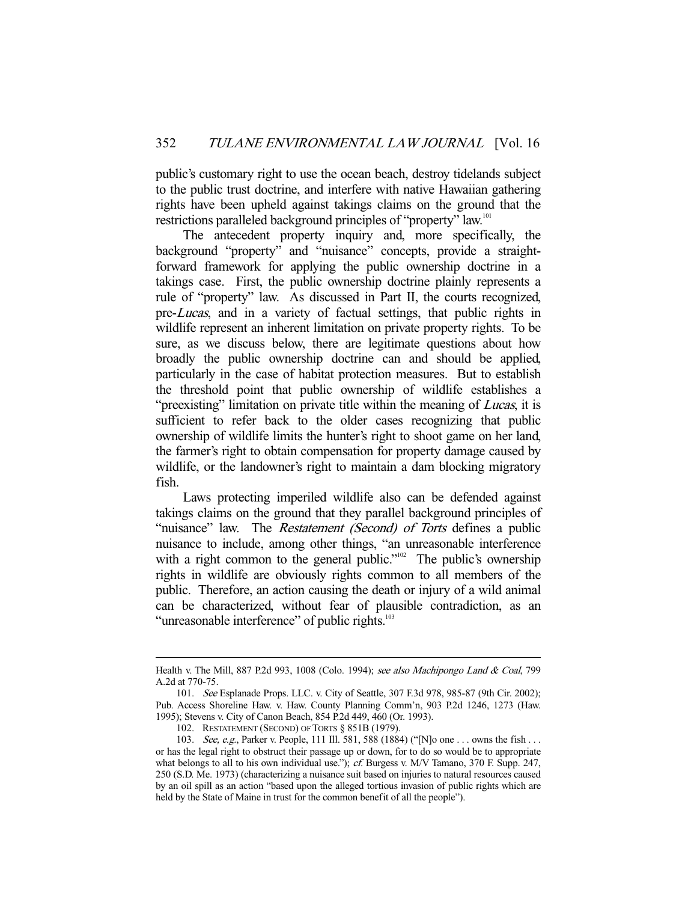public's customary right to use the ocean beach, destroy tidelands subject to the public trust doctrine, and interfere with native Hawaiian gathering rights have been upheld against takings claims on the ground that the restrictions paralleled background principles of "property" law.[101]

The antecedent property inquiry and, more specifically, the background "property" and "nuisance" concepts, provide a straightforward framework for applying the public ownership doctrine in a takings case. First, the public ownership doctrine plainly represents a rule of "property" law. As discussed in Part II, the courts recognized, pre-*Lucas*, and in a variety of factual settings, that public rights in wildlife represent an inherent limitation on private property rights. To be sure, as we discuss below, there are legitimate questions about how broadly the public ownership doctrine can and should be applied, particularly in the case of habitat protection measures. But to establish the threshold point that public ownership of wildlife establishes a "preexisting" limitation on private title within the meaning of *Lucas*, it is sufficient to refer back to the older cases recognizing that public ownership of wildlife limits the hunter's right to shoot game on her land, the farmer's right to obtain compensation for property damage caused by wildlife, or the landowner's right to maintain a dam blocking migratory fish.

Laws protecting imperiled wildlife also can be defended against takings claims on the ground that they parallel background principles of "nuisance" law. The *Restatement (Second) of Torts* defines a public nuisance to include, among other things, "an unreasonable interference with a right common to the general public."[102] The public's ownership rights in wildlife are obviously rights common to all members of the public. Therefore, an action causing the death or injury of a wild animal can be characterized, without fear of plausible contradiction, as an "unreasonable interference" of public rights.[103]

---

Health v. The Mill, 887 P.2d 993, 1008 (Colo. 1994); *see also Machipongo Land & Coal*, 799 A.2d at 770-75.

101. *See* Esplanade Props. LLC. v. City of Seattle, 307 F.3d 978, 985-87 (9th Cir. 2002); Pub. Access Shoreline Haw. v. Haw. County Planning Comm'n, 903 P.2d 1246, 1273 (Haw. 1995); Stevens v. City of Canon Beach, 854 P.2d 449, 460 (Or. 1993).

102. RESTATEMENT (SECOND) OF TORTS § 851B (1979).

103. *See, e.g.*, Parker v. People, 111 Ill. 581, 588 (1884) ("[N]o one . . . owns the fish . . . or has the legal right to obstruct their passage up or down, for to do so would be to appropriate what belongs to all to his own individual use."); *cf.* Burgess v. M/V Tamano, 370 F. Supp. 247, 250 (S.D. Me. 1973) (characterizing a nuisance suit based on injuries to natural resources caused by an oil spill as an action "based upon the alleged tortious invasion of public rights which are held by the State of Maine in trust for the common benefit of all the people").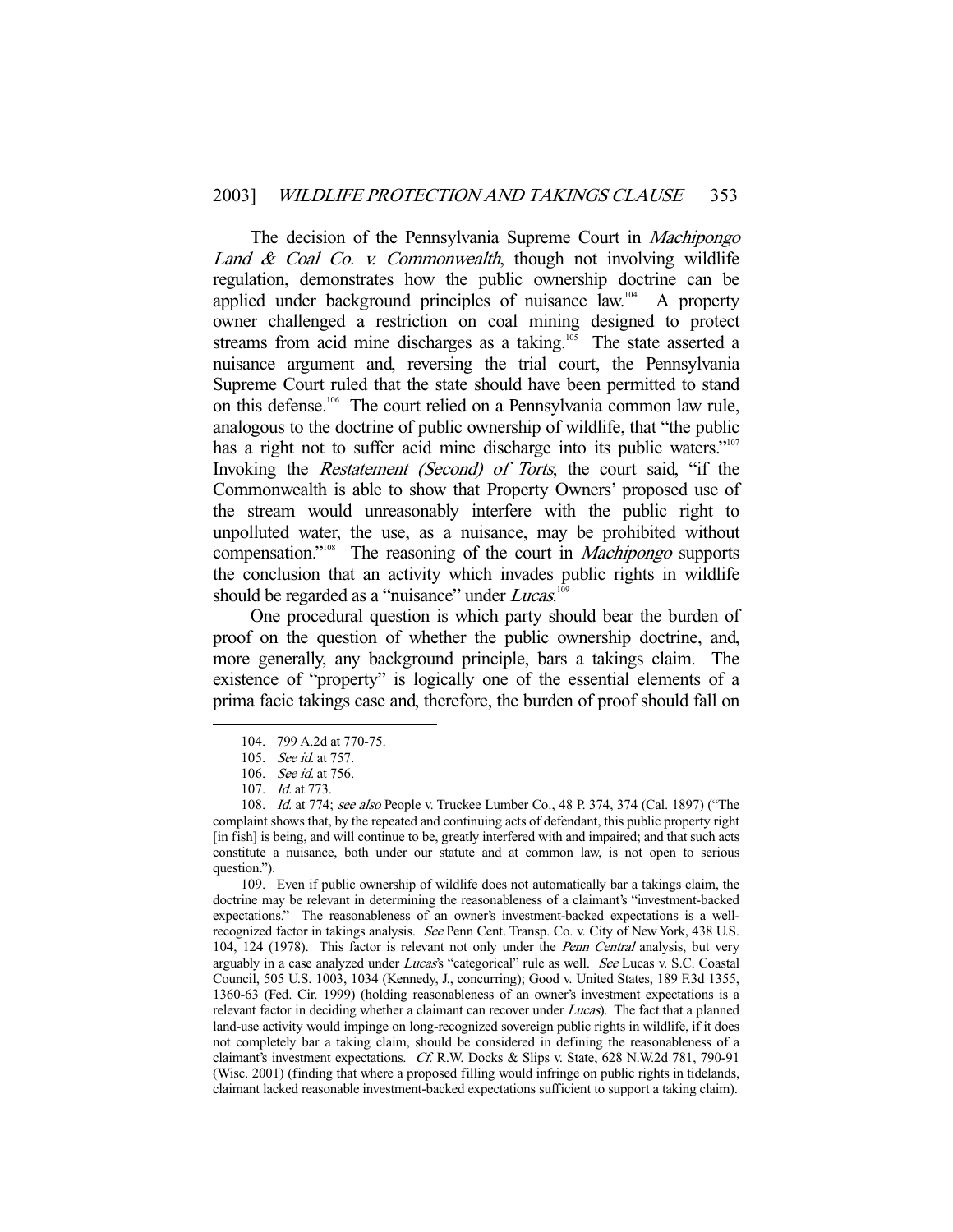The decision of the Pennsylvania Supreme Court in *Machipongo Land & Coal Co. v. Commonwealth*, though not involving wildlife regulation, demonstrates how the public ownership doctrine can be applied under background principles of nuisance law.[104] A property owner challenged a restriction on coal mining designed to protect streams from acid mine discharges as a taking.[105] The state asserted a nuisance argument and, reversing the trial court, the Pennsylvania Supreme Court ruled that the state should have been permitted to stand on this defense.[106] The court relied on a Pennsylvania common law rule, analogous to the doctrine of public ownership of wildlife, that "the public has a right not to suffer acid mine discharge into its public waters."[107] Invoking the *Restatement (Second) of Torts*, the court said, "if the Commonwealth is able to show that Property Owners' proposed use of the stream would unreasonably interfere with the public right to unpolluted water, the use, as a nuisance, may be prohibited without compensation."[108] The reasoning of the court in *Machipongo* supports the conclusion that an activity which invades public rights in wildlife should be regarded as a "nuisance" under *Lucas*.[109]

One procedural question is which party should bear the burden of proof on the question of whether the public ownership doctrine, and, more generally, any background principle, bars a takings claim. The existence of "property" is logically one of the essential elements of a prima facie takings case and, therefore, the burden of proof should fall on

---

104. 799 A.2d at 770-75.

105. *See id.* at 757.

106. *See id.* at 756.

107. *Id.* at 773.

108. *Id.* at 774; *see also* People v. Truckee Lumber Co., 48 P. 374, 374 (Cal. 1897) ("The complaint shows that, by the repeated and continuing acts of defendant, this public property right [in fish] is being, and will continue to be, greatly interfered with and impaired; and that such acts constitute a nuisance, both under our statute and at common law, is not open to serious question.").

109. Even if public ownership of wildlife does not automatically bar a takings claim, the doctrine may be relevant in determining the reasonableness of a claimant's "investment-backed expectations." The reasonableness of an owner's investment-backed expectations is a well-recognized factor in takings analysis. *See* Penn Cent. Transp. Co. v. City of New York, 438 U.S. 104, 124 (1978). This factor is relevant not only under the *Penn Central* analysis, but very arguably in a case analyzed under *Lucas*'s "categorical" rule as well. *See* Lucas v. S.C. Coastal Council, 505 U.S. 1003, 1034 (Kennedy, J., concurring); Good v. United States, 189 F.3d 1355, 1360-63 (Fed. Cir. 1999) (holding reasonableness of an owner's investment expectations is a relevant factor in deciding whether a claimant can recover under *Lucas*). The fact that a planned land-use activity would impinge on long-recognized sovereign public rights in wildlife, if it does not completely bar a taking claim, should be considered in defining the reasonableness of a claimant's investment expectations. *Cf.* R.W. Docks & Slips v. State, 628 N.W.2d 781, 790-91 (Wisc. 2001) (finding that where a proposed filling would infringe on public rights in tidelands, claimant lacked reasonable investment-backed expectations sufficient to support a taking claim).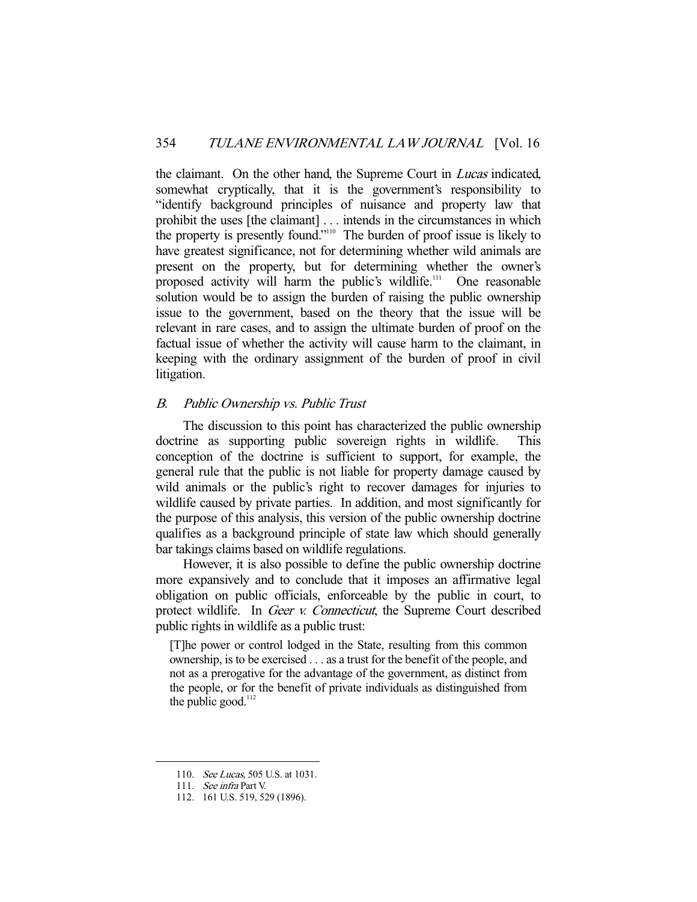the claimant. On the other hand, the Supreme Court in *Lucas* indicated, somewhat cryptically, that it is the government's responsibility to "identify background principles of nuisance and property law that prohibit the uses [the claimant] . . . intends in the circumstances in which the property is presently found."[110] The burden of proof issue is likely to have greatest significance, not for determining whether wild animals are present on the property, but for determining whether the owner's proposed activity will harm the public's wildlife.[111] One reasonable solution would be to assign the burden of raising the public ownership issue to the government, based on the theory that the issue will be relevant in rare cases, and to assign the ultimate burden of proof on the factual issue of whether the activity will cause harm to the claimant, in keeping with the ordinary assignment of the burden of proof in civil litigation.

### *B. Public Ownership vs. Public Trust*

The discussion to this point has characterized the public ownership doctrine as supporting public sovereign rights in wildlife. This conception of the doctrine is sufficient to support, for example, the general rule that the public is not liable for property damage caused by wild animals or the public's right to recover damages for injuries to wildlife caused by private parties. In addition, and most significantly for the purpose of this analysis, this version of the public ownership doctrine qualifies as a background principle of state law which should generally bar takings claims based on wildlife regulations.

However, it is also possible to define the public ownership doctrine more expansively and to conclude that it imposes an affirmative legal obligation on public officials, enforceable by the public in court, to protect wildlife. In *Geer v. Connecticut*, the Supreme Court described public rights in wildlife as a public trust:

> [T]he power or control lodged in the State, resulting from this common ownership, is to be exercised . . . as a trust for the benefit of the people, and not as a prerogative for the advantage of the government, as distinct from the people, or for the benefit of private individuals as distinguished from the public good.[112]

---

110. *See Lucas*, 505 U.S. at 1031.

111. *See infra* Part V.

112. 161 U.S. 519, 529 (1896).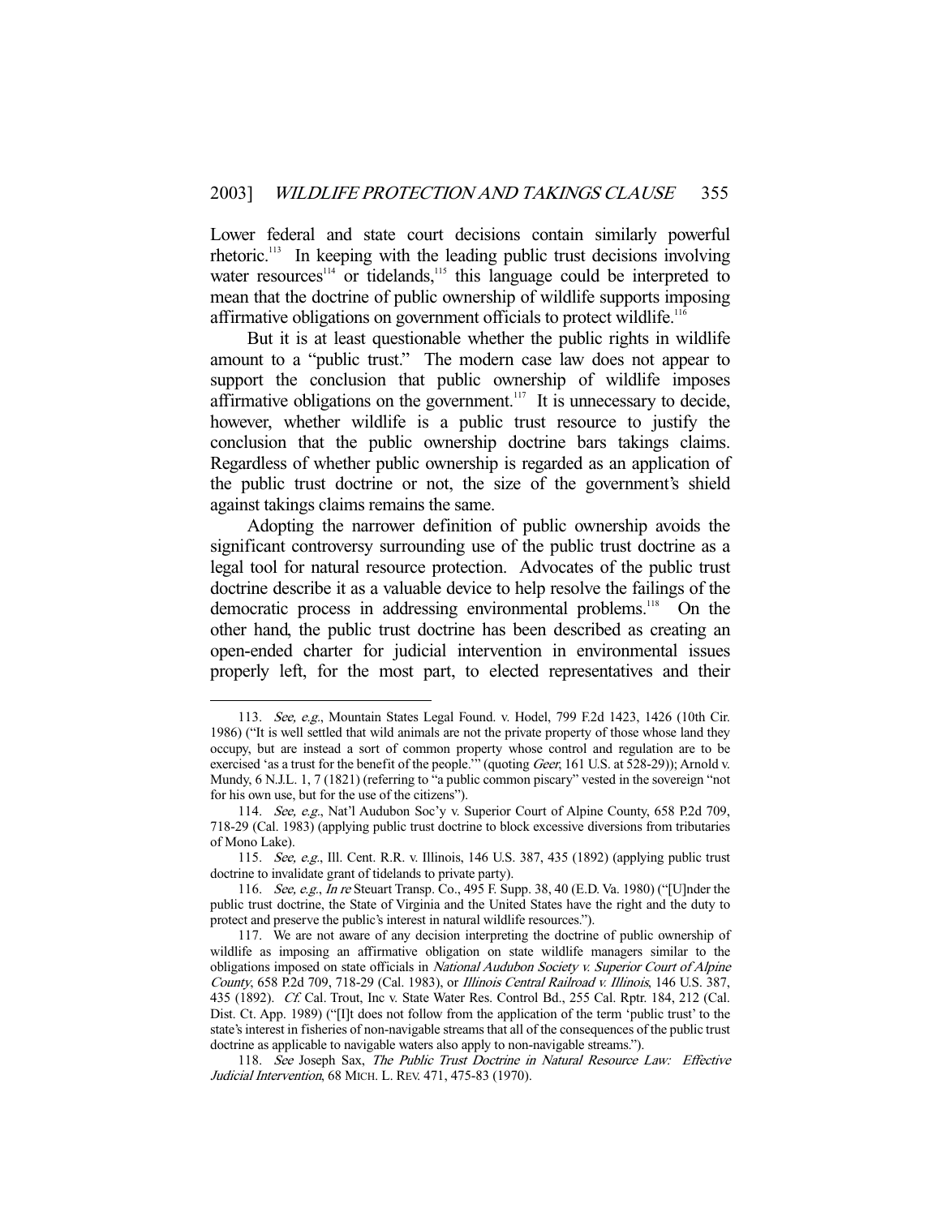Lower federal and state court decisions contain similarly powerful rhetoric.[113] In keeping with the leading public trust decisions involving water resources[114] or tidelands,[115] this language could be interpreted to mean that the doctrine of public ownership of wildlife supports imposing affirmative obligations on government officials to protect wildlife.[116]

But it is at least questionable whether the public rights in wildlife amount to a "public trust." The modern case law does not appear to support the conclusion that public ownership of wildlife imposes affirmative obligations on the government.[117] It is unnecessary to decide, however, whether wildlife is a public trust resource to justify the conclusion that the public ownership doctrine bars takings claims. Regardless of whether public ownership is regarded as an application of the public trust doctrine or not, the size of the government's shield against takings claims remains the same.

Adopting the narrower definition of public ownership avoids the significant controversy surrounding use of the public trust doctrine as a legal tool for natural resource protection. Advocates of the public trust doctrine describe it as a valuable device to help resolve the failings of the democratic process in addressing environmental problems.[118] On the other hand, the public trust doctrine has been described as creating an open-ended charter for judicial intervention in environmental issues properly left, for the most part, to elected representatives and their

---

113. *See, e.g.*, Mountain States Legal Found. v. Hodel, 799 F.2d 1423, 1426 (10th Cir. 1986) ("It is well settled that wild animals are not the private property of those whose land they occupy, but are instead a sort of common property whose control and regulation are to be exercised 'as a trust for the benefit of the people.'" (quoting *Geer*, 161 U.S. at 528-29)); Arnold v. Mundy, 6 N.J.L. 1, 7 (1821) (referring to "a public common piscary" vested in the sovereign "not for his own use, but for the use of the citizens").

114. *See, e.g.*, Nat'l Audubon Soc'y v. Superior Court of Alpine County, 658 P.2d 709, 718-29 (Cal. 1983) (applying public trust doctrine to block excessive diversions from tributaries of Mono Lake).

115. *See, e.g.*, Ill. Cent. R.R. v. Illinois, 146 U.S. 387, 435 (1892) (applying public trust doctrine to invalidate grant of tidelands to private party).

116. *See, e.g.*, *In re* Steuart Transp. Co., 495 F. Supp. 38, 40 (E.D. Va. 1980) ("[U]nder the public trust doctrine, the State of Virginia and the United States have the right and the duty to protect and preserve the public's interest in natural wildlife resources.").

117. We are not aware of any decision interpreting the doctrine of public ownership of wildlife as imposing an affirmative obligation on state wildlife managers similar to the obligations imposed on state officials in *National Audubon Society v. Superior Court of Alpine County*, 658 P.2d 709, 718-29 (Cal. 1983), or *Illinois Central Railroad v. Illinois*, 146 U.S. 387, 435 (1892). *Cf.* Cal. Trout, Inc v. State Water Res. Control Bd., 255 Cal. Rptr. 184, 212 (Cal. Dist. Ct. App. 1989) ("[I]t does not follow from the application of the term 'public trust' to the state's interest in fisheries of non-navigable streams that all of the consequences of the public trust doctrine as applicable to navigable waters also apply to non-navigable streams.").

118. *See* Joseph Sax, *The Public Trust Doctrine in Natural Resource Law: Effective Judicial Intervention*, 68 MICH. L. REV. 471, 475-83 (1970).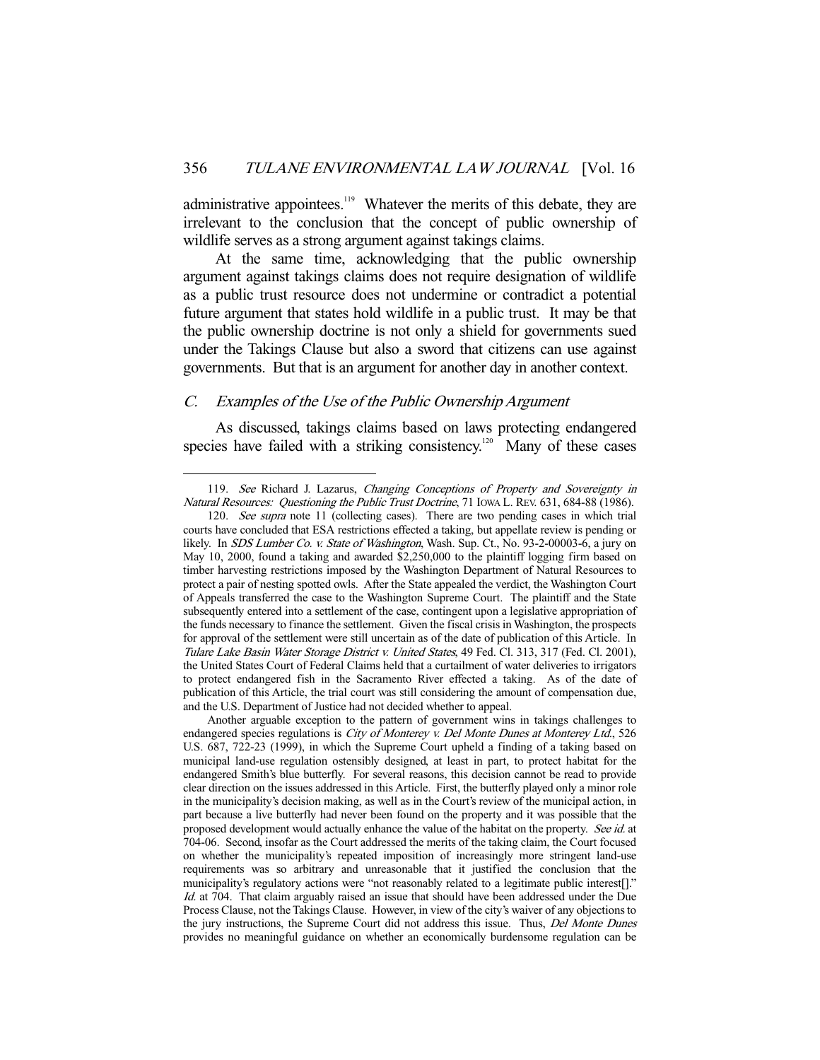administrative appointees.[119] Whatever the merits of this debate, they are irrelevant to the conclusion that the concept of public ownership of wildlife serves as a strong argument against takings claims.

At the same time, acknowledging that the public ownership argument against takings claims does not require designation of wildlife as a public trust resource does not undermine or contradict a potential future argument that states hold wildlife in a public trust. It may be that the public ownership doctrine is not only a shield for governments sued under the Takings Clause but also a sword that citizens can use against governments. But that is an argument for another day in another context.

### C. *Examples of the Use of the Public Ownership Argument*

As discussed, takings claims based on laws protecting endangered species have failed with a striking consistency.[120] Many of these cases

---

119. *See* Richard J. Lazarus, *Changing Conceptions of Property and Sovereignty in Natural Resources: Questioning the Public Trust Doctrine*, 71 IOWA L. REV. 631, 684-88 (1986).

120. *See supra* note 11 (collecting cases). There are two pending cases in which trial courts have concluded that ESA restrictions effected a taking, but appellate review is pending or likely. In *SDS Lumber Co. v. State of Washington*, Wash. Sup. Ct., No. 93-2-00003-6, a jury on May 10, 2000, found a taking and awarded $2,250,000 to the plaintiff logging firm based on timber harvesting restrictions imposed by the Washington Department of Natural Resources to protect a pair of nesting spotted owls. After the State appealed the verdict, the Washington Court of Appeals transferred the case to the Washington Supreme Court. The plaintiff and the State subsequently entered into a settlement of the case, contingent upon a legislative appropriation of the funds necessary to finance the settlement. Given the fiscal crisis in Washington, the prospects for approval of the settlement were still uncertain as of the date of publication of this Article. In *Tulare Lake Basin Water Storage District v. United States*, 49 Fed. Cl. 313, 317 (Fed. Cl. 2001), the United States Court of Federal Claims held that a curtailment of water deliveries to irrigators to protect endangered fish in the Sacramento River effected a taking. As of the date of publication of this Article, the trial court was still considering the amount of compensation due, and the U.S. Department of Justice had not decided whether to appeal.

Another arguable exception to the pattern of government wins in takings challenges to endangered species regulations is *City of Monterey v. Del Monte Dunes at Monterey Ltd.*, 526 U.S. 687, 722-23 (1999), in which the Supreme Court upheld a finding of a taking based on municipal land-use regulation ostensibly designed, at least in part, to protect habitat for the endangered Smith's blue butterfly. For several reasons, this decision cannot be read to provide clear direction on the issues addressed in this Article. First, the butterfly played only a minor role in the municipality's decision making, as well as in the Court's review of the municipal action, in part because a live butterfly had never been found on the property and it was possible that the proposed development would actually enhance the value of the habitat on the property. *See id.* at 704-06. Second, insofar as the Court addressed the merits of the taking claim, the Court focused on whether the municipality's repeated imposition of increasingly more stringent land-use requirements was so arbitrary and unreasonable that it justified the conclusion that the municipality's regulatory actions were "not reasonably related to a legitimate public interest[]." *Id.* at 704. That claim arguably raised an issue that should have been addressed under the Due Process Clause, not the Takings Clause. However, in view of the city's waiver of any objections to the jury instructions, the Supreme Court did not address this issue. Thus, *Del Monte Dunes* provides no meaningful guidance on whether an economically burdensome regulation can be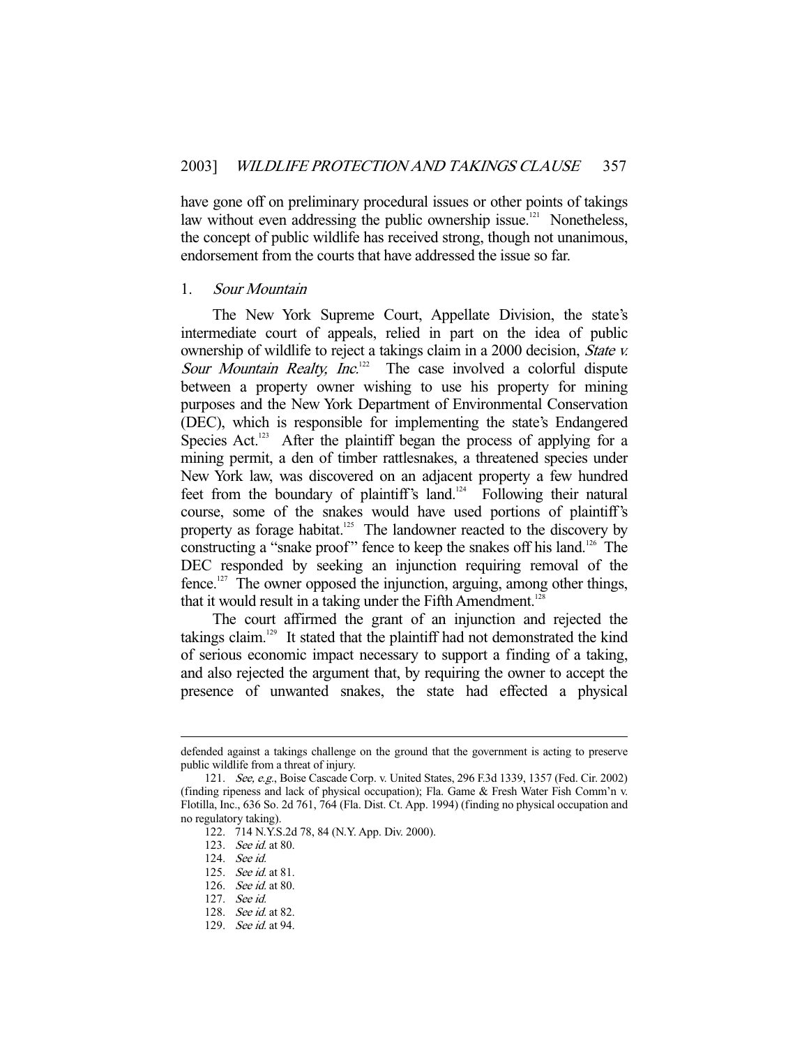have gone off on preliminary procedural issues or other points of takings law without even addressing the public ownership issue.[121] Nonetheless, the concept of public wildlife has received strong, though not unanimous, endorsement from the courts that have addressed the issue so far.

### 1. *Sour Mountain*

The New York Supreme Court, Appellate Division, the state's intermediate court of appeals, relied in part on the idea of public ownership of wildlife to reject a takings claim in a 2000 decision, *State v. Sour Mountain Realty, Inc.*[122] The case involved a colorful dispute between a property owner wishing to use his property for mining purposes and the New York Department of Environmental Conservation (DEC), which is responsible for implementing the state's Endangered Species Act.[123] After the plaintiff began the process of applying for a mining permit, a den of timber rattlesnakes, a threatened species under New York law, was discovered on an adjacent property a few hundred feet from the boundary of plaintiff's land.[124] Following their natural course, some of the snakes would have used portions of plaintiff's property as forage habitat.[125] The landowner reacted to the discovery by constructing a "snake proof" fence to keep the snakes off his land.[126] The DEC responded by seeking an injunction requiring removal of the fence.[127] The owner opposed the injunction, arguing, among other things, that it would result in a taking under the Fifth Amendment.[128]

The court affirmed the grant of an injunction and rejected the takings claim.[129] It stated that the plaintiff had not demonstrated the kind of serious economic impact necessary to support a finding of a taking, and also rejected the argument that, by requiring the owner to accept the presence of unwanted snakes, the state had effected a physical

---

defended against a takings challenge on the ground that the government is acting to preserve public wildlife from a threat of injury.

121. *See, e.g.*, Boise Cascade Corp. v. United States, 296 F.3d 1339, 1357 (Fed. Cir. 2002) (finding ripeness and lack of physical occupation); Fla. Game & Fresh Water Fish Comm'n v. Flotilla, Inc., 636 So. 2d 761, 764 (Fla. Dist. Ct. App. 1994) (finding no physical occupation and no regulatory taking).

122. 714 N.Y.S.2d 78, 84 (N.Y. App. Div. 2000).

123. *See id.* at 80.

124. *See id.*

125. *See id.* at 81.

126. *See id.* at 80.

127. *See id.*

128. *See id.* at 82.

129. *See id.* at 94.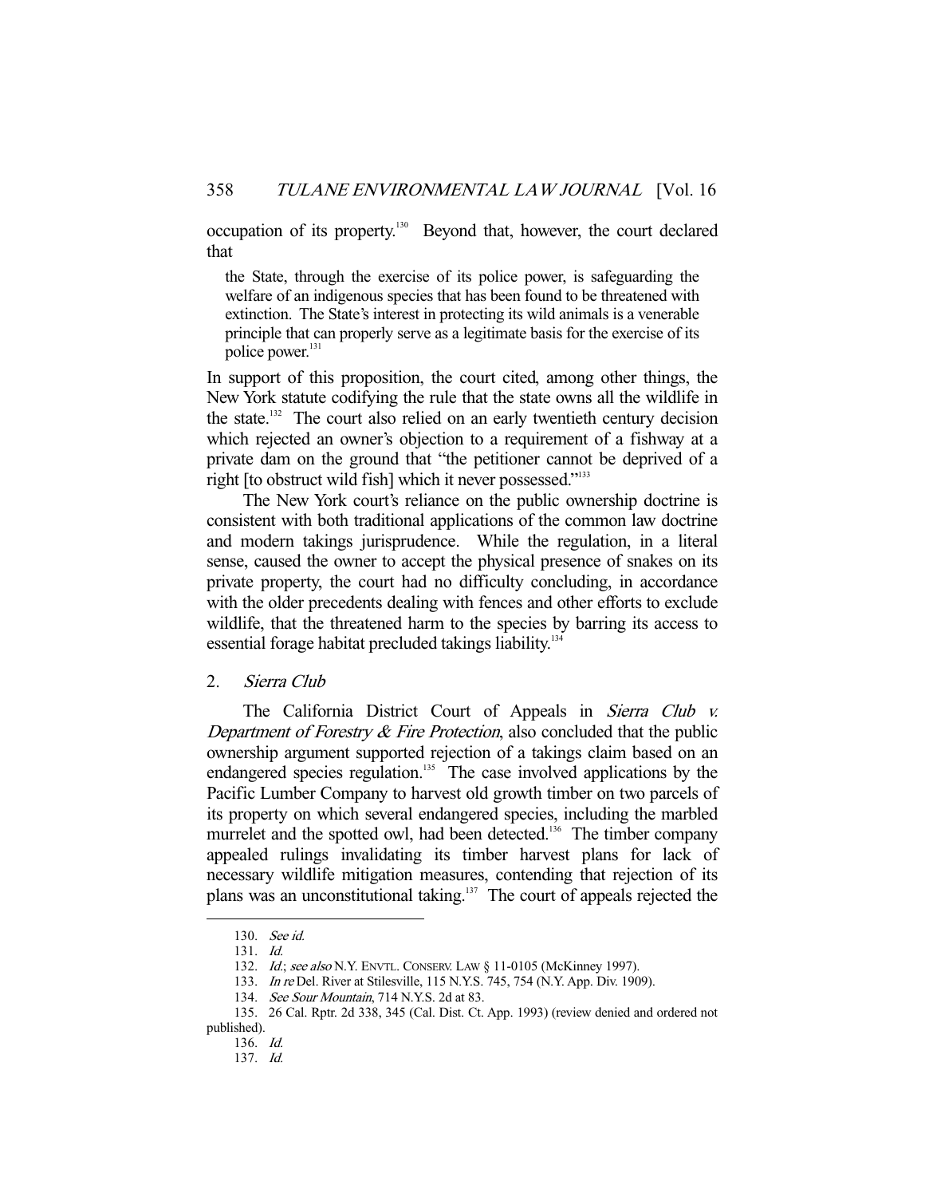occupation of its property.[130] Beyond that, however, the court declared that

> the State, through the exercise of its police power, is safeguarding the welfare of an indigenous species that has been found to be threatened with extinction. The State's interest in protecting its wild animals is a venerable principle that can properly serve as a legitimate basis for the exercise of its police power.[131]

In support of this proposition, the court cited, among other things, the New York statute codifying the rule that the state owns all the wildlife in the state.[132] The court also relied on an early twentieth century decision which rejected an owner's objection to a requirement of a fishway at a private dam on the ground that "the petitioner cannot be deprived of a right [to obstruct wild fish] which it never possessed."[133]

The New York court's reliance on the public ownership doctrine is consistent with both traditional applications of the common law doctrine and modern takings jurisprudence. While the regulation, in a literal sense, caused the owner to accept the physical presence of snakes on its private property, the court had no difficulty concluding, in accordance with the older precedents dealing with fences and other efforts to exclude wildlife, that the threatened harm to the species by barring its access to essential forage habitat precluded takings liability.[134]

### 2. *Sierra Club*

The California District Court of Appeals in *Sierra Club v. Department of Forestry & Fire Protection*, also concluded that the public ownership argument supported rejection of a takings claim based on an endangered species regulation.[135] The case involved applications by the Pacific Lumber Company to harvest old growth timber on two parcels of its property on which several endangered species, including the marbled murrelet and the spotted owl, had been detected.[136] The timber company appealed rulings invalidating its timber harvest plans for lack of necessary wildlife mitigation measures, contending that rejection of its plans was an unconstitutional taking.[137] The court of appeals rejected the

---

130. *See id.*

131. *Id.*

132. *Id.*; *see also* N.Y. ENVTL. CONSERV. LAW § 11-0105 (McKinney 1997).

133. *In re* Del. River at Stilesville, 115 N.Y.S. 745, 754 (N.Y. App. Div. 1909).

134. *See Sour Mountain*, 714 N.Y.S. 2d at 83.

135. 26 Cal. Rptr. 2d 338, 345 (Cal. Dist. Ct. App. 1993) (review denied and ordered not published).

136. *Id.*

137. *Id.*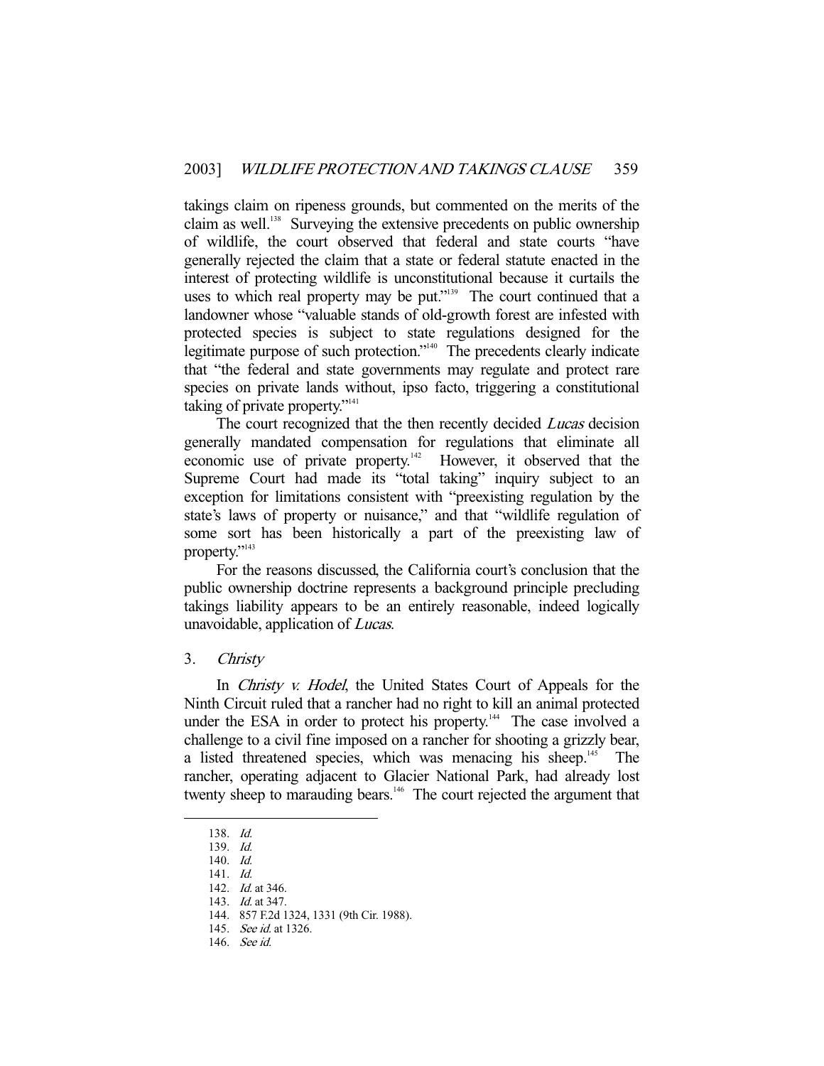takings claim on ripeness grounds, but commented on the merits of the claim as well.[138] Surveying the extensive precedents on public ownership of wildlife, the court observed that federal and state courts "have generally rejected the claim that a state or federal statute enacted in the interest of protecting wildlife is unconstitutional because it curtails the uses to which real property may be put."[139] The court continued that a landowner whose "valuable stands of old-growth forest are infested with protected species is subject to state regulations designed for the legitimate purpose of such protection."[140] The precedents clearly indicate that "the federal and state governments may regulate and protect rare species on private lands without, ipso facto, triggering a constitutional taking of private property."[141]

The court recognized that the then recently decided *Lucas* decision generally mandated compensation for regulations that eliminate all economic use of private property.[142] However, it observed that the Supreme Court had made its "total taking" inquiry subject to an exception for limitations consistent with "preexisting regulation by the state's laws of property or nuisance," and that "wildlife regulation of some sort has been historically a part of the preexisting law of property."[143]

For the reasons discussed, the California court's conclusion that the public ownership doctrine represents a background principle precluding takings liability appears to be an entirely reasonable, indeed logically unavoidable, application of *Lucas*.

### 3. *Christy*

In *Christy v. Hodel*, the United States Court of Appeals for the Ninth Circuit ruled that a rancher had no right to kill an animal protected under the ESA in order to protect his property.[144] The case involved a challenge to a civil fine imposed on a rancher for shooting a grizzly bear, a listed threatened species, which was menacing his sheep.[145] The rancher, operating adjacent to Glacier National Park, had already lost twenty sheep to marauding bears.[146] The court rejected the argument that

---

138. *Id.*
139. *Id.*
140. *Id.*
141. *Id.*
142. *Id.* at 346.
143. *Id.* at 347.
144. 857 F.2d 1324, 1331 (9th Cir. 1988).
145. *See id.* at 1326.
146. *See id.*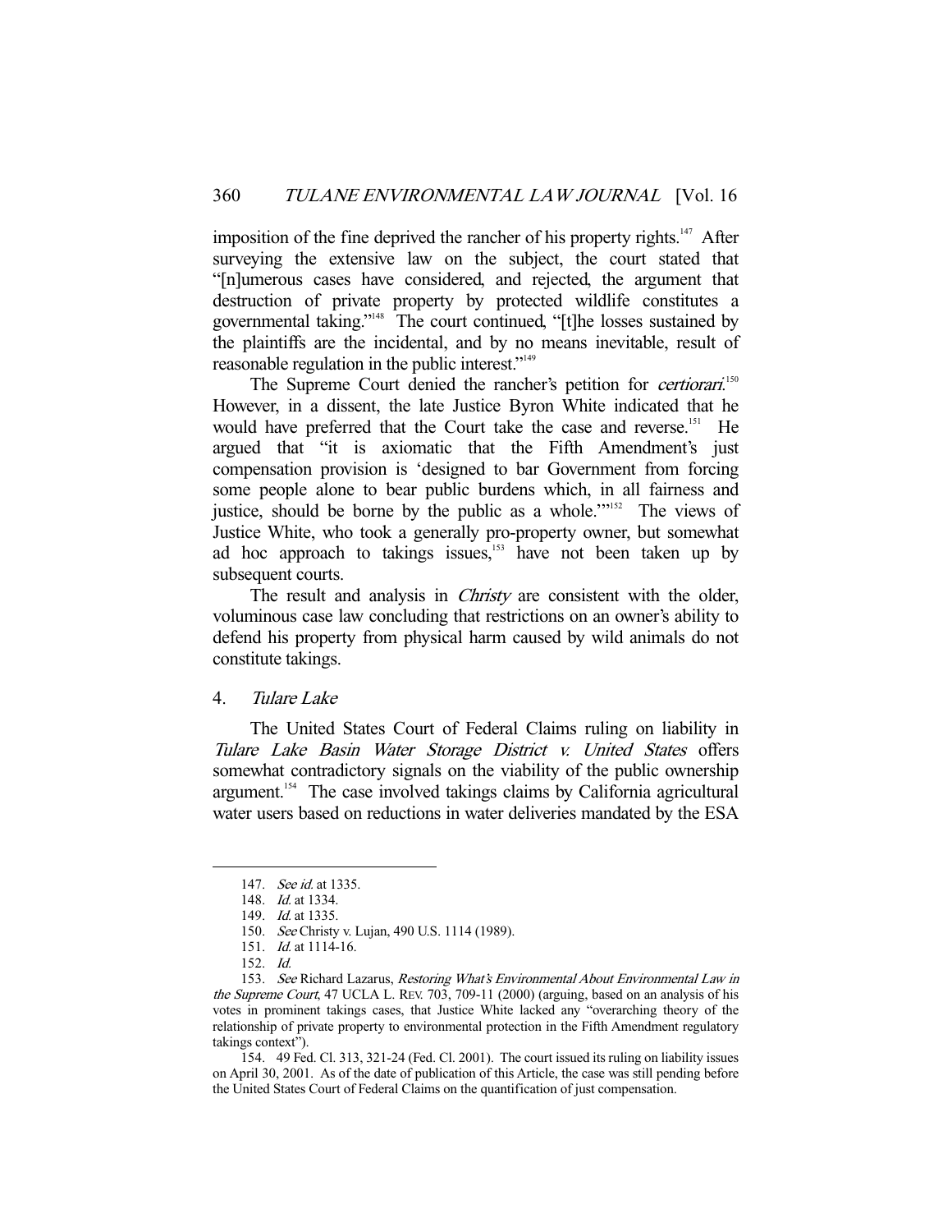imposition of the fine deprived the rancher of his property rights.[147] After surveying the extensive law on the subject, the court stated that "[n]umerous cases have considered, and rejected, the argument that destruction of private property by protected wildlife constitutes a governmental taking."[148] The court continued, "[t]he losses sustained by the plaintiffs are the incidental, and by no means inevitable, result of reasonable regulation in the public interest."[149]

The Supreme Court denied the rancher's petition for *certiorari*.[150] However, in a dissent, the late Justice Byron White indicated that he would have preferred that the Court take the case and reverse.[151] He argued that "it is axiomatic that the Fifth Amendment's just compensation provision is 'designed to bar Government from forcing some people alone to bear public burdens which, in all fairness and justice, should be borne by the public as a whole.'"[152] The views of Justice White, who took a generally pro-property owner, but somewhat ad hoc approach to takings issues,[153] have not been taken up by subsequent courts.

The result and analysis in *Christy* are consistent with the older, voluminous case law concluding that restrictions on an owner's ability to defend his property from physical harm caused by wild animals do not constitute takings.

#### 4. *Tulare Lake*

The United States Court of Federal Claims ruling on liability in *Tulare Lake Basin Water Storage District v. United States* offers somewhat contradictory signals on the viability of the public ownership argument.[154] The case involved takings claims by California agricultural water users based on reductions in water deliveries mandated by the ESA

---

147. *See id.* at 1335.

148. *Id.* at 1334.

149. *Id.* at 1335.

150. *See* Christy v. Lujan, 490 U.S. 1114 (1989).

151. *Id.* at 1114-16.

152. *Id.*

153. *See* Richard Lazarus, *Restoring What's Environmental About Environmental Law in the Supreme Court*, 47 UCLA L. REV. 703, 709-11 (2000) (arguing, based on an analysis of his votes in prominent takings cases, that Justice White lacked any "overarching theory of the relationship of private property to environmental protection in the Fifth Amendment regulatory takings context").

154. 49 Fed. Cl. 313, 321-24 (Fed. Cl. 2001). The court issued its ruling on liability issues on April 30, 2001. As of the date of publication of this Article, the case was still pending before the United States Court of Federal Claims on the quantification of just compensation.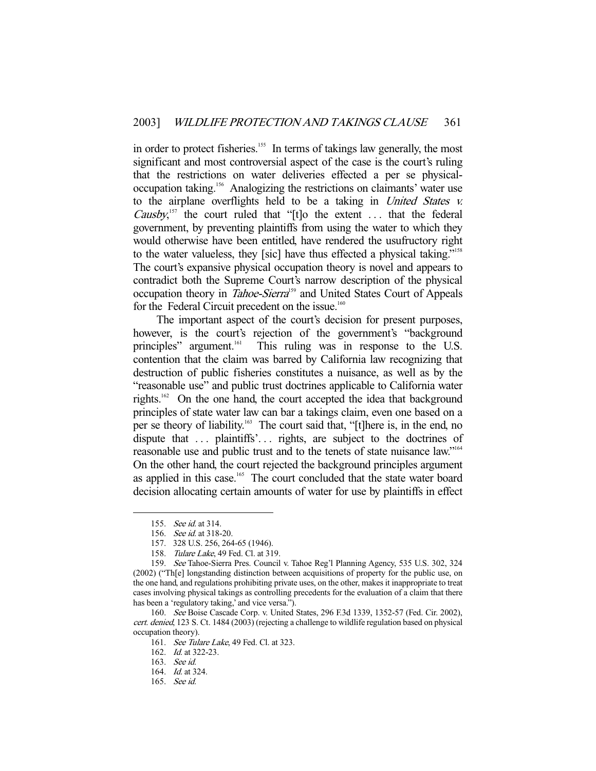in order to protect fisheries.[155] In terms of takings law generally, the most significant and most controversial aspect of the case is the court's ruling that the restrictions on water deliveries effected a per se physical-occupation taking.[156] Analogizing the restrictions on claimants' water use to the airplane overflights held to be a taking in *United States v. Causby*,[157] the court ruled that "[t]o the extent . . . that the federal government, by preventing plaintiffs from using the water to which they would otherwise have been entitled, have rendered the usufructory right to the water valueless, they [sic] have thus effected a physical taking."[158] The court's expansive physical occupation theory is novel and appears to contradict both the Supreme Court's narrow description of the physical occupation theory in *Tahoe-Sierra*[159] and United States Court of Appeals for the Federal Circuit precedent on the issue.[160]

The important aspect of the court's decision for present purposes, however, is the court's rejection of the government's "background principles" argument.[161] This ruling was in response to the U.S. contention that the claim was barred by California law recognizing that destruction of public fisheries constitutes a nuisance, as well as by the "reasonable use" and public trust doctrines applicable to California water rights.[162] On the one hand, the court accepted the idea that background principles of state water law can bar a takings claim, even one based on a per se theory of liability.[163] The court said that, "[t]here is, in the end, no dispute that . . . plaintiffs'. . . rights, are subject to the doctrines of reasonable use and public trust and to the tenets of state nuisance law."[164] On the other hand, the court rejected the background principles argument as applied in this case.[165] The court concluded that the state water board decision allocating certain amounts of water for use by plaintiffs in effect

---

155. *See id.* at 314.

156. *See id.* at 318-20.

157. 328 U.S. 256, 264-65 (1946).

158. *Tulare Lake*, 49 Fed. Cl. at 319.

159. *See* Tahoe-Sierra Pres. Council v. Tahoe Reg'l Planning Agency, 535 U.S. 302, 324 (2002) ("Th[e] longstanding distinction between acquisitions of property for the public use, on the one hand, and regulations prohibiting private uses, on the other, makes it inappropriate to treat cases involving physical takings as controlling precedents for the evaluation of a claim that there has been a 'regulatory taking,' and vice versa.").

160. *See* Boise Cascade Corp. v. United States, 296 F.3d 1339, 1352-57 (Fed. Cir. 2002), *cert. denied*, 123 S. Ct. 1484 (2003) (rejecting a challenge to wildlife regulation based on physical occupation theory).

161. *See Tulare Lake*, 49 Fed. Cl. at 323.

162. *Id.* at 322-23.

163. *See id.*

164. *Id.* at 324.

165. *See id.*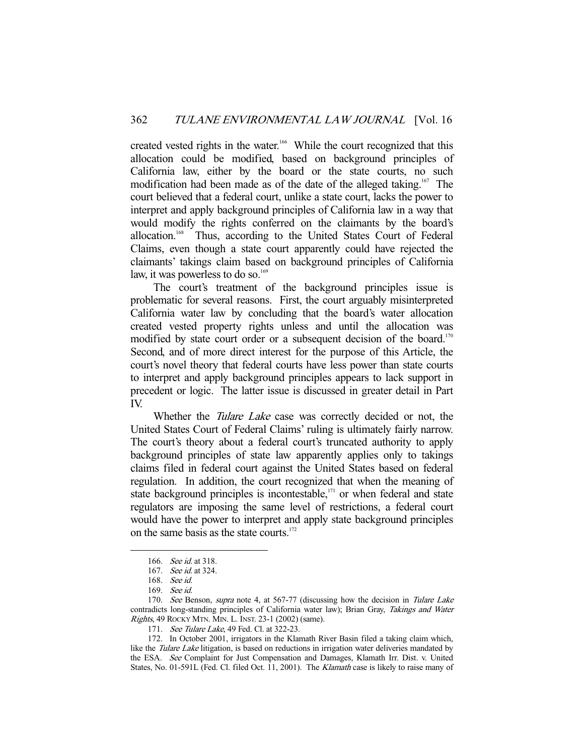created vested rights in the water.[166] While the court recognized that this allocation could be modified, based on background principles of California law, either by the board or the state courts, no such modification had been made as of the date of the alleged taking.[167] The court believed that a federal court, unlike a state court, lacks the power to interpret and apply background principles of California law in a way that would modify the rights conferred on the claimants by the board's allocation.[168] Thus, according to the United States Court of Federal Claims, even though a state court apparently could have rejected the claimants' takings claim based on background principles of California law, it was powerless to do so.[169]

The court's treatment of the background principles issue is problematic for several reasons. First, the court arguably misinterpreted California water law by concluding that the board's water allocation created vested property rights unless and until the allocation was modified by state court order or a subsequent decision of the board.[170] Second, and of more direct interest for the purpose of this Article, the court's novel theory that federal courts have less power than state courts to interpret and apply background principles appears to lack support in precedent or logic. The latter issue is discussed in greater detail in Part IV.

Whether the *Tulare Lake* case was correctly decided or not, the United States Court of Federal Claims' ruling is ultimately fairly narrow. The court's theory about a federal court's truncated authority to apply background principles of state law apparently applies only to takings claims filed in federal court against the United States based on federal regulation. In addition, the court recognized that when the meaning of state background principles is incontestable,[171] or when federal and state regulators are imposing the same level of restrictions, a federal court would have the power to interpret and apply state background principles on the same basis as the state courts.[172]

---

166. *See id.* at 318.

167. *See id.* at 324.

168. *See id.*

169. *See id.*

170. *See* Benson, *supra* note 4, at 567-77 (discussing how the decision in *Tulare Lake* contradicts long-standing principles of California water law); Brian Gray, *Takings and Water Rights*, 49 ROCKY MTN. MIN. L. INST. 23-1 (2002) (same).

171. *See Tulare Lake*, 49 Fed. Cl. at 322-23.

172. In October 2001, irrigators in the Klamath River Basin filed a taking claim which, like the *Tulare Lake* litigation, is based on reductions in irrigation water deliveries mandated by the ESA. *See* Complaint for Just Compensation and Damages, Klamath Irr. Dist. v. United States, No. 01-591L (Fed. Cl. filed Oct. 11, 2001). The *Klamath* case is likely to raise many of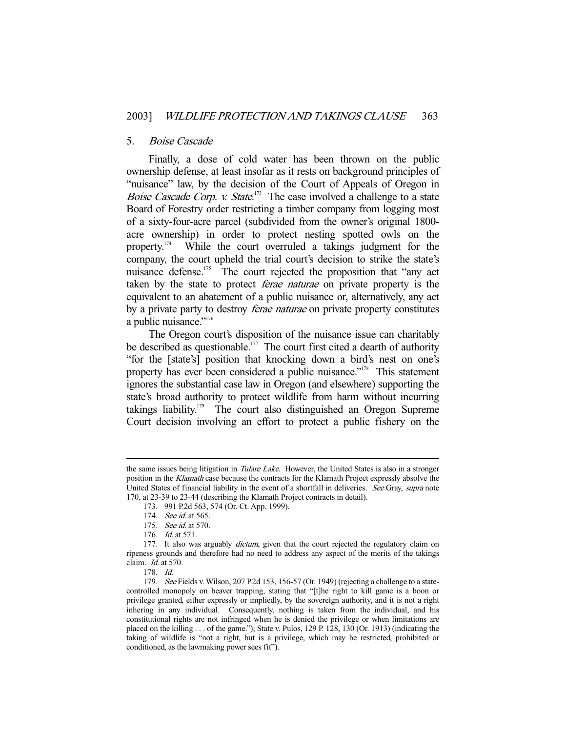### 5. *Boise Cascade*

Finally, a dose of cold water has been thrown on the public ownership defense, at least insofar as it rests on background principles of "nuisance" law, by the decision of the Court of Appeals of Oregon in *Boise Cascade Corp. v. State*.[173] The case involved a challenge to a state Board of Forestry order restricting a timber company from logging most of a sixty-four-acre parcel (subdivided from the owner's original 1800-acre ownership) in order to protect nesting spotted owls on the property.[174] While the court overruled a takings judgment for the company, the court upheld the trial court's decision to strike the state's nuisance defense.[175] The court rejected the proposition that "any act taken by the state to protect *ferae naturae* on private property is the equivalent to an abatement of a public nuisance or, alternatively, any act by a private party to destroy *ferae naturae* on private property constitutes a public nuisance."[176]

The Oregon court's disposition of the nuisance issue can charitably be described as questionable.[177] The court first cited a dearth of authority "for the [state's] position that knocking down a bird's nest on one's property has ever been considered a public nuisance."[178] This statement ignores the substantial case law in Oregon (and elsewhere) supporting the state's broad authority to protect wildlife from harm without incurring takings liability.[179] The court also distinguished an Oregon Supreme Court decision involving an effort to protect a public fishery on the

---

the same issues being litigation in *Tulare Lake*. However, the United States is also in a stronger position in the *Klamath* case because the contracts for the Klamath Project expressly absolve the United States of financial liability in the event of a shortfall in deliveries. *See* Gray, *supra* note 170, at 23-39 to 23-44 (describing the Klamath Project contracts in detail).

173. 991 P.2d 563, 574 (Or. Ct. App. 1999).

174. *See id.* at 565.

175. *See id.* at 570.

176. *Id.* at 571.

177. It also was arguably *dictum*, given that the court rejected the regulatory claim on ripeness grounds and therefore had no need to address any aspect of the merits of the takings claim. *Id.* at 570.

178. *Id.*

179. *See* Fields v. Wilson, 207 P.2d 153, 156-57 (Or. 1949) (rejecting a challenge to a state-controlled monopoly on beaver trapping, stating that "[t]he right to kill game is a boon or privilege granted, either expressly or impliedly, by the sovereign authority, and it is not a right inhering in any individual. Consequently, nothing is taken from the individual, and his constitutional rights are not infringed when he is denied the privilege or when limitations are placed on the killing . . . of the game."); State v. Pulos, 129 P. 128, 130 (Or. 1913) (indicating the taking of wildlife is "not a right, but is a privilege, which may be restricted, prohibited or conditioned, as the lawmaking power sees fit").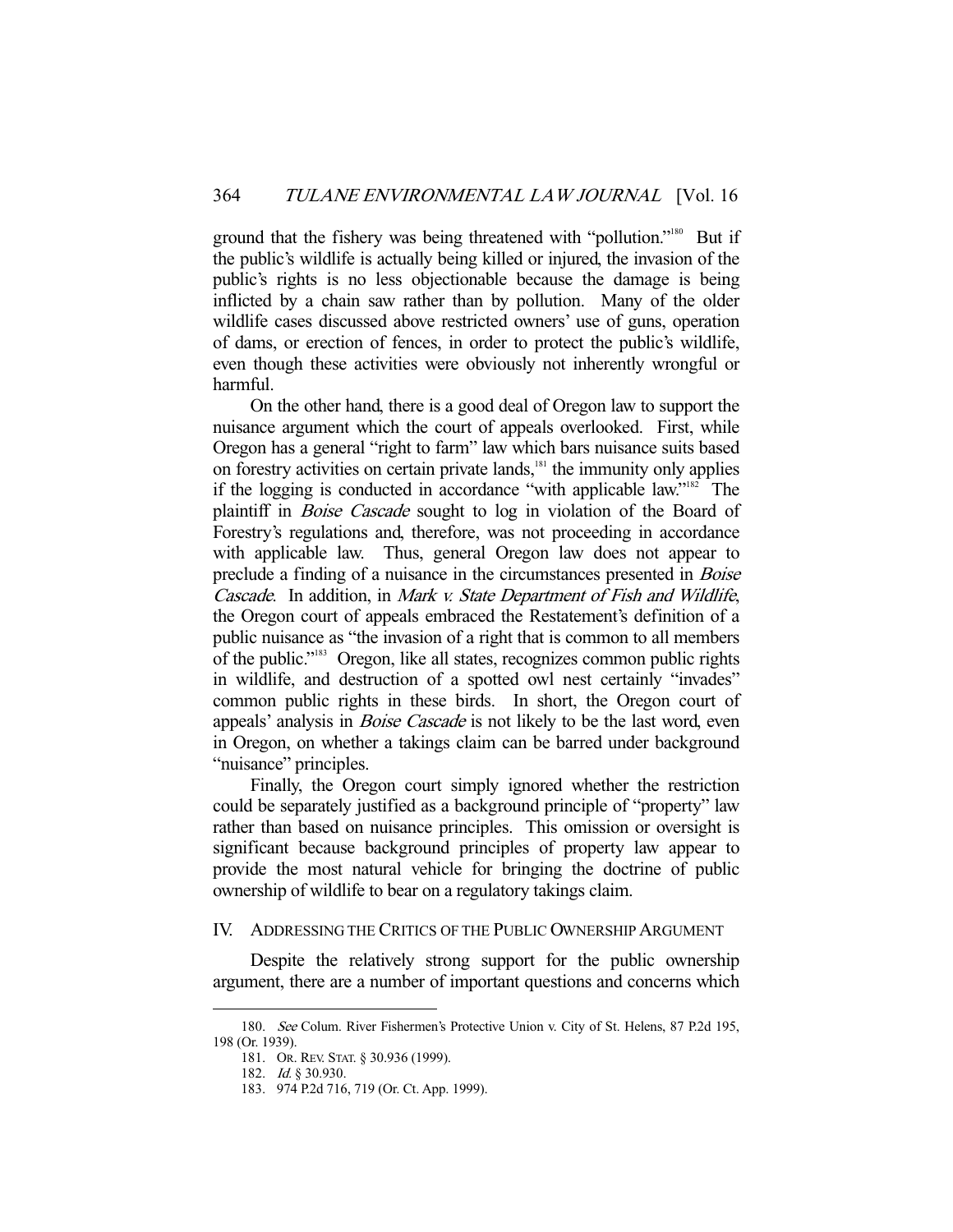ground that the fishery was being threatened with "pollution."[180] But if the public's wildlife is actually being killed or injured, the invasion of the public's rights is no less objectionable because the damage is being inflicted by a chain saw rather than by pollution. Many of the older wildlife cases discussed above restricted owners' use of guns, operation of dams, or erection of fences, in order to protect the public's wildlife, even though these activities were obviously not inherently wrongful or harmful.

On the other hand, there is a good deal of Oregon law to support the nuisance argument which the court of appeals overlooked. First, while Oregon has a general "right to farm" law which bars nuisance suits based on forestry activities on certain private lands,[181] the immunity only applies if the logging is conducted in accordance "with applicable law."[182] The plaintiff in *Boise Cascade* sought to log in violation of the Board of Forestry's regulations and, therefore, was not proceeding in accordance with applicable law. Thus, general Oregon law does not appear to preclude a finding of a nuisance in the circumstances presented in *Boise Cascade*. In addition, in *Mark v. State Department of Fish and Wildlife*, the Oregon court of appeals embraced the Restatement's definition of a public nuisance as "the invasion of a right that is common to all members of the public."[183] Oregon, like all states, recognizes common public rights in wildlife, and destruction of a spotted owl nest certainly "invades" common public rights in these birds. In short, the Oregon court of appeals' analysis in *Boise Cascade* is not likely to be the last word, even in Oregon, on whether a takings claim can be barred under background "nuisance" principles.

Finally, the Oregon court simply ignored whether the restriction could be separately justified as a background principle of "property" law rather than based on nuisance principles. This omission or oversight is significant because background principles of property law appear to provide the most natural vehicle for bringing the doctrine of public ownership of wildlife to bear on a regulatory takings claim.

## IV. Addressing the Critics of the Public Ownership Argument

Despite the relatively strong support for the public ownership argument, there are a number of important questions and concerns which

---

180. *See* Colum. River Fishermen's Protective Union v. City of St. Helens, 87 P.2d 195, 198 (Or. 1939).

181. Or. Rev. Stat. § 30.936 (1999).

182. *Id.* § 30.930.

183. 974 P.2d 716, 719 (Or. Ct. App. 1999).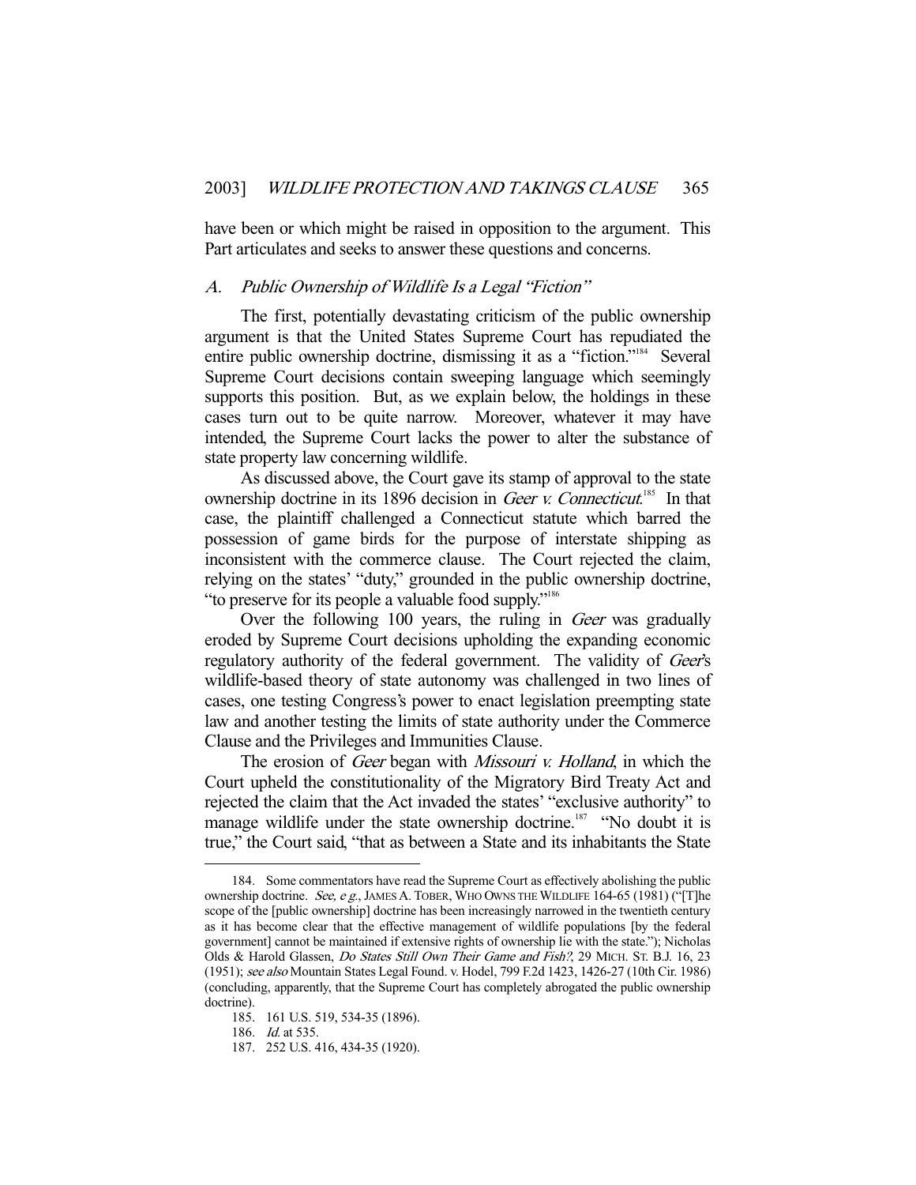have been or which might be raised in opposition to the argument. This Part articulates and seeks to answer these questions and concerns.

### *A. Public Ownership of Wildlife Is a Legal "Fiction"*

The first, potentially devastating criticism of the public ownership argument is that the United States Supreme Court has repudiated the entire public ownership doctrine, dismissing it as a "fiction."[184] Several Supreme Court decisions contain sweeping language which seemingly supports this position. But, as we explain below, the holdings in these cases turn out to be quite narrow. Moreover, whatever it may have intended, the Supreme Court lacks the power to alter the substance of state property law concerning wildlife.

As discussed above, the Court gave its stamp of approval to the state ownership doctrine in its 1896 decision in *Geer v. Connecticut*.[185] In that case, the plaintiff challenged a Connecticut statute which barred the possession of game birds for the purpose of interstate shipping as inconsistent with the commerce clause. The Court rejected the claim, relying on the states' "duty," grounded in the public ownership doctrine, "to preserve for its people a valuable food supply."[186]

Over the following 100 years, the ruling in *Geer* was gradually eroded by Supreme Court decisions upholding the expanding economic regulatory authority of the federal government. The validity of *Geer*'s wildlife-based theory of state autonomy was challenged in two lines of cases, one testing Congress's power to enact legislation preempting state law and another testing the limits of state authority under the Commerce Clause and the Privileges and Immunities Clause.

The erosion of *Geer* began with *Missouri v. Holland*, in which the Court upheld the constitutionality of the Migratory Bird Treaty Act and rejected the claim that the Act invaded the states' "exclusive authority" to manage wildlife under the state ownership doctrine.[187] "No doubt it is true," the Court said, "that as between a State and its inhabitants the State

---

184. Some commentators have read the Supreme Court as effectively abolishing the public ownership doctrine. *See, e.g.*, JAMES A. TOBER, WHO OWNS THE WILDLIFE 164-65 (1981) ("[T]he scope of the [public ownership] doctrine has been increasingly narrowed in the twentieth century as it has become clear that the effective management of wildlife populations [by the federal government] cannot be maintained if extensive rights of ownership lie with the state."); Nicholas Olds & Harold Glassen, *Do States Still Own Their Game and Fish?*, 29 MICH. ST. B.J. 16, 23 (1951); *see also* Mountain States Legal Found. v. Hodel, 799 F.2d 1423, 1426-27 (10th Cir. 1986) (concluding, apparently, that the Supreme Court has completely abrogated the public ownership doctrine).

185. 161 U.S. 519, 534-35 (1896).

186. *Id.* at 535.

187. 252 U.S. 416, 434-35 (1920).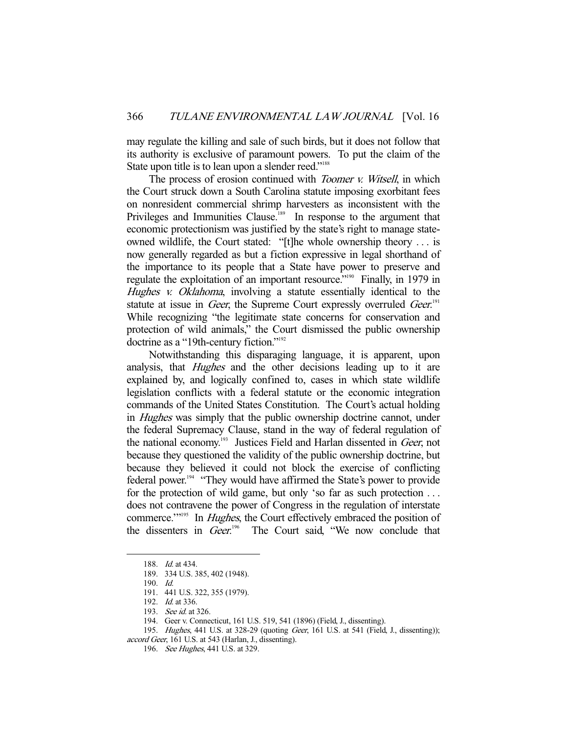may regulate the killing and sale of such birds, but it does not follow that its authority is exclusive of paramount powers. To put the claim of the State upon title is to lean upon a slender reed."[188]

The process of erosion continued with *Toomer v. Witsell*, in which the Court struck down a South Carolina statute imposing exorbitant fees on nonresident commercial shrimp harvesters as inconsistent with the Privileges and Immunities Clause.[189] In response to the argument that economic protectionism was justified by the state's right to manage state-owned wildlife, the Court stated: "[t]he whole ownership theory . . . is now generally regarded as but a fiction expressive in legal shorthand of the importance to its people that a State have power to preserve and regulate the exploitation of an important resource."[190] Finally, in 1979 in *Hughes v. Oklahoma*, involving a statute essentially identical to the statute at issue in *Geer*, the Supreme Court expressly overruled *Geer*.[191] While recognizing "the legitimate state concerns for conservation and protection of wild animals," the Court dismissed the public ownership doctrine as a "19th-century fiction."[192]

Notwithstanding this disparaging language, it is apparent, upon analysis, that *Hughes* and the other decisions leading up to it are explained by, and logically confined to, cases in which state wildlife legislation conflicts with a federal statute or the economic integration commands of the United States Constitution. The Court's actual holding in *Hughes* was simply that the public ownership doctrine cannot, under the federal Supremacy Clause, stand in the way of federal regulation of the national economy.[193] Justices Field and Harlan dissented in *Geer*, not because they questioned the validity of the public ownership doctrine, but because they believed it could not block the exercise of conflicting federal power.[194] "They would have affirmed the State's power to provide for the protection of wild game, but only 'so far as such protection . . . does not contravene the power of Congress in the regulation of interstate commerce.'"[195] In *Hughes*, the Court effectively embraced the position of the dissenters in *Geer*.[196] The Court said, "We now conclude that

---

188. *Id.* at 434.

189. 334 U.S. 385, 402 (1948).

190. *Id.*

191. 441 U.S. 322, 355 (1979).

192. *Id.* at 336.

193. *See id.* at 326.

194. Geer v. Connecticut, 161 U.S. 519, 541 (1896) (Field, J., dissenting).

195. *Hughes*, 441 U.S. at 328-29 (quoting *Geer*, 161 U.S. at 541 (Field, J., dissenting)); *accord Geer*, 161 U.S. at 543 (Harlan, J., dissenting).

196. *See Hughes*, 441 U.S. at 329.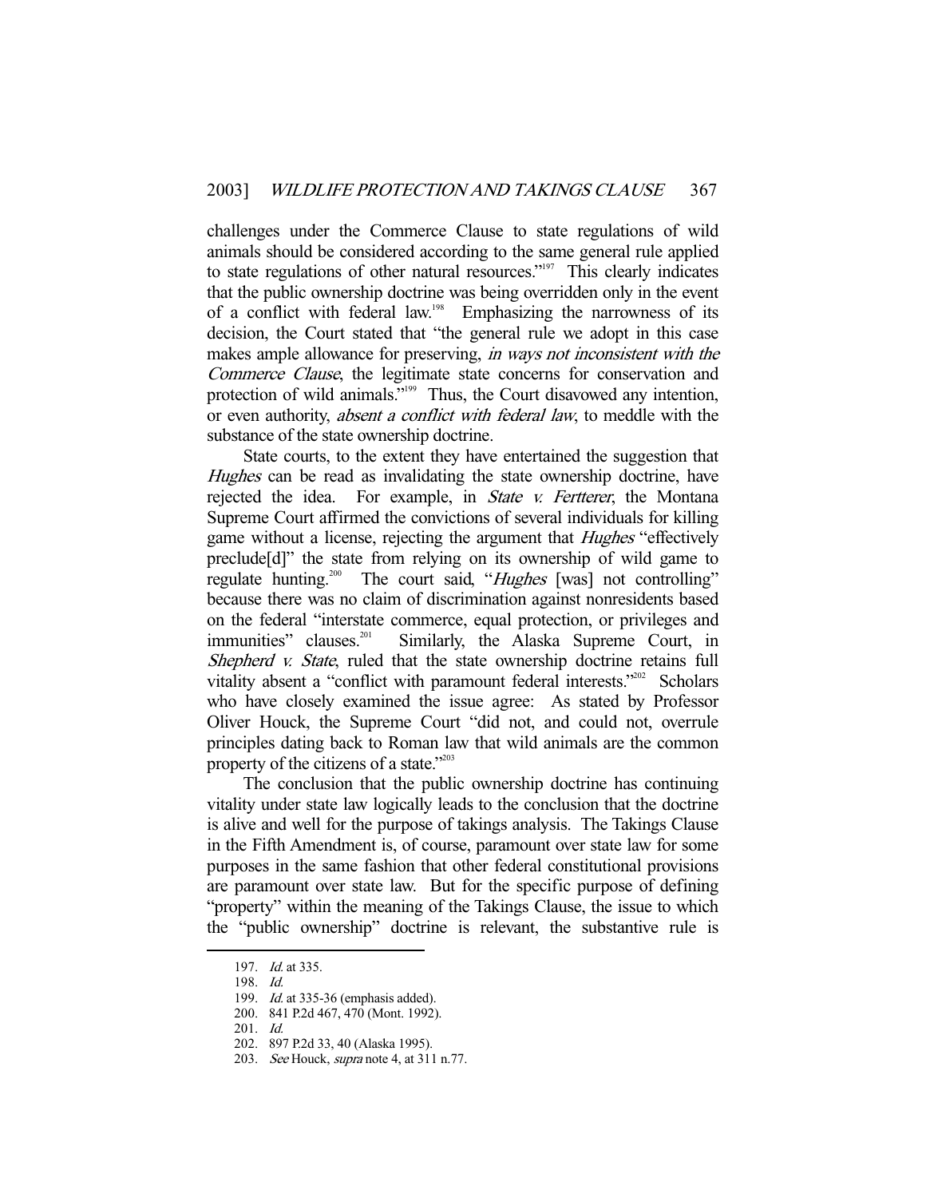challenges under the Commerce Clause to state regulations of wild animals should be considered according to the same general rule applied to state regulations of other natural resources."[197] This clearly indicates that the public ownership doctrine was being overridden only in the event of a conflict with federal law.[198] Emphasizing the narrowness of its decision, the Court stated that "the general rule we adopt in this case makes ample allowance for preserving, *in ways not inconsistent with the Commerce Clause*, the legitimate state concerns for conservation and protection of wild animals."[199] Thus, the Court disavowed any intention, or even authority, *absent a conflict with federal law*, to meddle with the substance of the state ownership doctrine.

State courts, to the extent they have entertained the suggestion that *Hughes* can be read as invalidating the state ownership doctrine, have rejected the idea. For example, in *State v. Fertterer*, the Montana Supreme Court affirmed the convictions of several individuals for killing game without a license, rejecting the argument that *Hughes* "effectively preclude[d]" the state from relying on its ownership of wild game to regulate hunting.[200] The court said, "*Hughes* [was] not controlling" because there was no claim of discrimination against nonresidents based on the federal "interstate commerce, equal protection, or privileges and immunities" clauses.[201] Similarly, the Alaska Supreme Court, in *Shepherd v. State*, ruled that the state ownership doctrine retains full vitality absent a "conflict with paramount federal interests."[202] Scholars who have closely examined the issue agree: As stated by Professor Oliver Houck, the Supreme Court "did not, and could not, overrule principles dating back to Roman law that wild animals are the common property of the citizens of a state."[203]

The conclusion that the public ownership doctrine has continuing vitality under state law logically leads to the conclusion that the doctrine is alive and well for the purpose of takings analysis. The Takings Clause in the Fifth Amendment is, of course, paramount over state law for some purposes in the same fashion that other federal constitutional provisions are paramount over state law. But for the specific purpose of defining "property" within the meaning of the Takings Clause, the issue to which the "public ownership" doctrine is relevant, the substantive rule is

---

197. *Id.* at 335.

198. *Id.*

199. *Id.* at 335-36 (emphasis added).

200. 841 P.2d 467, 470 (Mont. 1992).

201. *Id.*

202. 897 P.2d 33, 40 (Alaska 1995).

203. *See* Houck, *supra* note 4, at 311 n.77.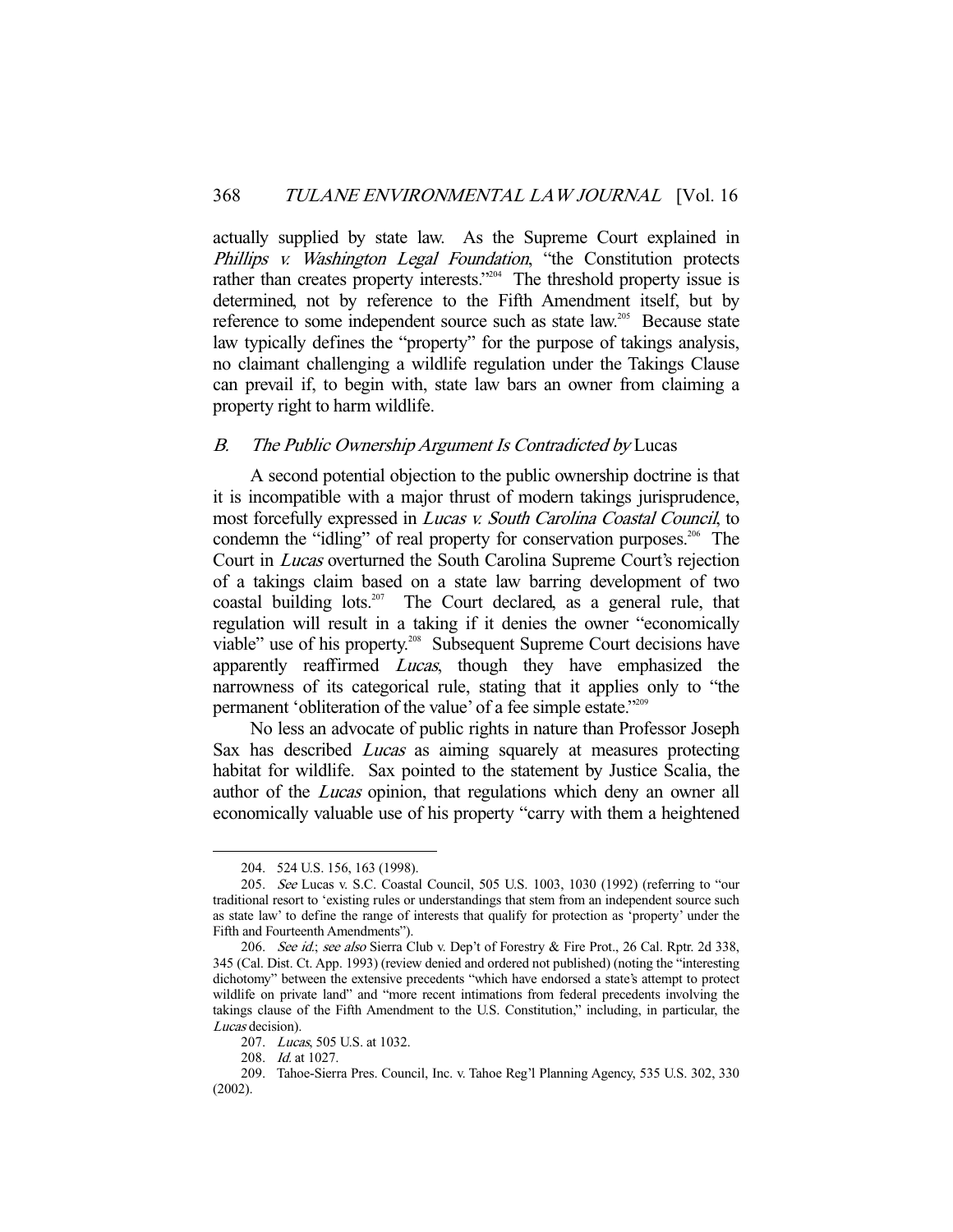actually supplied by state law. As the Supreme Court explained in *Phillips v. Washington Legal Foundation*, "the Constitution protects rather than creates property interests."[204] The threshold property issue is determined, not by reference to the Fifth Amendment itself, but by reference to some independent source such as state law.[205] Because state law typically defines the "property" for the purpose of takings analysis, no claimant challenging a wildlife regulation under the Takings Clause can prevail if, to begin with, state law bars an owner from claiming a property right to harm wildlife.

### B. *The Public Ownership Argument Is Contradicted by* Lucas

A second potential objection to the public ownership doctrine is that it is incompatible with a major thrust of modern takings jurisprudence, most forcefully expressed in *Lucas v. South Carolina Coastal Council*, to condemn the "idling" of real property for conservation purposes.[206] The Court in *Lucas* overturned the South Carolina Supreme Court's rejection of a takings claim based on a state law barring development of two coastal building lots.[207] The Court declared, as a general rule, that regulation will result in a taking if it denies the owner "economically viable" use of his property.[208] Subsequent Supreme Court decisions have apparently reaffirmed *Lucas*, though they have emphasized the narrowness of its categorical rule, stating that it applies only to "the permanent 'obliteration of the value' of a fee simple estate."[209]

No less an advocate of public rights in nature than Professor Joseph Sax has described *Lucas* as aiming squarely at measures protecting habitat for wildlife. Sax pointed to the statement by Justice Scalia, the author of the *Lucas* opinion, that regulations which deny an owner all economically valuable use of his property "carry with them a heightened

---

204. 524 U.S. 156, 163 (1998).

205. *See* Lucas v. S.C. Coastal Council, 505 U.S. 1003, 1030 (1992) (referring to "our traditional resort to 'existing rules or understandings that stem from an independent source such as state law' to define the range of interests that qualify for protection as 'property' under the Fifth and Fourteenth Amendments").

206. *See id.*; *see also* Sierra Club v. Dep't of Forestry & Fire Prot., 26 Cal. Rptr. 2d 338, 345 (Cal. Dist. Ct. App. 1993) (review denied and ordered not published) (noting the "interesting dichotomy" between the extensive precedents "which have endorsed a state's attempt to protect wildlife on private land" and "more recent intimations from federal precedents involving the takings clause of the Fifth Amendment to the U.S. Constitution," including, in particular, the *Lucas* decision).

207. *Lucas*, 505 U.S. at 1032.

208. *Id.* at 1027.

209. Tahoe-Sierra Pres. Council, Inc. v. Tahoe Reg'l Planning Agency, 535 U.S. 302, 330 (2002).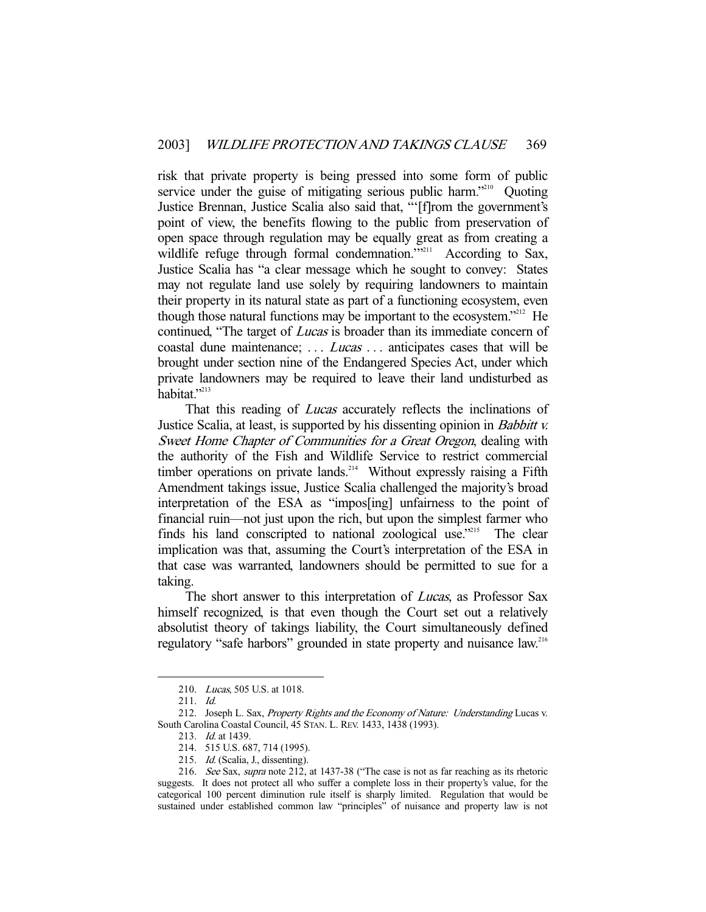risk that private property is being pressed into some form of public service under the guise of mitigating serious public harm."[210] Quoting Justice Brennan, Justice Scalia also said that, "'[f]rom the government's point of view, the benefits flowing to the public from preservation of open space through regulation may be equally great as from creating a wildlife refuge through formal condemnation.'"[211] According to Sax, Justice Scalia has "a clear message which he sought to convey: States may not regulate land use solely by requiring landowners to maintain their property in its natural state as part of a functioning ecosystem, even though those natural functions may be important to the ecosystem."[212] He continued, "The target of *Lucas* is broader than its immediate concern of coastal dune maintenance; . . . *Lucas* . . . anticipates cases that will be brought under section nine of the Endangered Species Act, under which private landowners may be required to leave their land undisturbed as habitat."[213]

That this reading of *Lucas* accurately reflects the inclinations of Justice Scalia, at least, is supported by his dissenting opinion in *Babbitt v. Sweet Home Chapter of Communities for a Great Oregon*, dealing with the authority of the Fish and Wildlife Service to restrict commercial timber operations on private lands.[214] Without expressly raising a Fifth Amendment takings issue, Justice Scalia challenged the majority's broad interpretation of the ESA as "impos[ing] unfairness to the point of financial ruin—not just upon the rich, but upon the simplest farmer who finds his land conscripted to national zoological use."[215] The clear implication was that, assuming the Court's interpretation of the ESA in that case was warranted, landowners should be permitted to sue for a taking.

The short answer to this interpretation of *Lucas*, as Professor Sax himself recognized, is that even though the Court set out a relatively absolutist theory of takings liability, the Court simultaneously defined regulatory "safe harbors" grounded in state property and nuisance law.[216]

---

210. *Lucas*, 505 U.S. at 1018.

211. *Id.*

212. Joseph L. Sax, *Property Rights and the Economy of Nature: Understanding* Lucas v. South Carolina Coastal Council, 45 STAN. L. REV. 1433, 1438 (1993).

213. *Id.* at 1439.

214. 515 U.S. 687, 714 (1995).

215. *Id.* (Scalia, J., dissenting).

216. *See* Sax, *supra* note 212, at 1437-38 ("The case is not as far reaching as its rhetoric suggests. It does not protect all who suffer a complete loss in their property's value, for the categorical 100 percent diminution rule itself is sharply limited. Regulation that would be sustained under established common law "principles" of nuisance and property law is not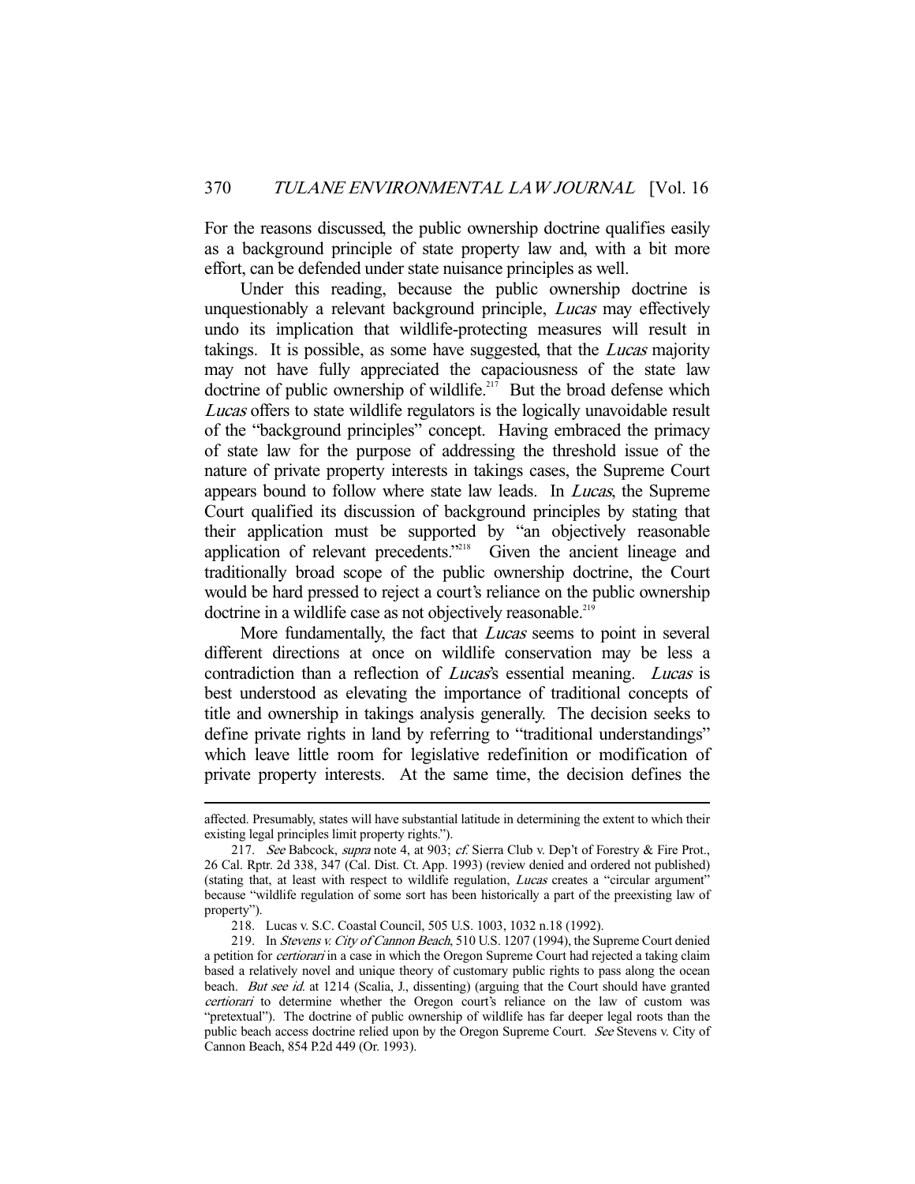For the reasons discussed, the public ownership doctrine qualifies easily as a background principle of state property law and, with a bit more effort, can be defended under state nuisance principles as well.

Under this reading, because the public ownership doctrine is unquestionably a relevant background principle, *Lucas* may effectively undo its implication that wildlife-protecting measures will result in takings. It is possible, as some have suggested, that the *Lucas* majority may not have fully appreciated the capaciousness of the state law doctrine of public ownership of wildlife.[217] But the broad defense which *Lucas* offers to state wildlife regulators is the logically unavoidable result of the "background principles" concept. Having embraced the primacy of state law for the purpose of addressing the threshold issue of the nature of private property interests in takings cases, the Supreme Court appears bound to follow where state law leads. In *Lucas*, the Supreme Court qualified its discussion of background principles by stating that their application must be supported by "an objectively reasonable application of relevant precedents."[218] Given the ancient lineage and traditionally broad scope of the public ownership doctrine, the Court would be hard pressed to reject a court's reliance on the public ownership doctrine in a wildlife case as not objectively reasonable.[219]

More fundamentally, the fact that *Lucas* seems to point in several different directions at once on wildlife conservation may be less a contradiction than a reflection of *Lucas*'s essential meaning. *Lucas* is best understood as elevating the importance of traditional concepts of title and ownership in takings analysis generally. The decision seeks to define private rights in land by referring to "traditional understandings" which leave little room for legislative redefinition or modification of private property interests. At the same time, the decision defines the

---

affected. Presumably, states will have substantial latitude in determining the extent to which their existing legal principles limit property rights.").

217. *See* Babcock, *supra* note 4, at 903; *cf.* Sierra Club v. Dep't of Forestry & Fire Prot., 26 Cal. Rptr. 2d 338, 347 (Cal. Dist. Ct. App. 1993) (review denied and ordered not published) (stating that, at least with respect to wildlife regulation, *Lucas* creates a "circular argument" because "wildlife regulation of some sort has been historically a part of the preexisting law of property").

218. Lucas v. S.C. Coastal Council, 505 U.S. 1003, 1032 n.18 (1992).

219. In *Stevens v. City of Cannon Beach*, 510 U.S. 1207 (1994), the Supreme Court denied a petition for *certiorari* in a case in which the Oregon Supreme Court had rejected a taking claim based a relatively novel and unique theory of customary public rights to pass along the ocean beach. *But see id.* at 1214 (Scalia, J., dissenting) (arguing that the Court should have granted *certiorari* to determine whether the Oregon court's reliance on the law of custom was "pretextual"). The doctrine of public ownership of wildlife has far deeper legal roots than the public beach access doctrine relied upon by the Oregon Supreme Court. *See* Stevens v. City of Cannon Beach, 854 P.2d 449 (Or. 1993).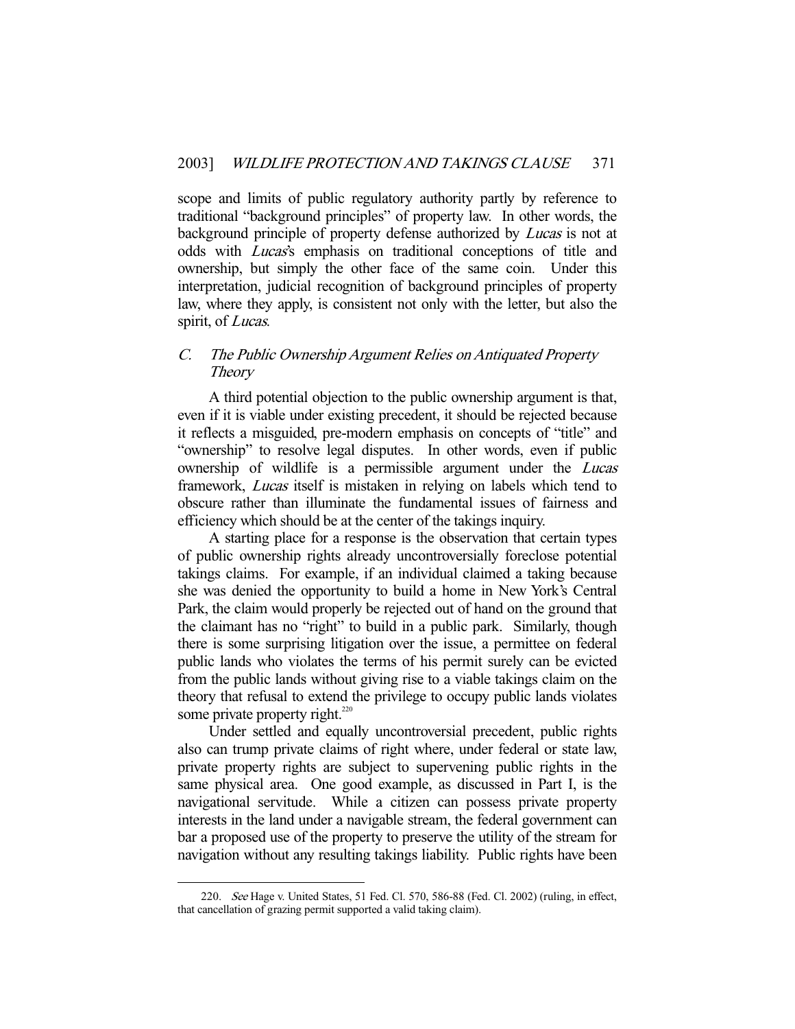scope and limits of public regulatory authority partly by reference to traditional "background principles" of property law. In other words, the background principle of property defense authorized by *Lucas* is not at odds with *Lucas*'s emphasis on traditional conceptions of title and ownership, but simply the other face of the same coin. Under this interpretation, judicial recognition of background principles of property law, where they apply, is consistent not only with the letter, but also the spirit, of *Lucas*.

### *C. The Public Ownership Argument Relies on Antiquated Property Theory*

A third potential objection to the public ownership argument is that, even if it is viable under existing precedent, it should be rejected because it reflects a misguided, pre-modern emphasis on concepts of "title" and "ownership" to resolve legal disputes. In other words, even if public ownership of wildlife is a permissible argument under the *Lucas* framework, *Lucas* itself is mistaken in relying on labels which tend to obscure rather than illuminate the fundamental issues of fairness and efficiency which should be at the center of the takings inquiry.

A starting place for a response is the observation that certain types of public ownership rights already uncontroversially foreclose potential takings claims. For example, if an individual claimed a taking because she was denied the opportunity to build a home in New York's Central Park, the claim would properly be rejected out of hand on the ground that the claimant has no "right" to build in a public park. Similarly, though there is some surprising litigation over the issue, a permittee on federal public lands who violates the terms of his permit surely can be evicted from the public lands without giving rise to a viable takings claim on the theory that refusal to extend the privilege to occupy public lands violates some private property right.[220]

Under settled and equally uncontroversial precedent, public rights also can trump private claims of right where, under federal or state law, private property rights are subject to supervening public rights in the same physical area. One good example, as discussed in Part I, is the navigational servitude. While a citizen can possess private property interests in the land under a navigable stream, the federal government can bar a proposed use of the property to preserve the utility of the stream for navigation without any resulting takings liability. Public rights have been

---

220. *See* Hage v. United States, 51 Fed. Cl. 570, 586-88 (Fed. Cl. 2002) (ruling, in effect, that cancellation of grazing permit supported a valid taking claim).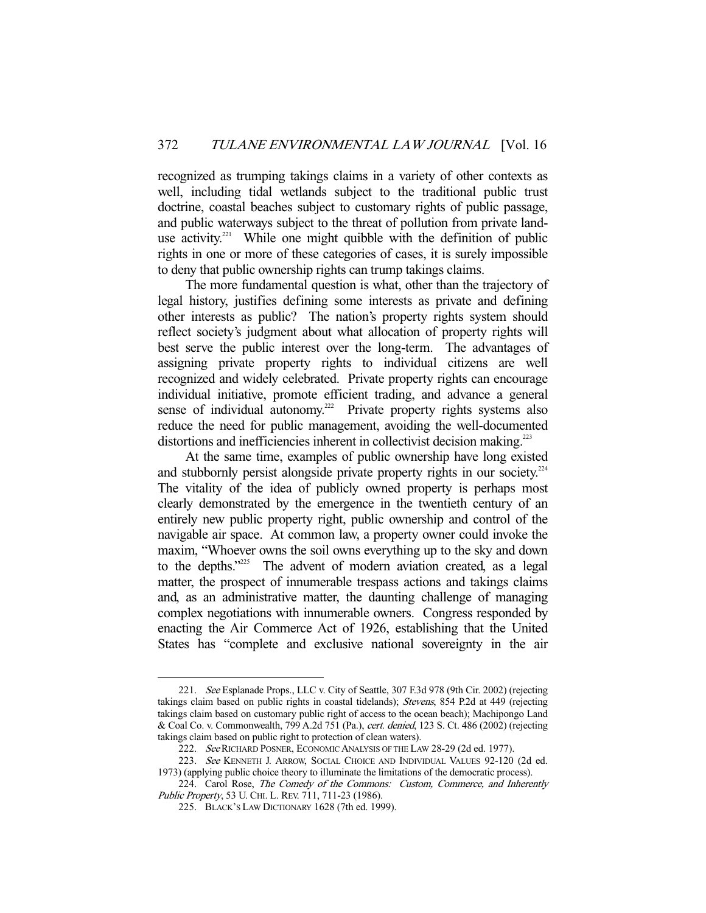recognized as trumping takings claims in a variety of other contexts as well, including tidal wetlands subject to the traditional public trust doctrine, coastal beaches subject to customary rights of public passage, and public waterways subject to the threat of pollution from private land-use activity.[221] While one might quibble with the definition of public rights in one or more of these categories of cases, it is surely impossible to deny that public ownership rights can trump takings claims.

The more fundamental question is what, other than the trajectory of legal history, justifies defining some interests as private and defining other interests as public? The nation's property rights system should reflect society's judgment about what allocation of property rights will best serve the public interest over the long-term. The advantages of assigning private property rights to individual citizens are well recognized and widely celebrated. Private property rights can encourage individual initiative, promote efficient trading, and advance a general sense of individual autonomy.[222] Private property rights systems also reduce the need for public management, avoiding the well-documented distortions and inefficiencies inherent in collectivist decision making.[223]

At the same time, examples of public ownership have long existed and stubbornly persist alongside private property rights in our society.[224] The vitality of the idea of publicly owned property is perhaps most clearly demonstrated by the emergence in the twentieth century of an entirely new public property right, public ownership and control of the navigable air space. At common law, a property owner could invoke the maxim, "Whoever owns the soil owns everything up to the sky and down to the depths."[225] The advent of modern aviation created, as a legal matter, the prospect of innumerable trespass actions and takings claims and, as an administrative matter, the daunting challenge of managing complex negotiations with innumerable owners. Congress responded by enacting the Air Commerce Act of 1926, establishing that the United States has "complete and exclusive national sovereignty in the air

---

221. *See* Esplanade Props., LLC v. City of Seattle, 307 F.3d 978 (9th Cir. 2002) (rejecting takings claim based on public rights in coastal tidelands); *Stevens*, 854 P.2d at 449 (rejecting takings claim based on customary public right of access to the ocean beach); Machipongo Land & Coal Co. v. Commonwealth, 799 A.2d 751 (Pa.), *cert. denied*, 123 S. Ct. 486 (2002) (rejecting takings claim based on public right to protection of clean waters).

222. *See* RICHARD POSNER, ECONOMIC ANALYSIS OF THE LAW 28-29 (2d ed. 1977).

223. *See* KENNETH J. ARROW, SOCIAL CHOICE AND INDIVIDUAL VALUES 92-120 (2d ed. 1973) (applying public choice theory to illuminate the limitations of the democratic process).

224. Carol Rose, *The Comedy of the Commons: Custom, Commerce, and Inherently Public Property*, 53 U. CHI. L. REV. 711, 711-23 (1986).

225. BLACK'S LAW DICTIONARY 1628 (7th ed. 1999).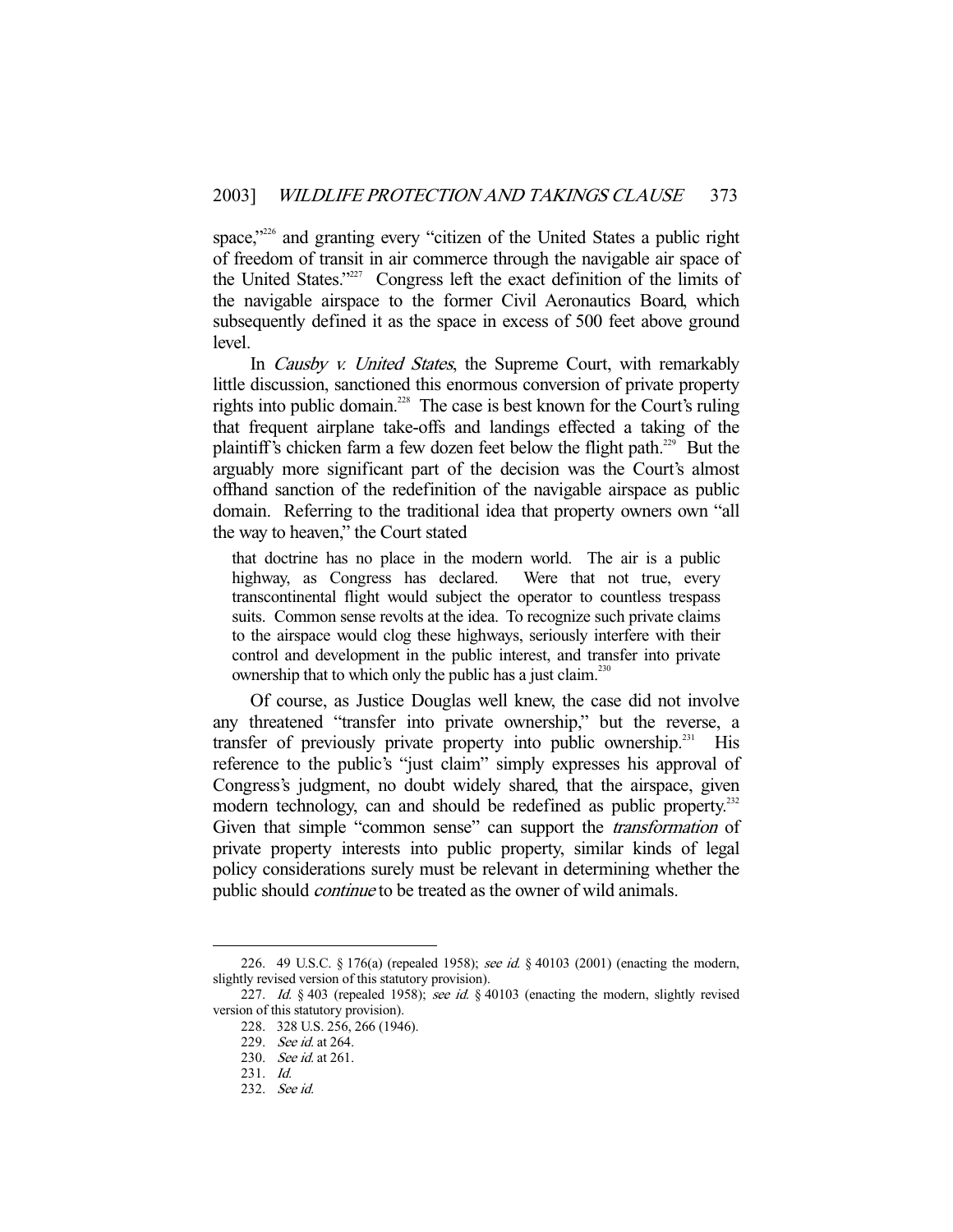space,"[226] and granting every "citizen of the United States a public right of freedom of transit in air commerce through the navigable air space of the United States."[227] Congress left the exact definition of the limits of the navigable airspace to the former Civil Aeronautics Board, which subsequently defined it as the space in excess of 500 feet above ground level.

In *Causby v. United States*, the Supreme Court, with remarkably little discussion, sanctioned this enormous conversion of private property rights into public domain.[228] The case is best known for the Court's ruling that frequent airplane take-offs and landings effected a taking of the plaintiff's chicken farm a few dozen feet below the flight path.[229] But the arguably more significant part of the decision was the Court's almost offhand sanction of the redefinition of the navigable airspace as public domain. Referring to the traditional idea that property owners own "all the way to heaven," the Court stated

> that doctrine has no place in the modern world. The air is a public highway, as Congress has declared. Were that not true, every transcontinental flight would subject the operator to countless trespass suits. Common sense revolts at the idea. To recognize such private claims to the airspace would clog these highways, seriously interfere with their control and development in the public interest, and transfer into private ownership that to which only the public has a just claim.[230]

Of course, as Justice Douglas well knew, the case did not involve any threatened "transfer into private ownership," but the reverse, a transfer of previously private property into public ownership.[231] His reference to the public's "just claim" simply expresses his approval of Congress's judgment, no doubt widely shared, that the airspace, given modern technology, can and should be redefined as public property.[232] Given that simple "common sense" can support the *transformation* of private property interests into public property, similar kinds of legal policy considerations surely must be relevant in determining whether the public should *continue* to be treated as the owner of wild animals.

---

226. 49 U.S.C. § 176(a) (repealed 1958); *see id.* § 40103 (2001) (enacting the modern, slightly revised version of this statutory provision).

227. *Id.* § 403 (repealed 1958); *see id.* § 40103 (enacting the modern, slightly revised version of this statutory provision).

228. 328 U.S. 256, 266 (1946).

229. *See id.* at 264.

230. *See id.* at 261.

231. *Id.*

232. *See id.*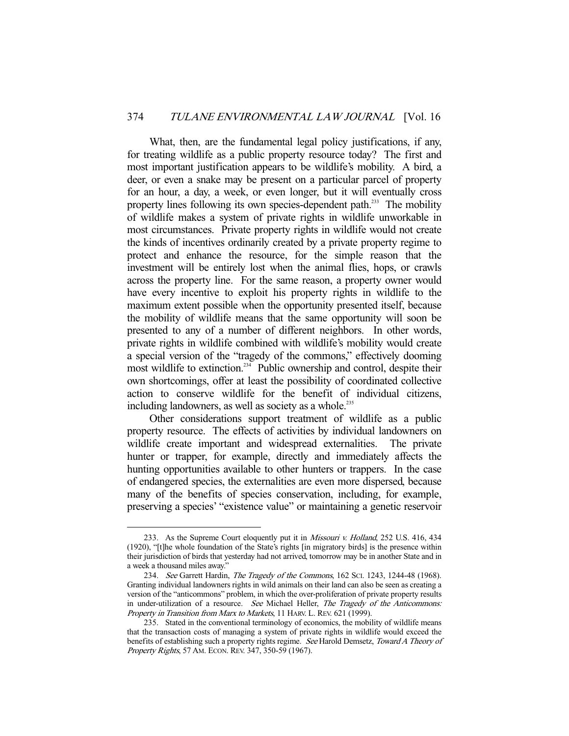What, then, are the fundamental legal policy justifications, if any, for treating wildlife as a public property resource today? The first and most important justification appears to be wildlife's mobility. A bird, a deer, or even a snake may be present on a particular parcel of property for an hour, a day, a week, or even longer, but it will eventually cross property lines following its own species-dependent path.[233] The mobility of wildlife makes a system of private rights in wildlife unworkable in most circumstances. Private property rights in wildlife would not create the kinds of incentives ordinarily created by a private property regime to protect and enhance the resource, for the simple reason that the investment will be entirely lost when the animal flies, hops, or crawls across the property line. For the same reason, a property owner would have every incentive to exploit his property rights in wildlife to the maximum extent possible when the opportunity presented itself, because the mobility of wildlife means that the same opportunity will soon be presented to any of a number of different neighbors. In other words, private rights in wildlife combined with wildlife's mobility would create a special version of the "tragedy of the commons," effectively dooming most wildlife to extinction.[234] Public ownership and control, despite their own shortcomings, offer at least the possibility of coordinated collective action to conserve wildlife for the benefit of individual citizens, including landowners, as well as society as a whole.[235]

Other considerations support treatment of wildlife as a public property resource. The effects of activities by individual landowners on wildlife create important and widespread externalities. The private hunter or trapper, for example, directly and immediately affects the hunting opportunities available to other hunters or trappers. In the case of endangered species, the externalities are even more dispersed, because many of the benefits of species conservation, including, for example, preserving a species' "existence value" or maintaining a genetic reservoir

---

233. As the Supreme Court eloquently put it in *Missouri v. Holland*, 252 U.S. 416, 434 (1920), "[t]he whole foundation of the State's rights [in migratory birds] is the presence within their jurisdiction of birds that yesterday had not arrived, tomorrow may be in another State and in a week a thousand miles away."

234. *See* Garrett Hardin, *The Tragedy of the Commons*, 162 SCI. 1243, 1244-48 (1968). Granting individual landowners rights in wild animals on their land can also be seen as creating a version of the "anticommons" problem, in which the over-proliferation of private property results in under-utilization of a resource. *See* Michael Heller, *The Tragedy of the Anticommons: Property in Transition from Marx to Markets*, 11 HARV. L. REV. 621 (1999).

235. Stated in the conventional terminology of economics, the mobility of wildlife means that the transaction costs of managing a system of private rights in wildlife would exceed the benefits of establishing such a property rights regime. *See* Harold Demsetz, *Toward A Theory of Property Rights*, 57 AM. ECON. REV. 347, 350-59 (1967).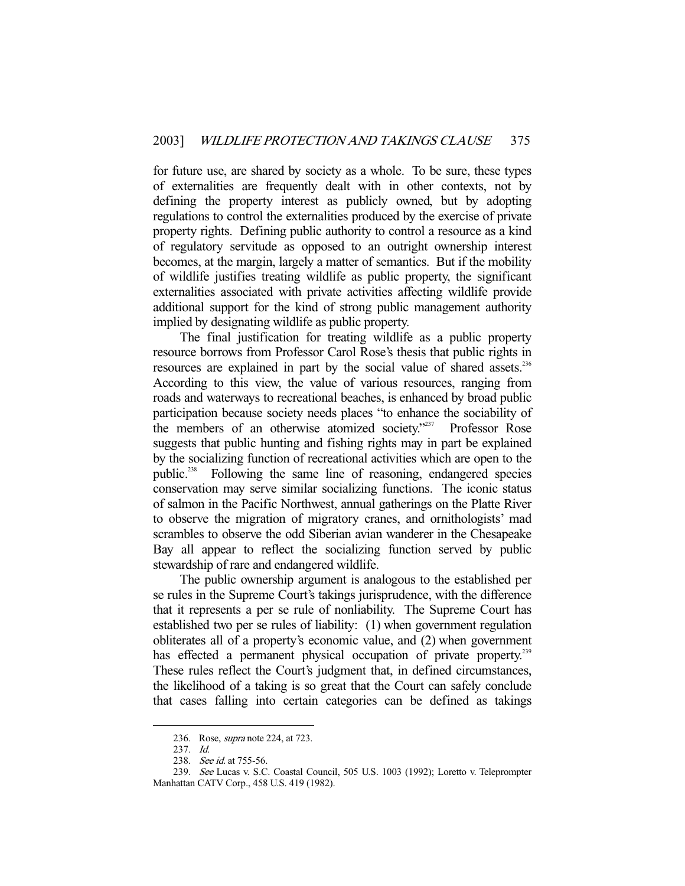for future use, are shared by society as a whole. To be sure, these types of externalities are frequently dealt with in other contexts, not by defining the property interest as publicly owned, but by adopting regulations to control the externalities produced by the exercise of private property rights. Defining public authority to control a resource as a kind of regulatory servitude as opposed to an outright ownership interest becomes, at the margin, largely a matter of semantics. But if the mobility of wildlife justifies treating wildlife as public property, the significant externalities associated with private activities affecting wildlife provide additional support for the kind of strong public management authority implied by designating wildlife as public property.

The final justification for treating wildlife as a public property resource borrows from Professor Carol Rose's thesis that public rights in resources are explained in part by the social value of shared assets.[236] According to this view, the value of various resources, ranging from roads and waterways to recreational beaches, is enhanced by broad public participation because society needs places "to enhance the sociability of the members of an otherwise atomized society."[237] Professor Rose suggests that public hunting and fishing rights may in part be explained by the socializing function of recreational activities which are open to the public.[238] Following the same line of reasoning, endangered species conservation may serve similar socializing functions. The iconic status of salmon in the Pacific Northwest, annual gatherings on the Platte River to observe the migration of migratory cranes, and ornithologists' mad scrambles to observe the odd Siberian avian wanderer in the Chesapeake Bay all appear to reflect the socializing function served by public stewardship of rare and endangered wildlife.

The public ownership argument is analogous to the established per se rules in the Supreme Court's takings jurisprudence, with the difference that it represents a per se rule of nonliability. The Supreme Court has established two per se rules of liability: (1) when government regulation obliterates all of a property's economic value, and (2) when government has effected a permanent physical occupation of private property.[239] These rules reflect the Court's judgment that, in defined circumstances, the likelihood of a taking is so great that the Court can safely conclude that cases falling into certain categories can be defined as takings

---

236. Rose, *supra* note 224, at 723.

237. *Id.*

238. *See id.* at 755-56.

239. *See* Lucas v. S.C. Coastal Council, 505 U.S. 1003 (1992); Loretto v. Teleprompter Manhattan CATV Corp., 458 U.S. 419 (1982).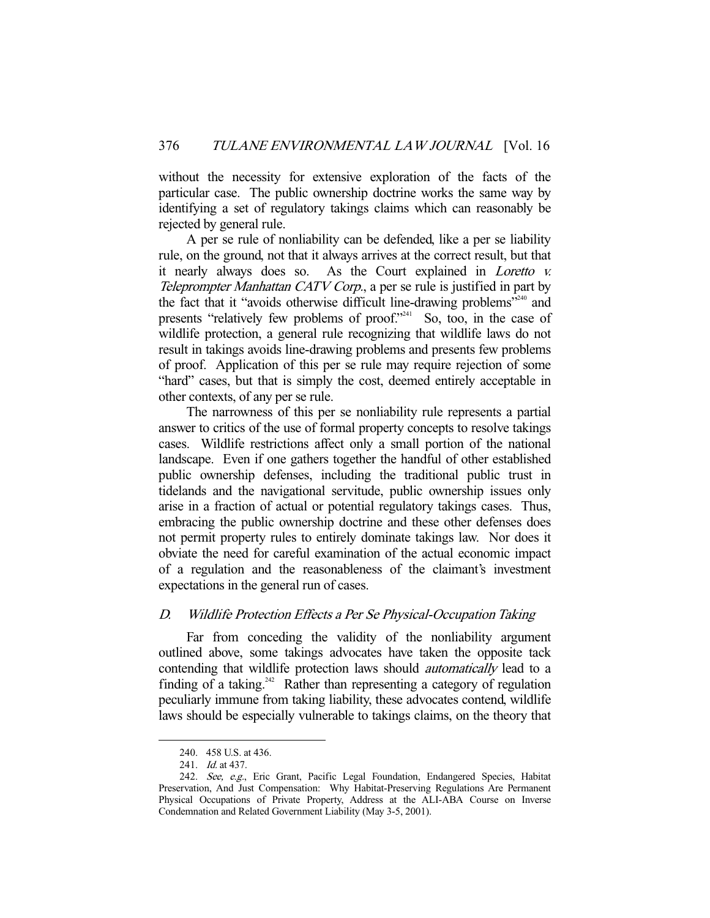without the necessity for extensive exploration of the facts of the particular case. The public ownership doctrine works the same way by identifying a set of regulatory takings claims which can reasonably be rejected by general rule.

A per se rule of nonliability can be defended, like a per se liability rule, on the ground, not that it always arrives at the correct result, but that it nearly always does so. As the Court explained in *Loretto v. Teleprompter Manhattan CATV Corp.*, a per se rule is justified in part by the fact that it "avoids otherwise difficult line-drawing problems"[240] and presents "relatively few problems of proof."[241] So, too, in the case of wildlife protection, a general rule recognizing that wildlife laws do not result in takings avoids line-drawing problems and presents few problems of proof. Application of this per se rule may require rejection of some "hard" cases, but that is simply the cost, deemed entirely acceptable in other contexts, of any per se rule.

The narrowness of this per se nonliability rule represents a partial answer to critics of the use of formal property concepts to resolve takings cases. Wildlife restrictions affect only a small portion of the national landscape. Even if one gathers together the handful of other established public ownership defenses, including the traditional public trust in tidelands and the navigational servitude, public ownership issues only arise in a fraction of actual or potential regulatory takings cases. Thus, embracing the public ownership doctrine and these other defenses does not permit property rules to entirely dominate takings law. Nor does it obviate the need for careful examination of the actual economic impact of a regulation and the reasonableness of the claimant's investment expectations in the general run of cases.

## D. *Wildlife Protection Effects a Per Se Physical-Occupation Taking*

Far from conceding the validity of the nonliability argument outlined above, some takings advocates have taken the opposite tack contending that wildlife protection laws should *automatically* lead to a finding of a taking.[242] Rather than representing a category of regulation peculiarly immune from taking liability, these advocates contend, wildlife laws should be especially vulnerable to takings claims, on the theory that

---

240. 458 U.S. at 436.

241. *Id.* at 437.

242. *See, e.g.*, Eric Grant, Pacific Legal Foundation, Endangered Species, Habitat Preservation, And Just Compensation: Why Habitat-Preserving Regulations Are Permanent Physical Occupations of Private Property, Address at the ALI-ABA Course on Inverse Condemnation and Related Government Liability (May 3-5, 2001).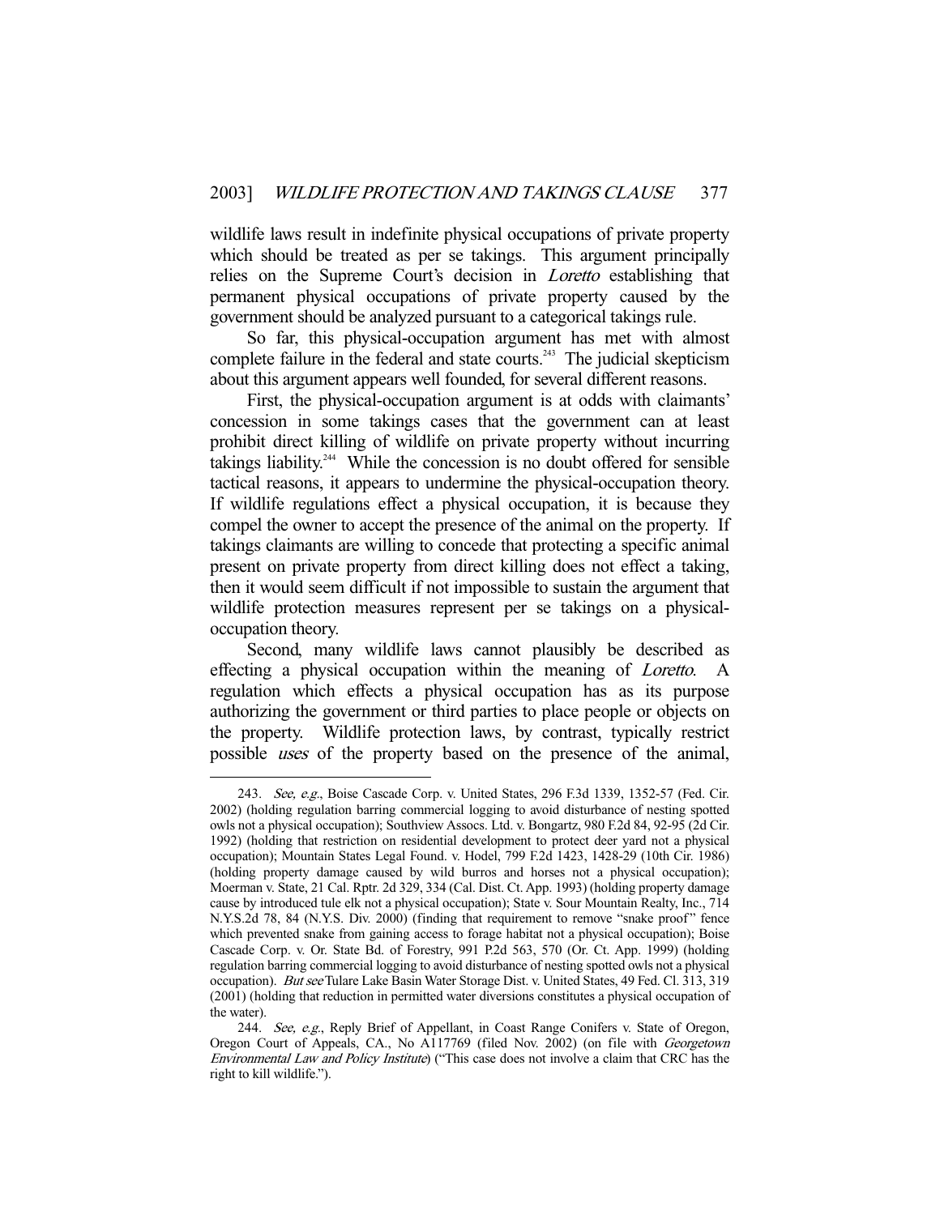wildlife laws result in indefinite physical occupations of private property which should be treated as per se takings. This argument principally relies on the Supreme Court's decision in *Loretto* establishing that permanent physical occupations of private property caused by the government should be analyzed pursuant to a categorical takings rule.

So far, this physical-occupation argument has met with almost complete failure in the federal and state courts.[243] The judicial skepticism about this argument appears well founded, for several different reasons.

First, the physical-occupation argument is at odds with claimants' concession in some takings cases that the government can at least prohibit direct killing of wildlife on private property without incurring takings liability.[244] While the concession is no doubt offered for sensible tactical reasons, it appears to undermine the physical-occupation theory. If wildlife regulations effect a physical occupation, it is because they compel the owner to accept the presence of the animal on the property. If takings claimants are willing to concede that protecting a specific animal present on private property from direct killing does not effect a taking, then it would seem difficult if not impossible to sustain the argument that wildlife protection measures represent per se takings on a physical-occupation theory.

Second, many wildlife laws cannot plausibly be described as effecting a physical occupation within the meaning of *Loretto*. A regulation which effects a physical occupation has as its purpose authorizing the government or third parties to place people or objects on the property. Wildlife protection laws, by contrast, typically restrict possible *uses* of the property based on the presence of the animal,

---

243. *See, e.g.*, Boise Cascade Corp. v. United States, 296 F.3d 1339, 1352-57 (Fed. Cir. 2002) (holding regulation barring commercial logging to avoid disturbance of nesting spotted owls not a physical occupation); Southview Assocs. Ltd. v. Bongartz, 980 F.2d 84, 92-95 (2d Cir. 1992) (holding that restriction on residential development to protect deer yard not a physical occupation); Mountain States Legal Found. v. Hodel, 799 F.2d 1423, 1428-29 (10th Cir. 1986) (holding property damage caused by wild burros and horses not a physical occupation); Moerman v. State, 21 Cal. Rptr. 2d 329, 334 (Cal. Dist. Ct. App. 1993) (holding property damage cause by introduced tule elk not a physical occupation); State v. Sour Mountain Realty, Inc., 714 N.Y.S.2d 78, 84 (N.Y.S. Div. 2000) (finding that requirement to remove "snake proof" fence which prevented snake from gaining access to forage habitat not a physical occupation); Boise Cascade Corp. v. Or. State Bd. of Forestry, 991 P.2d 563, 570 (Or. Ct. App. 1999) (holding regulation barring commercial logging to avoid disturbance of nesting spotted owls not a physical occupation). *But see* Tulare Lake Basin Water Storage Dist. v. United States, 49 Fed. Cl. 313, 319 (2001) (holding that reduction in permitted water diversions constitutes a physical occupation of the water).

244. *See, e.g.*, Reply Brief of Appellant, in Coast Range Conifers v. State of Oregon, Oregon Court of Appeals, CA., No A117769 (filed Nov. 2002) (on file with *Georgetown Environmental Law and Policy Institute*) ("This case does not involve a claim that CRC has the right to kill wildlife.").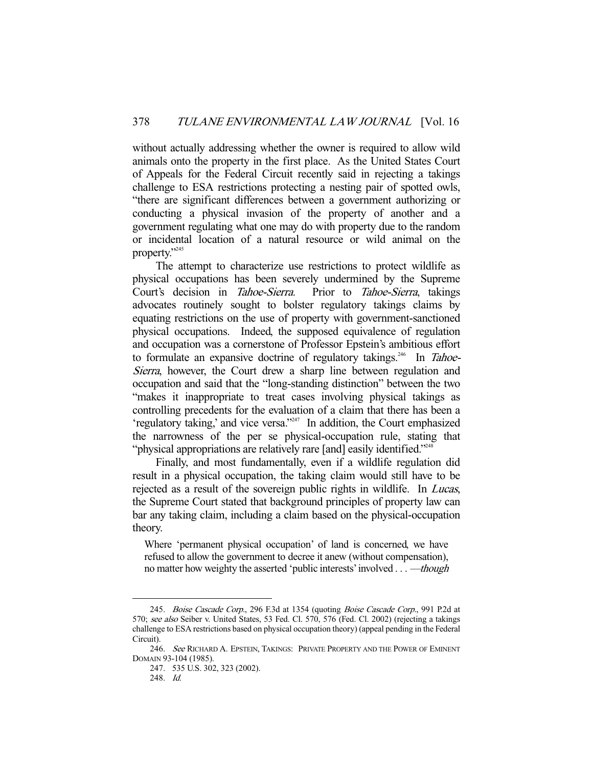without actually addressing whether the owner is required to allow wild animals onto the property in the first place. As the United States Court of Appeals for the Federal Circuit recently said in rejecting a takings challenge to ESA restrictions protecting a nesting pair of spotted owls, "there are significant differences between a government authorizing or conducting a physical invasion of the property of another and a government regulating what one may do with property due to the random or incidental location of a natural resource or wild animal on the property."[245]

The attempt to characterize use restrictions to protect wildlife as physical occupations has been severely undermined by the Supreme Court's decision in *Tahoe-Sierra*. Prior to *Tahoe-Sierra*, takings advocates routinely sought to bolster regulatory takings claims by equating restrictions on the use of property with government-sanctioned physical occupations. Indeed, the supposed equivalence of regulation and occupation was a cornerstone of Professor Epstein's ambitious effort to formulate an expansive doctrine of regulatory takings.[246] In *Tahoe-Sierra*, however, the Court drew a sharp line between regulation and occupation and said that the "long-standing distinction" between the two "makes it inappropriate to treat cases involving physical takings as controlling precedents for the evaluation of a claim that there has been a 'regulatory taking,' and vice versa."[247] In addition, the Court emphasized the narrowness of the per se physical-occupation rule, stating that "physical appropriations are relatively rare [and] easily identified."[248]

Finally, and most fundamentally, even if a wildlife regulation did result in a physical occupation, the taking claim would still have to be rejected as a result of the sovereign public rights in wildlife. In *Lucas*, the Supreme Court stated that background principles of property law can bar any taking claim, including a claim based on the physical-occupation theory.

> Where 'permanent physical occupation' of land is concerned, we have refused to allow the government to decree it anew (without compensation), no matter how weighty the asserted 'public interests' involved . . . —*though*

---

245. *Boise Cascade Corp.*, 296 F.3d at 1354 (quoting *Boise Cascade Corp.*, 991 P.2d at 570; *see also* Seiber v. United States, 53 Fed. Cl. 570, 576 (Fed. Cl. 2002) (rejecting a takings challenge to ESA restrictions based on physical occupation theory) (appeal pending in the Federal Circuit).

246. *See* RICHARD A. EPSTEIN, TAKINGS: PRIVATE PROPERTY AND THE POWER OF EMINENT DOMAIN 93-104 (1985).

247. 535 U.S. 302, 323 (2002).

248. *Id.*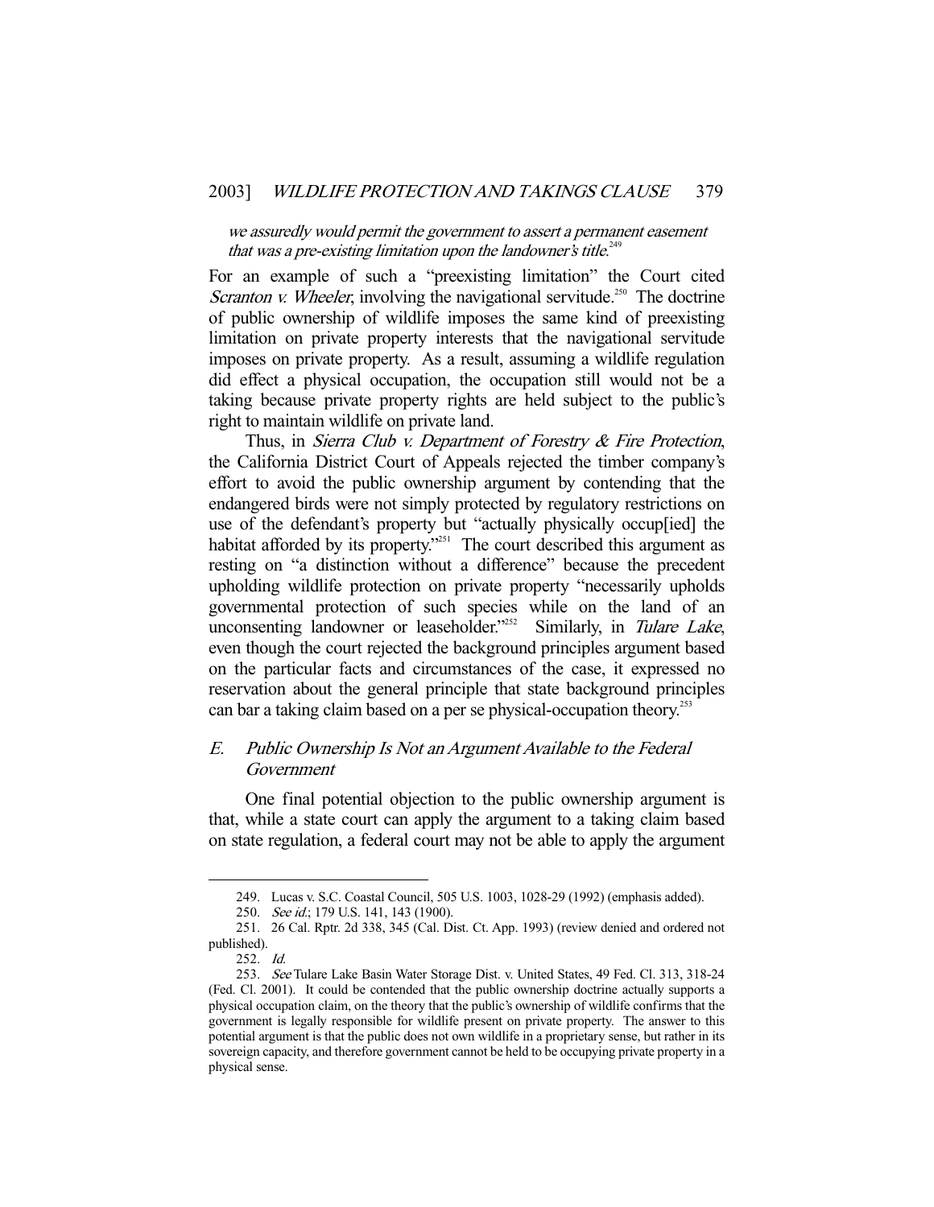*we assuredly would permit the government to assert a permanent easement that was a pre-existing limitation upon the landowner's title.*[249]

For an example of such a "preexisting limitation" the Court cited *Scranton v. Wheeler*, involving the navigational servitude.[250] The doctrine of public ownership of wildlife imposes the same kind of preexisting limitation on private property interests that the navigational servitude imposes on private property. As a result, assuming a wildlife regulation did effect a physical occupation, the occupation still would not be a taking because private property rights are held subject to the public's right to maintain wildlife on private land.

Thus, in *Sierra Club v. Department of Forestry & Fire Protection*, the California District Court of Appeals rejected the timber company's effort to avoid the public ownership argument by contending that the endangered birds were not simply protected by regulatory restrictions on use of the defendant's property but "actually physically occup[ied] the habitat afforded by its property."[251] The court described this argument as resting on "a distinction without a difference" because the precedent upholding wildlife protection on private property "necessarily upholds governmental protection of such species while on the land of an unconsenting landowner or leaseholder."[252] Similarly, in *Tulare Lake*, even though the court rejected the background principles argument based on the particular facts and circumstances of the case, it expressed no reservation about the general principle that state background principles can bar a taking claim based on a per se physical-occupation theory.[253]

## *E. Public Ownership Is Not an Argument Available to the Federal Government*

One final potential objection to the public ownership argument is that, while a state court can apply the argument to a taking claim based on state regulation, a federal court may not be able to apply the argument

---

249. Lucas v. S.C. Coastal Council, 505 U.S. 1003, 1028-29 (1992) (emphasis added).

250. *See id.*; 179 U.S. 141, 143 (1900).

251. 26 Cal. Rptr. 2d 338, 345 (Cal. Dist. Ct. App. 1993) (review denied and ordered not published).

252. *Id.*

253. *See* Tulare Lake Basin Water Storage Dist. v. United States, 49 Fed. Cl. 313, 318-24 (Fed. Cl. 2001). It could be contended that the public ownership doctrine actually supports a physical occupation claim, on the theory that the public's ownership of wildlife confirms that the government is legally responsible for wildlife present on private property. The answer to this potential argument is that the public does not own wildlife in a proprietary sense, but rather in its sovereign capacity, and therefore government cannot be held to be occupying private property in a physical sense.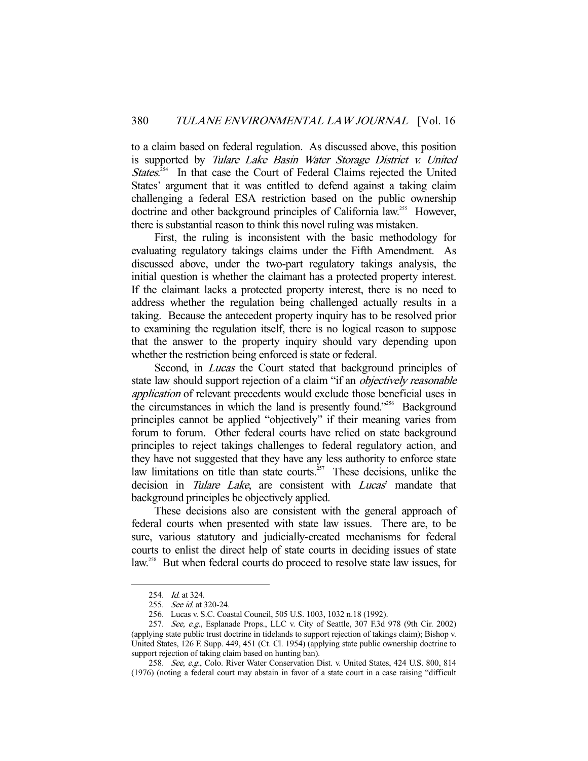to a claim based on federal regulation. As discussed above, this position is supported by *Tulare Lake Basin Water Storage District v. United States*.[254] In that case the Court of Federal Claims rejected the United States' argument that it was entitled to defend against a taking claim challenging a federal ESA restriction based on the public ownership doctrine and other background principles of California law.[255] However, there is substantial reason to think this novel ruling was mistaken.

First, the ruling is inconsistent with the basic methodology for evaluating regulatory takings claims under the Fifth Amendment. As discussed above, under the two-part regulatory takings analysis, the initial question is whether the claimant has a protected property interest. If the claimant lacks a protected property interest, there is no need to address whether the regulation being challenged actually results in a taking. Because the antecedent property inquiry has to be resolved prior to examining the regulation itself, there is no logical reason to suppose that the answer to the property inquiry should vary depending upon whether the restriction being enforced is state or federal.

Second, in *Lucas* the Court stated that background principles of state law should support rejection of a claim "if an *objectively reasonable application* of relevant precedents would exclude those beneficial uses in the circumstances in which the land is presently found."[256] Background principles cannot be applied "objectively" if their meaning varies from forum to forum. Other federal courts have relied on state background principles to reject takings challenges to federal regulatory action, and they have not suggested that they have any less authority to enforce state law limitations on title than state courts.[257] These decisions, unlike the decision in *Tulare Lake*, are consistent with *Lucas*' mandate that background principles be objectively applied.

These decisions also are consistent with the general approach of federal courts when presented with state law issues. There are, to be sure, various statutory and judicially-created mechanisms for federal courts to enlist the direct help of state courts in deciding issues of state law.[258] But when federal courts do proceed to resolve state law issues, for

---

254. *Id.* at 324.

255. *See id.* at 320-24.

256. Lucas v. S.C. Coastal Council, 505 U.S. 1003, 1032 n.18 (1992).

257. *See, e.g.*, Esplanade Props., LLC v. City of Seattle, 307 F.3d 978 (9th Cir. 2002) (applying state public trust doctrine in tidelands to support rejection of takings claim); Bishop v. United States, 126 F. Supp. 449, 451 (Ct. Cl. 1954) (applying state public ownership doctrine to support rejection of taking claim based on hunting ban).

258. *See, e.g.*, Colo. River Water Conservation Dist. v. United States, 424 U.S. 800, 814 (1976) (noting a federal court may abstain in favor of a state court in a case raising "difficult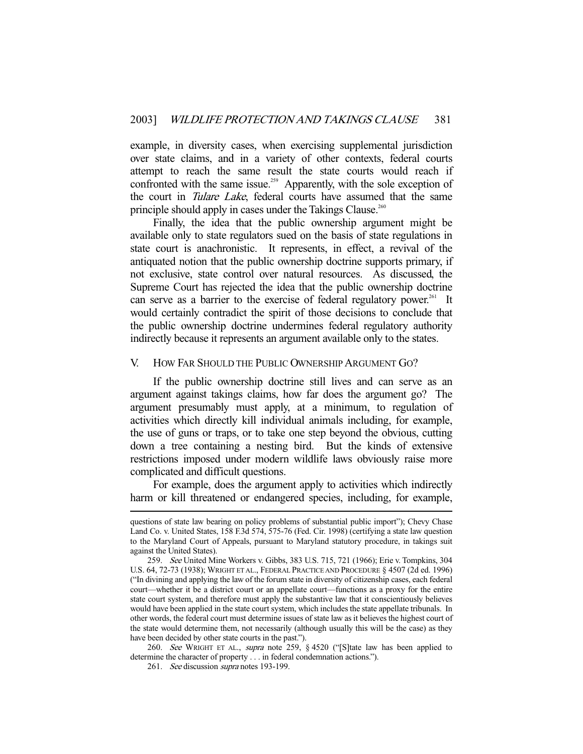example, in diversity cases, when exercising supplemental jurisdiction over state claims, and in a variety of other contexts, federal courts attempt to reach the same result the state courts would reach if confronted with the same issue.[259] Apparently, with the sole exception of the court in *Tulare Lake*, federal courts have assumed that the same principle should apply in cases under the Takings Clause.[260]

Finally, the idea that the public ownership argument might be available only to state regulators sued on the basis of state regulations in state court is anachronistic. It represents, in effect, a revival of the antiquated notion that the public ownership doctrine supports primary, if not exclusive, state control over natural resources. As discussed, the Supreme Court has rejected the idea that the public ownership doctrine can serve as a barrier to the exercise of federal regulatory power.[261] It would certainly contradict the spirit of those decisions to conclude that the public ownership doctrine undermines federal regulatory authority indirectly because it represents an argument available only to the states.

## V. HOW FAR SHOULD THE PUBLIC OWNERSHIP ARGUMENT GO?

If the public ownership doctrine still lives and can serve as an argument against takings claims, how far does the argument go? The argument presumably must apply, at a minimum, to regulation of activities which directly kill individual animals including, for example, the use of guns or traps, or to take one step beyond the obvious, cutting down a tree containing a nesting bird. But the kinds of extensive restrictions imposed under modern wildlife laws obviously raise more complicated and difficult questions.

For example, does the argument apply to activities which indirectly harm or kill threatened or endangered species, including, for example,

---

questions of state law bearing on policy problems of substantial public import"); Chevy Chase Land Co. v. United States, 158 F.3d 574, 575-76 (Fed. Cir. 1998) (certifying a state law question to the Maryland Court of Appeals, pursuant to Maryland statutory procedure, in takings suit against the United States).

259. *See* United Mine Workers v. Gibbs, 383 U.S. 715, 721 (1966); Erie v. Tompkins, 304 U.S. 64, 72-73 (1938); WRIGHT ET AL., FEDERAL PRACTICE AND PROCEDURE § 4507 (2d ed. 1996) ("In divining and applying the law of the forum state in diversity of citizenship cases, each federal court—whether it be a district court or an appellate court—functions as a proxy for the entire state court system, and therefore must apply the substantive law that it conscientiously believes would have been applied in the state court system, which includes the state appellate tribunals. In other words, the federal court must determine issues of state law as it believes the highest court of the state would determine them, not necessarily (although usually this will be the case) as they have been decided by other state courts in the past.").

260. *See* WRIGHT ET AL., *supra* note 259, § 4520 ("[S]tate law has been applied to determine the character of property . . . in federal condemnation actions.").

261. *See* discussion *supra* notes 193-199.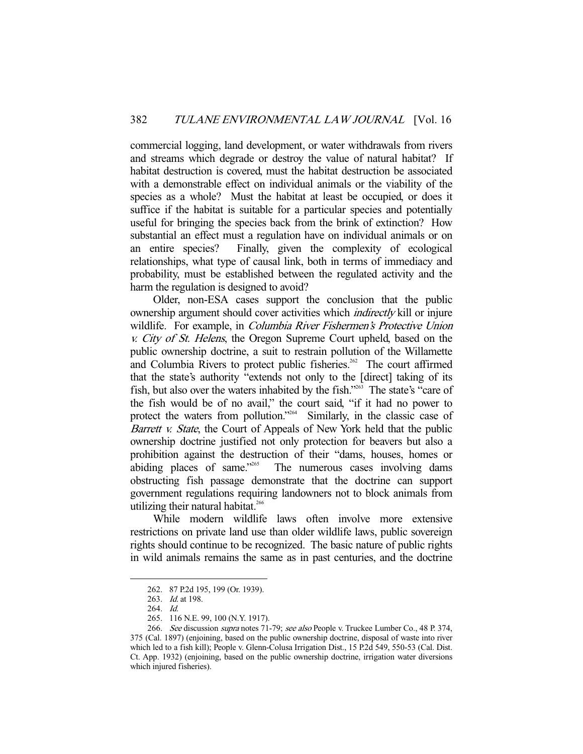commercial logging, land development, or water withdrawals from rivers and streams which degrade or destroy the value of natural habitat? If habitat destruction is covered, must the habitat destruction be associated with a demonstrable effect on individual animals or the viability of the species as a whole? Must the habitat at least be occupied, or does it suffice if the habitat is suitable for a particular species and potentially useful for bringing the species back from the brink of extinction? How substantial an effect must a regulation have on individual animals or on an entire species? Finally, given the complexity of ecological relationships, what type of causal link, both in terms of immediacy and probability, must be established between the regulated activity and the harm the regulation is designed to avoid?

Older, non-ESA cases support the conclusion that the public ownership argument should cover activities which *indirectly* kill or injure wildlife. For example, in *Columbia River Fishermen's Protective Union v. City of St. Helens*, the Oregon Supreme Court upheld, based on the public ownership doctrine, a suit to restrain pollution of the Willamette and Columbia Rivers to protect public fisheries.[262] The court affirmed that the state's authority "extends not only to the [direct] taking of its fish, but also over the waters inhabited by the fish."[263] The state's "care of the fish would be of no avail," the court said, "if it had no power to protect the waters from pollution."[264] Similarly, in the classic case of *Barrett v. State*, the Court of Appeals of New York held that the public ownership doctrine justified not only protection for beavers but also a prohibition against the destruction of their "dams, houses, homes or abiding places of same."[265] The numerous cases involving dams obstructing fish passage demonstrate that the doctrine can support government regulations requiring landowners not to block animals from utilizing their natural habitat.[266]

While modern wildlife laws often involve more extensive restrictions on private land use than older wildlife laws, public sovereign rights should continue to be recognized. The basic nature of public rights in wild animals remains the same as in past centuries, and the doctrine

---

262. 87 P.2d 195, 199 (Or. 1939).

263. *Id.* at 198.

264. *Id.*

265. 116 N.E. 99, 100 (N.Y. 1917).

266. *See* discussion *supra* notes 71-79; *see also* People v. Truckee Lumber Co., 48 P. 374, 375 (Cal. 1897) (enjoining, based on the public ownership doctrine, disposal of waste into river which led to a fish kill); People v. Glenn-Colusa Irrigation Dist., 15 P.2d 549, 550-53 (Cal. Dist. Ct. App. 1932) (enjoining, based on the public ownership doctrine, irrigation water diversions which injured fisheries).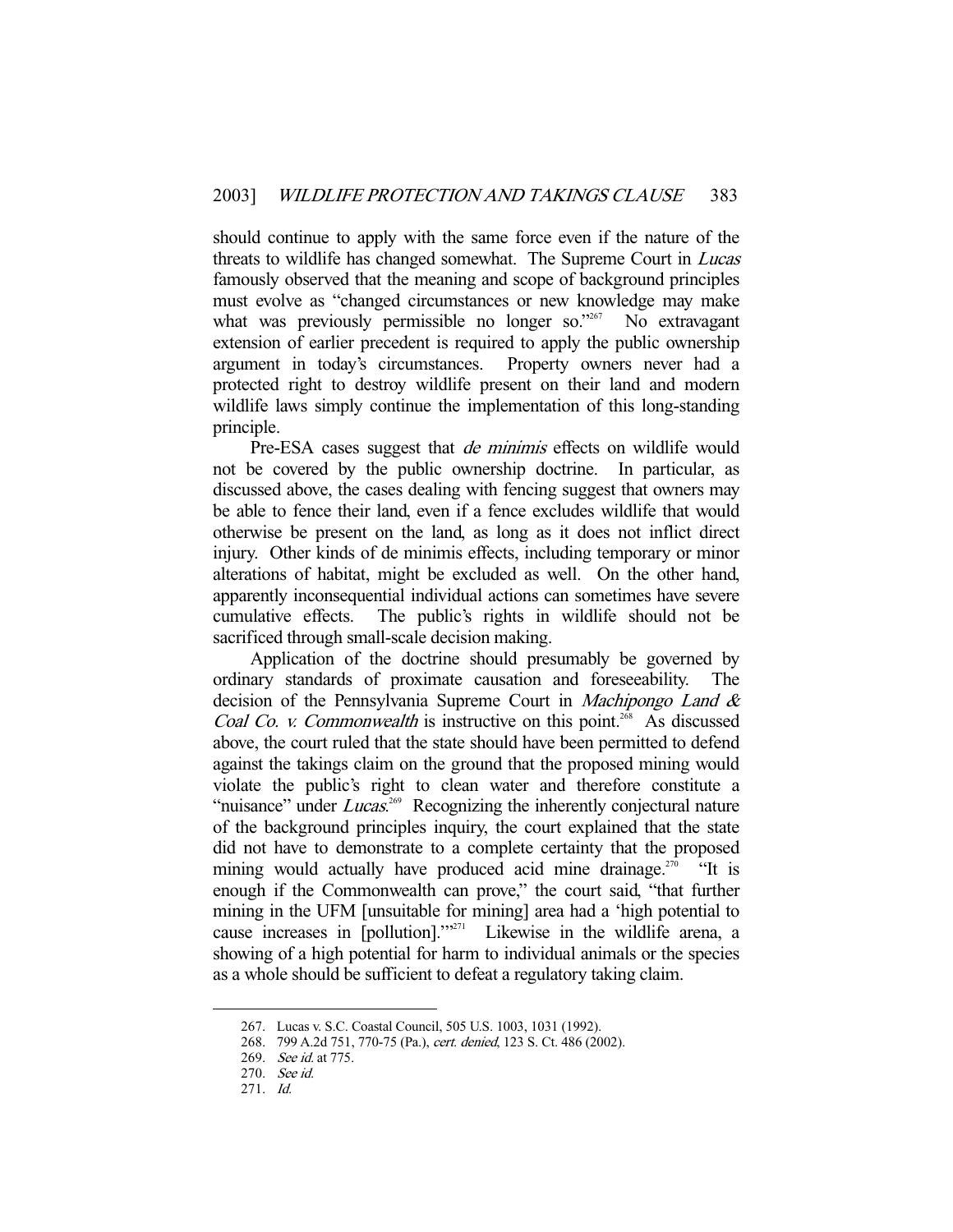should continue to apply with the same force even if the nature of the threats to wildlife has changed somewhat. The Supreme Court in *Lucas* famously observed that the meaning and scope of background principles must evolve as "changed circumstances or new knowledge may make what was previously permissible no longer so."[267] No extravagant extension of earlier precedent is required to apply the public ownership argument in today's circumstances. Property owners never had a protected right to destroy wildlife present on their land and modern wildlife laws simply continue the implementation of this long-standing principle.

Pre-ESA cases suggest that *de minimis* effects on wildlife would not be covered by the public ownership doctrine. In particular, as discussed above, the cases dealing with fencing suggest that owners may be able to fence their land, even if a fence excludes wildlife that would otherwise be present on the land, as long as it does not inflict direct injury. Other kinds of de minimis effects, including temporary or minor alterations of habitat, might be excluded as well. On the other hand, apparently inconsequential individual actions can sometimes have severe cumulative effects. The public's rights in wildlife should not be sacrificed through small-scale decision making.

Application of the doctrine should presumably be governed by ordinary standards of proximate causation and foreseeability. The decision of the Pennsylvania Supreme Court in *Machipongo Land & Coal Co. v. Commonwealth* is instructive on this point.[268] As discussed above, the court ruled that the state should have been permitted to defend against the takings claim on the ground that the proposed mining would violate the public's right to clean water and therefore constitute a "nuisance" under *Lucas*.[269] Recognizing the inherently conjectural nature of the background principles inquiry, the court explained that the state did not have to demonstrate to a complete certainty that the proposed mining would actually have produced acid mine drainage.[270] "It is enough if the Commonwealth can prove," the court said, "that further mining in the UFM [unsuitable for mining] area had a 'high potential to cause increases in [pollution].'"[271] Likewise in the wildlife arena, a showing of a high potential for harm to individual animals or the species as a whole should be sufficient to defeat a regulatory taking claim.

---

267. Lucas v. S.C. Coastal Council, 505 U.S. 1003, 1031 (1992).

268. 799 A.2d 751, 770-75 (Pa.), *cert. denied*, 123 S. Ct. 486 (2002).

269. *See id.* at 775.

270. *See id.*

271. *Id.*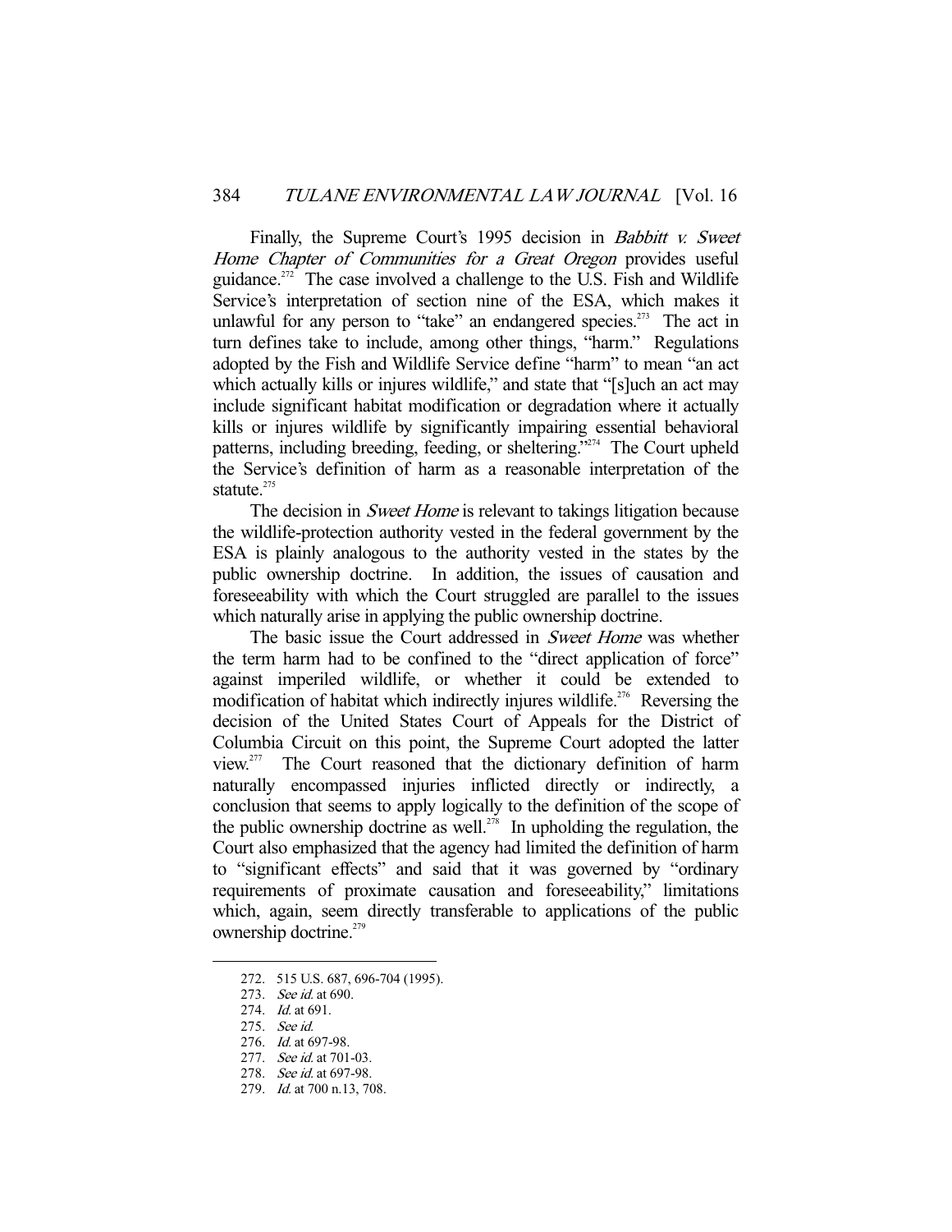Finally, the Supreme Court's 1995 decision in *Babbitt v. Sweet Home Chapter of Communities for a Great Oregon* provides useful guidance.[272] The case involved a challenge to the U.S. Fish and Wildlife Service's interpretation of section nine of the ESA, which makes it unlawful for any person to "take" an endangered species.[273] The act in turn defines take to include, among other things, "harm." Regulations adopted by the Fish and Wildlife Service define "harm" to mean "an act which actually kills or injures wildlife," and state that "[s]uch an act may include significant habitat modification or degradation where it actually kills or injures wildlife by significantly impairing essential behavioral patterns, including breeding, feeding, or sheltering."[274] The Court upheld the Service's definition of harm as a reasonable interpretation of the statute.[275]

The decision in *Sweet Home* is relevant to takings litigation because the wildlife-protection authority vested in the federal government by the ESA is plainly analogous to the authority vested in the states by the public ownership doctrine. In addition, the issues of causation and foreseeability with which the Court struggled are parallel to the issues which naturally arise in applying the public ownership doctrine.

The basic issue the Court addressed in *Sweet Home* was whether the term harm had to be confined to the "direct application of force" against imperiled wildlife, or whether it could be extended to modification of habitat which indirectly injures wildlife.[276] Reversing the decision of the United States Court of Appeals for the District of Columbia Circuit on this point, the Supreme Court adopted the latter view.[277] The Court reasoned that the dictionary definition of harm naturally encompassed injuries inflicted directly or indirectly, a conclusion that seems to apply logically to the definition of the scope of the public ownership doctrine as well.[278] In upholding the regulation, the Court also emphasized that the agency had limited the definition of harm to "significant effects" and said that it was governed by "ordinary requirements of proximate causation and foreseeability," limitations which, again, seem directly transferable to applications of the public ownership doctrine.[279]

---

272. 515 U.S. 687, 696-704 (1995).

273. *See id.* at 690.

274. *Id.* at 691.

275. *See id.*

276. *Id.* at 697-98.

277. *See id.* at 701-03.

278. *See id.* at 697-98.

279. *Id.* at 700 n.13, 708.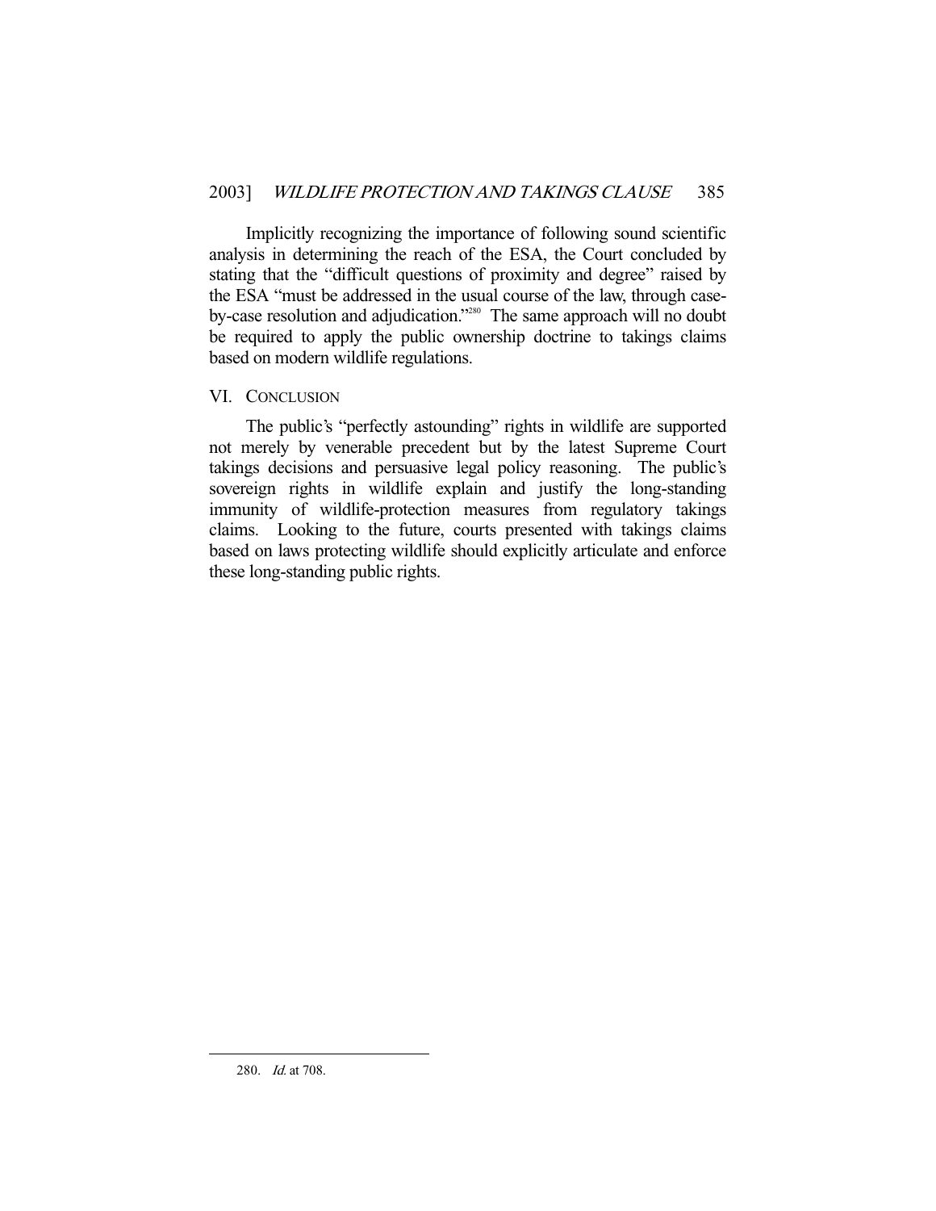Implicitly recognizing the importance of following sound scientific analysis in determining the reach of the ESA, the Court concluded by stating that the "difficult questions of proximity and degree" raised by the ESA "must be addressed in the usual course of the law, through case-by-case resolution and adjudication."[280] The same approach will no doubt be required to apply the public ownership doctrine to takings claims based on modern wildlife regulations.

## VI. CONCLUSION

The public's "perfectly astounding" rights in wildlife are supported not merely by venerable precedent but by the latest Supreme Court takings decisions and persuasive legal policy reasoning. The public's sovereign rights in wildlife explain and justify the long-standing immunity of wildlife-protection measures from regulatory takings claims. Looking to the future, courts presented with takings claims based on laws protecting wildlife should explicitly articulate and enforce these long-standing public rights.

---

280. *Id.* at 708.